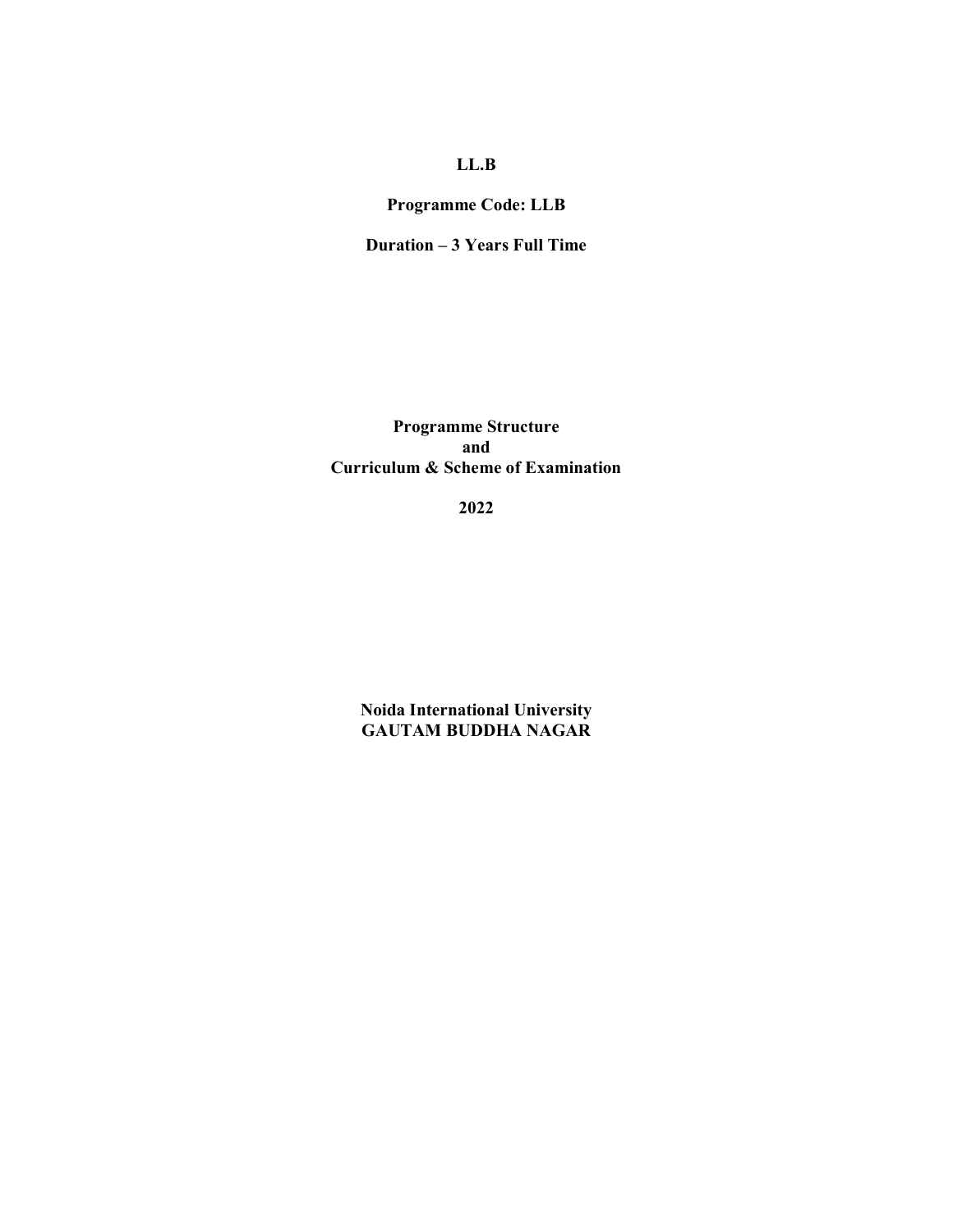# LL.B

**Programme Code: LLB**

**Duration – 3 Years Full Time**

**Programme Structure**
**and**
**Curriculum & Scheme of Examination**

**2022**

**Noida International University**
**GAUTAM BUDDHA NAGAR**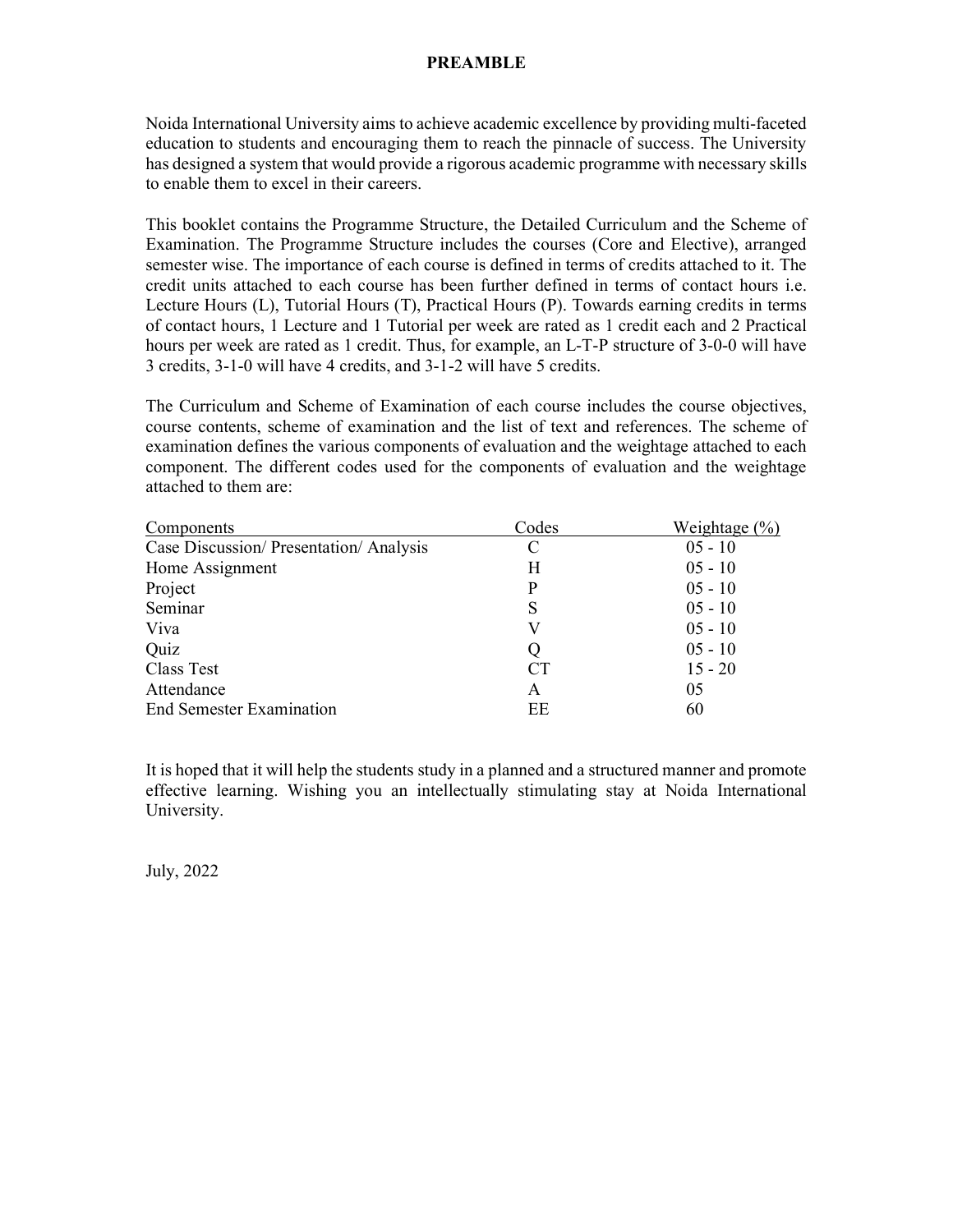# PREAMBLE

Noida International University aims to achieve academic excellence by providing multi-faceted education to students and encouraging them to reach the pinnacle of success. The University has designed a system that would provide a rigorous academic programme with necessary skills to enable them to excel in their careers.

This booklet contains the Programme Structure, the Detailed Curriculum and the Scheme of Examination. The Programme Structure includes the courses (Core and Elective), arranged semester wise. The importance of each course is defined in terms of credits attached to it. The credit units attached to each course has been further defined in terms of contact hours i.e. Lecture Hours (L), Tutorial Hours (T), Practical Hours (P). Towards earning credits in terms of contact hours, 1 Lecture and 1 Tutorial per week are rated as 1 credit each and 2 Practical hours per week are rated as 1 credit. Thus, for example, an L-T-P structure of 3-0-0 will have 3 credits, 3-1-0 will have 4 credits, and 3-1-2 will have 5 credits.

The Curriculum and Scheme of Examination of each course includes the course objectives, course contents, scheme of examination and the list of text and references. The scheme of examination defines the various components of evaluation and the weightage attached to each component. The different codes used for the components of evaluation and the weightage attached to them are:

| Components | Codes | Weightage (%) |
|---|---|---|
| Case Discussion/ Presentation/ Analysis | C | 05 - 10 |
| Home Assignment | H | 05 - 10 |
| Project | P | 05 - 10 |
| Seminar | S | 05 - 10 |
| Viva | V | 05 - 10 |
| Quiz | Q | 05 - 10 |
| Class Test | CT | 15 - 20 |
| Attendance | A | 05 |
| End Semester Examination | EE | 60 |

It is hoped that it will help the students study in a planned and a structured manner and promote effective learning. Wishing you an intellectually stimulating stay at Noida International University.

July, 2022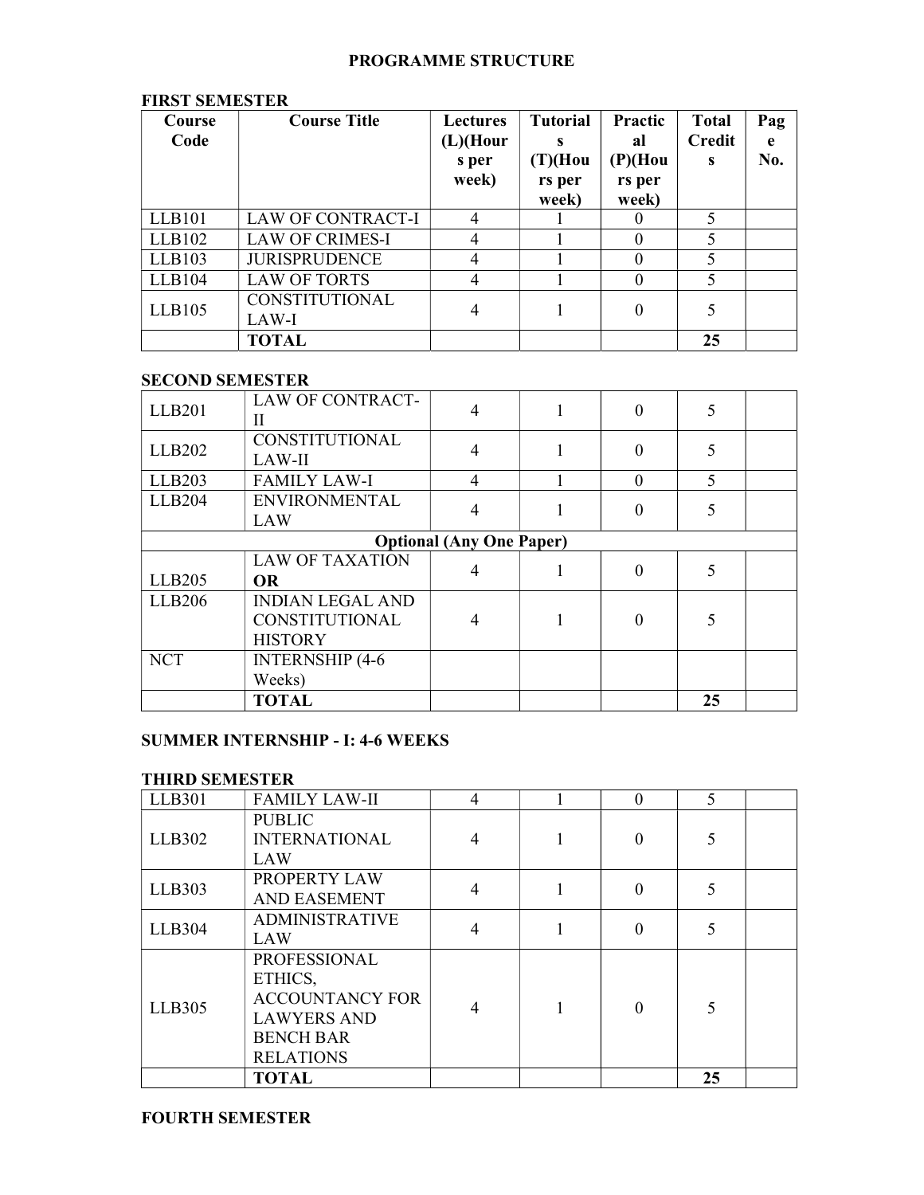# PROGRAMME STRUCTURE

## FIRST SEMESTER

| Course Code | Course Title | Lectures (L)(Hours per week) | Tutorials (T)(Hours per week) | Practical (P)(Hours per week) | Total Credits | Page No. |
|---|---|---|---|---|---|---|
| LLB101 | LAW OF CONTRACT-I | 4 | 1 | 0 | 5 | |
| LLB102 | LAW OF CRIMES-I | 4 | 1 | 0 | 5 | |
| LLB103 | JURISPRUDENCE | 4 | 1 | 0 | 5 | |
| LLB104 | LAW OF TORTS | 4 | 1 | 0 | 5 | |
| LLB105 | CONSTITUTIONAL LAW-I | 4 | 1 | 0 | 5 | |
| | **TOTAL** | | | | **25** | |

## SECOND SEMESTER

| | | | | | | |
|---|---|---|---|---|---|---|
| LLB201 | LAW OF CONTRACT-II | 4 | 1 | 0 | 5 | |
| LLB202 | CONSTITUTIONAL LAW-II | 4 | 1 | 0 | 5 | |
| LLB203 | FAMILY LAW-I | 4 | 1 | 0 | 5 | |
| LLB204 | ENVIRONMENTAL LAW | 4 | 1 | 0 | 5 | |
| **Optional (Any One Paper)** | | | | | | |
| LLB205 | LAW OF TAXATION **OR** | 4 | 1 | 0 | 5 | |
| LLB206 | INDIAN LEGAL AND CONSTITUTIONAL HISTORY | 4 | 1 | 0 | 5 | |
| NCT | INTERNSHIP (4-6 Weeks) | | | | | |
| | **TOTAL** | | | | **25** | |

## SUMMER INTERNSHIP - I: 4-6 WEEKS

## THIRD SEMESTER

| | | | | | | |
|---|---|---|---|---|---|---|
| LLB301 | FAMILY LAW-II | 4 | 1 | 0 | 5 | |
| LLB302 | PUBLIC INTERNATIONAL LAW | 4 | 1 | 0 | 5 | |
| LLB303 | PROPERTY LAW AND EASEMENT | 4 | 1 | 0 | 5 | |
| LLB304 | ADMINISTRATIVE LAW | 4 | 1 | 0 | 5 | |
| LLB305 | PROFESSIONAL ETHICS, ACCOUNTANCY FOR LAWYERS AND BENCH BAR RELATIONS | 4 | 1 | 0 | 5 | |
| | **TOTAL** | | | | **25** | |

## FOURTH SEMESTER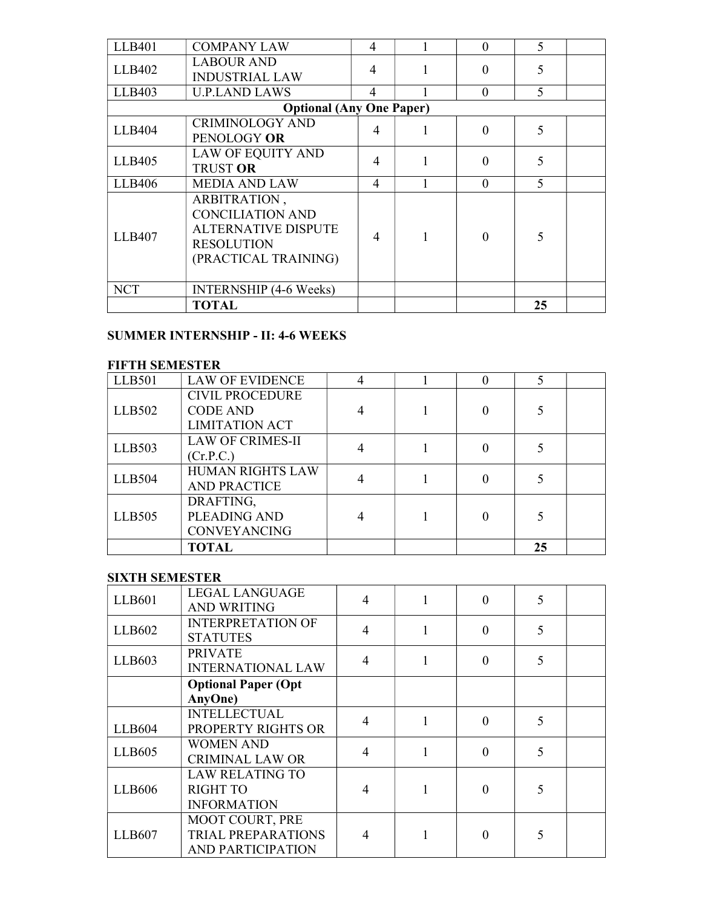| | | | | | | |
|---|---|---|---|---|---|---|
| LLB401 | COMPANY LAW | 4 | 1 | 0 | 5 | |
| LLB402 | LABOUR AND INDUSTRIAL LAW | 4 | 1 | 0 | 5 | |
| LLB403 | U.P.LAND LAWS | 4 | 1 | 0 | 5 | |
| **Optional (Any One Paper)** | | | | | | |
| LLB404 | CRIMINOLOGY AND PENOLOGY **OR** | 4 | 1 | 0 | 5 | |
| LLB405 | LAW OF EQUITY AND TRUST **OR** | 4 | 1 | 0 | 5 | |
| LLB406 | MEDIA AND LAW | 4 | 1 | 0 | 5 | |
| LLB407 | ARBITRATION , CONCILIATION AND ALTERNATIVE DISPUTE RESOLUTION (PRACTICAL TRAINING) | 4 | 1 | 0 | 5 | |
| NCT | INTERNSHIP (4-6 Weeks) | | | | | |
| | **TOTAL** | | | | **25** | |

**SUMMER INTERNSHIP - II: 4-6 WEEKS**

**FIFTH SEMESTER**

| | | | | | | |
|---|---|---|---|---|---|---|
| LLB501 | LAW OF EVIDENCE | 4 | 1 | 0 | 5 | |
| LLB502 | CIVIL PROCEDURE CODE AND LIMITATION ACT | 4 | 1 | 0 | 5 | |
| LLB503 | LAW OF CRIMES-II (Cr.P.C.) | 4 | 1 | 0 | 5 | |
| LLB504 | HUMAN RIGHTS LAW AND PRACTICE | 4 | 1 | 0 | 5 | |
| LLB505 | DRAFTING, PLEADING AND CONVEYANCING | 4 | 1 | 0 | 5 | |
| | **TOTAL** | | | | **25** | |

**SIXTH SEMESTER**

| | | | | | | |
|---|---|---|---|---|---|---|
| LLB601 | LEGAL LANGUAGE AND WRITING | 4 | 1 | 0 | 5 | |
| LLB602 | INTERPRETATION OF STATUTES | 4 | 1 | 0 | 5 | |
| LLB603 | PRIVATE INTERNATIONAL LAW | 4 | 1 | 0 | 5 | |
| | **Optional Paper (Opt AnyOne)** | | | | | |
| LLB604 | INTELLECTUAL PROPERTY RIGHTS OR | 4 | 1 | 0 | 5 | |
| LLB605 | WOMEN AND CRIMINAL LAW OR | 4 | 1 | 0 | 5 | |
| LLB606 | LAW RELATING TO RIGHT TO INFORMATION | 4 | 1 | 0 | 5 | |
| LLB607 | MOOT COURT, PRE TRIAL PREPARATIONS AND PARTICIPATION | 4 | 1 | 0 | 5 | |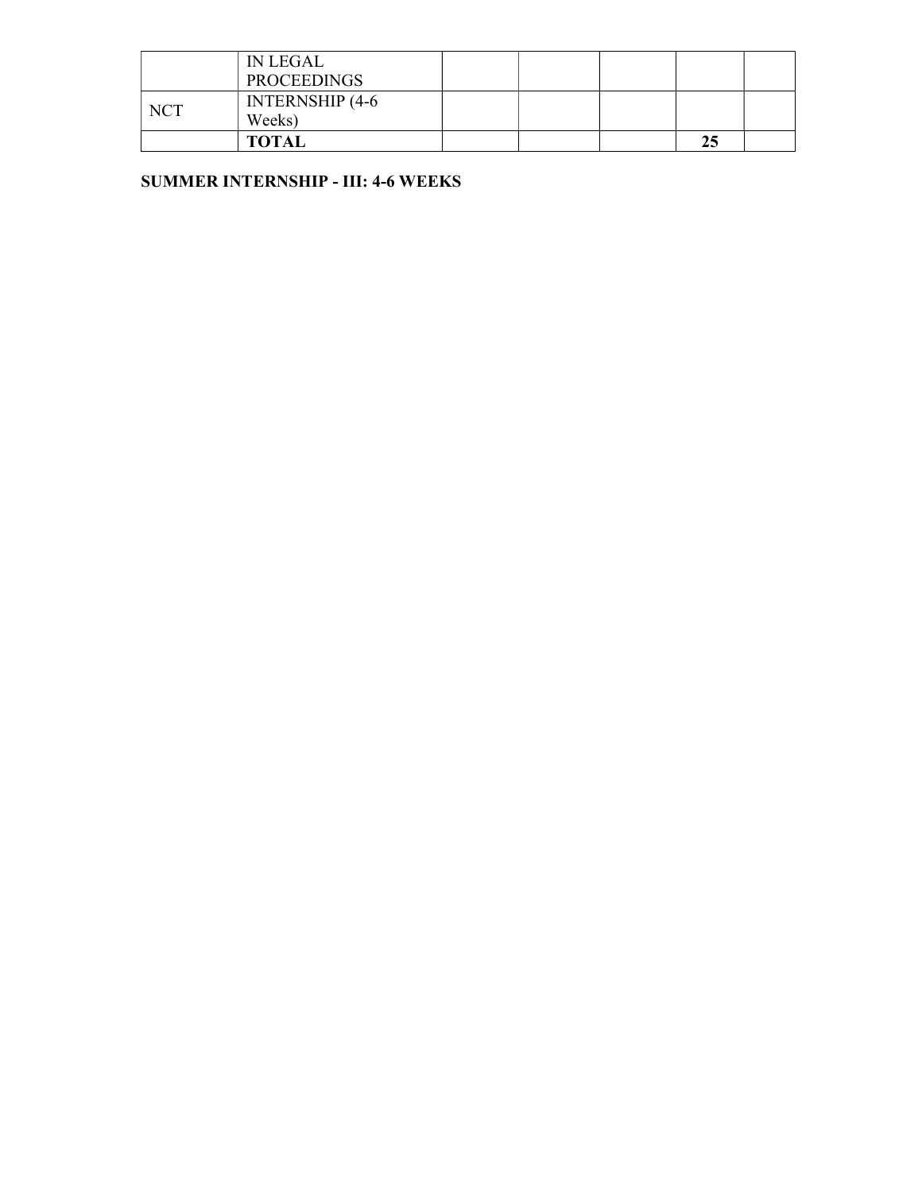| | | | | | | |
|---|---|---|---|---|---|---|
| | IN LEGAL PROCEEDINGS | | | | | |
| NCT | INTERNSHIP (4-6 Weeks) | | | | | |
| | **TOTAL** | | | | **25** | |

**SUMMER INTERNSHIP - III: 4-6 WEEKS**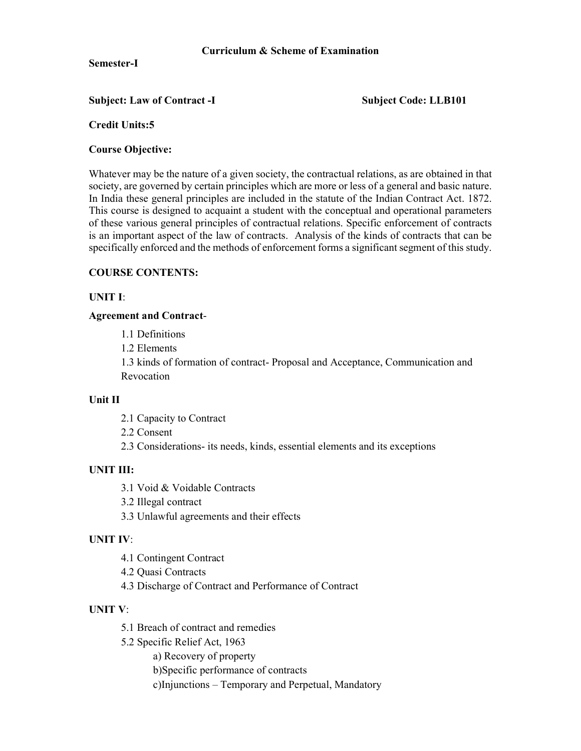## Curriculum & Scheme of Examination

**Semester-I**

**Subject: Law of Contract -I** **Subject Code: LLB101**

**Credit Units:5**

**Course Objective:**

Whatever may be the nature of a given society, the contractual relations, as are obtained in that society, are governed by certain principles which are more or less of a general and basic nature. In India these general principles are included in the statute of the Indian Contract Act. 1872. This course is designed to acquaint a student with the conceptual and operational parameters of these various general principles of contractual relations. Specific enforcement of contracts is an important aspect of the law of contracts. Analysis of the kinds of contracts that can be specifically enforced and the methods of enforcement forms a significant segment of this study.

**COURSE CONTENTS:**

**UNIT I**:

**Agreement and Contract**-

- 1.1 Definitions
- 1.2 Elements
- 1.3 kinds of formation of contract- Proposal and Acceptance, Communication and Revocation

**Unit II**

- 2.1 Capacity to Contract
- 2.2 Consent
- 2.3 Considerations- its needs, kinds, essential elements and its exceptions

**UNIT III:**

- 3.1 Void & Voidable Contracts
- 3.2 Illegal contract
- 3.3 Unlawful agreements and their effects

**UNIT IV**:

- 4.1 Contingent Contract
- 4.2 Quasi Contracts
- 4.3 Discharge of Contract and Performance of Contract

**UNIT V**:

- 5.1 Breach of contract and remedies
- 5.2 Specific Relief Act, 1963
  - a) Recovery of property
  - b)Specific performance of contracts
  - c)Injunctions – Temporary and Perpetual, Mandatory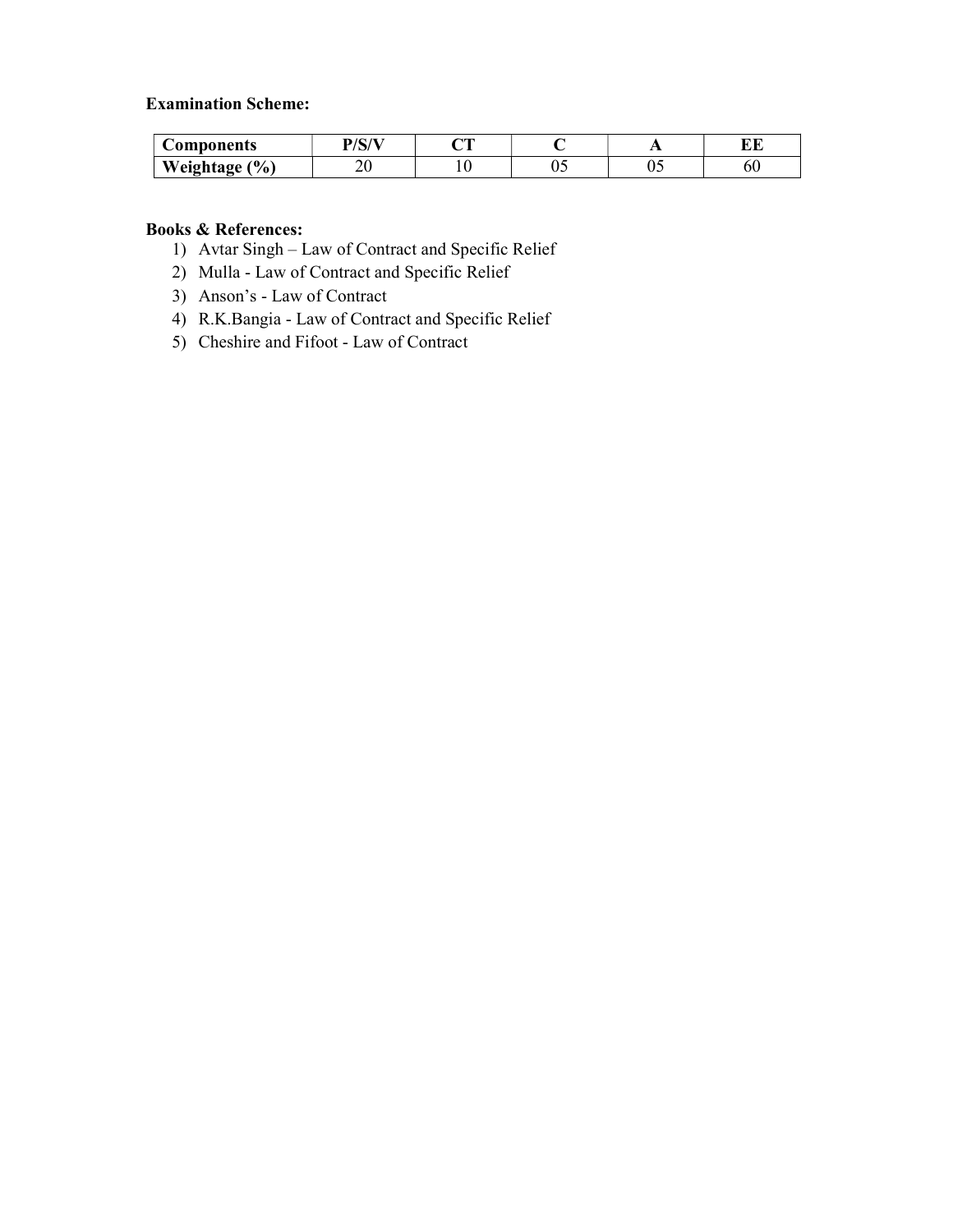**Examination Scheme:**

| Components | P/S/V | CT | C | A | EE |
|---|---|---|---|---|---|
| Weightage (%) | 20 | 10 | 05 | 05 | 60 |

**Books & References:**

1) Avtar Singh – Law of Contract and Specific Relief
2) Mulla - Law of Contract and Specific Relief
3) Anson's - Law of Contract
4) R.K.Bangia - Law of Contract and Specific Relief
5) Cheshire and Fifoot - Law of Contract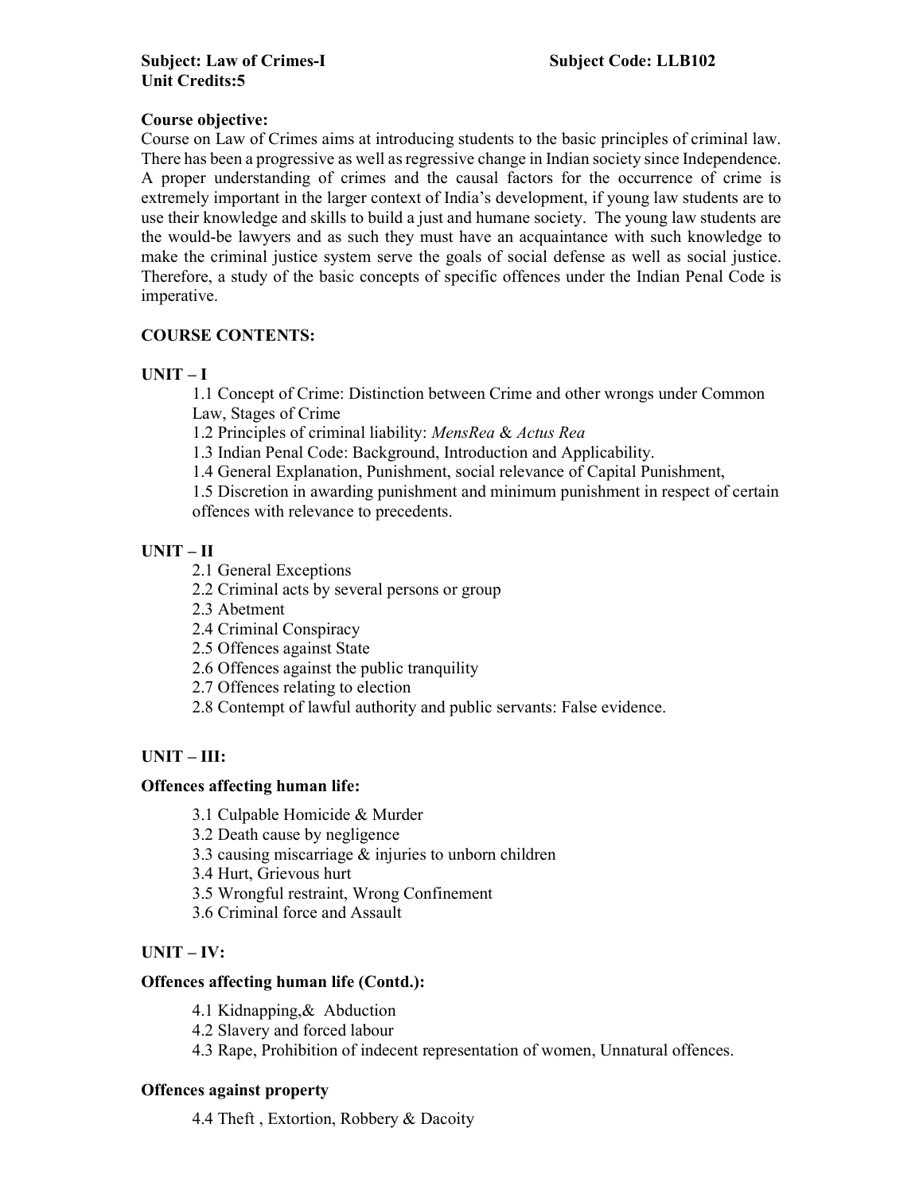**Subject: Law of Crimes-I** **Subject Code: LLB102**
**Unit Credits:5**

**Course objective:**

Course on Law of Crimes aims at introducing students to the basic principles of criminal law. There has been a progressive as well as regressive change in Indian society since Independence. A proper understanding of crimes and the causal factors for the occurrence of crime is extremely important in the larger context of India's development, if young law students are to use their knowledge and skills to build a just and humane society. The young law students are the would-be lawyers and as such they must have an acquaintance with such knowledge to make the criminal justice system serve the goals of social defense as well as social justice. Therefore, a study of the basic concepts of specific offences under the Indian Penal Code is imperative.

**COURSE CONTENTS:**

**UNIT – I**

1.1 Concept of Crime: Distinction between Crime and other wrongs under Common Law, Stages of Crime
1.2 Principles of criminal liability: *MensRea* & *Actus Rea*
1.3 Indian Penal Code: Background, Introduction and Applicability.
1.4 General Explanation, Punishment, social relevance of Capital Punishment,
1.5 Discretion in awarding punishment and minimum punishment in respect of certain offences with relevance to precedents.

**UNIT – II**

2.1 General Exceptions
2.2 Criminal acts by several persons or group
2.3 Abetment
2.4 Criminal Conspiracy
2.5 Offences against State
2.6 Offences against the public tranquility
2.7 Offences relating to election
2.8 Contempt of lawful authority and public servants: False evidence.

**UNIT – III:**

**Offences affecting human life:**

3.1 Culpable Homicide & Murder
3.2 Death cause by negligence
3.3 causing miscarriage & injuries to unborn children
3.4 Hurt, Grievous hurt
3.5 Wrongful restraint, Wrong Confinement
3.6 Criminal force and Assault

**UNIT – IV:**

**Offences affecting human life (Contd.):**

4.1 Kidnapping,& Abduction
4.2 Slavery and forced labour
4.3 Rape, Prohibition of indecent representation of women, Unnatural offences.

**Offences against property**

4.4 Theft , Extortion, Robbery & Dacoity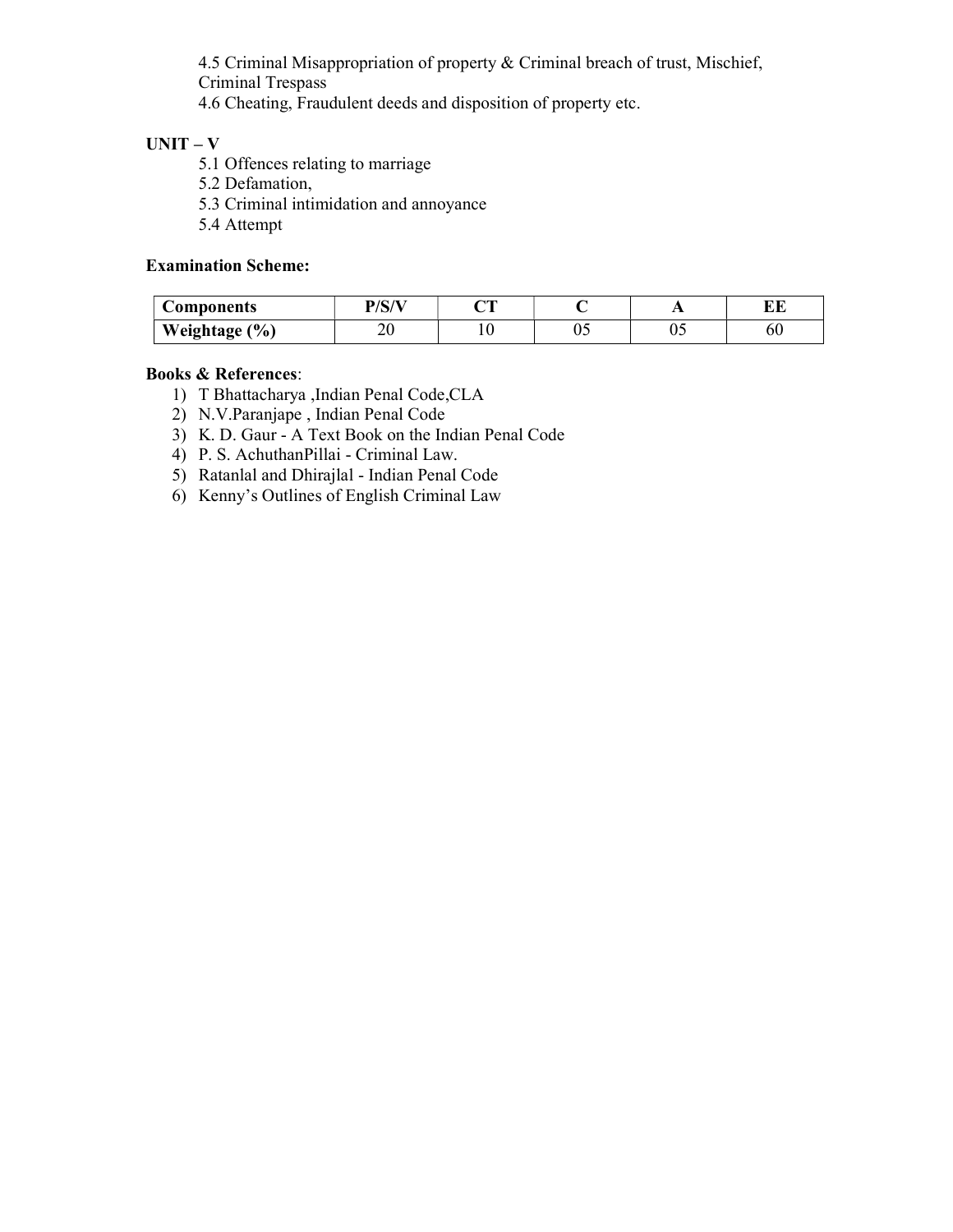4.5 Criminal Misappropriation of property & Criminal breach of trust, Mischief, Criminal Trespass

4.6 Cheating, Fraudulent deeds and disposition of property etc.

**UNIT – V**

5.1 Offences relating to marriage

5.2 Defamation,

5.3 Criminal intimidation and annoyance

5.4 Attempt

**Examination Scheme:**

| Components | P/S/V | CT | C | A | EE |
|---|---|---|---|---|---|
| Weightage (%) | 20 | 10 | 05 | 05 | 60 |

**Books & References**:

1) T Bhattacharya ,Indian Penal Code,CLA
2) N.V.Paranjape , Indian Penal Code
3) K. D. Gaur - A Text Book on the Indian Penal Code
4) P. S. AchuthanPillai - Criminal Law.
5) Ratanlal and Dhirajlal - Indian Penal Code
6) Kenny's Outlines of English Criminal Law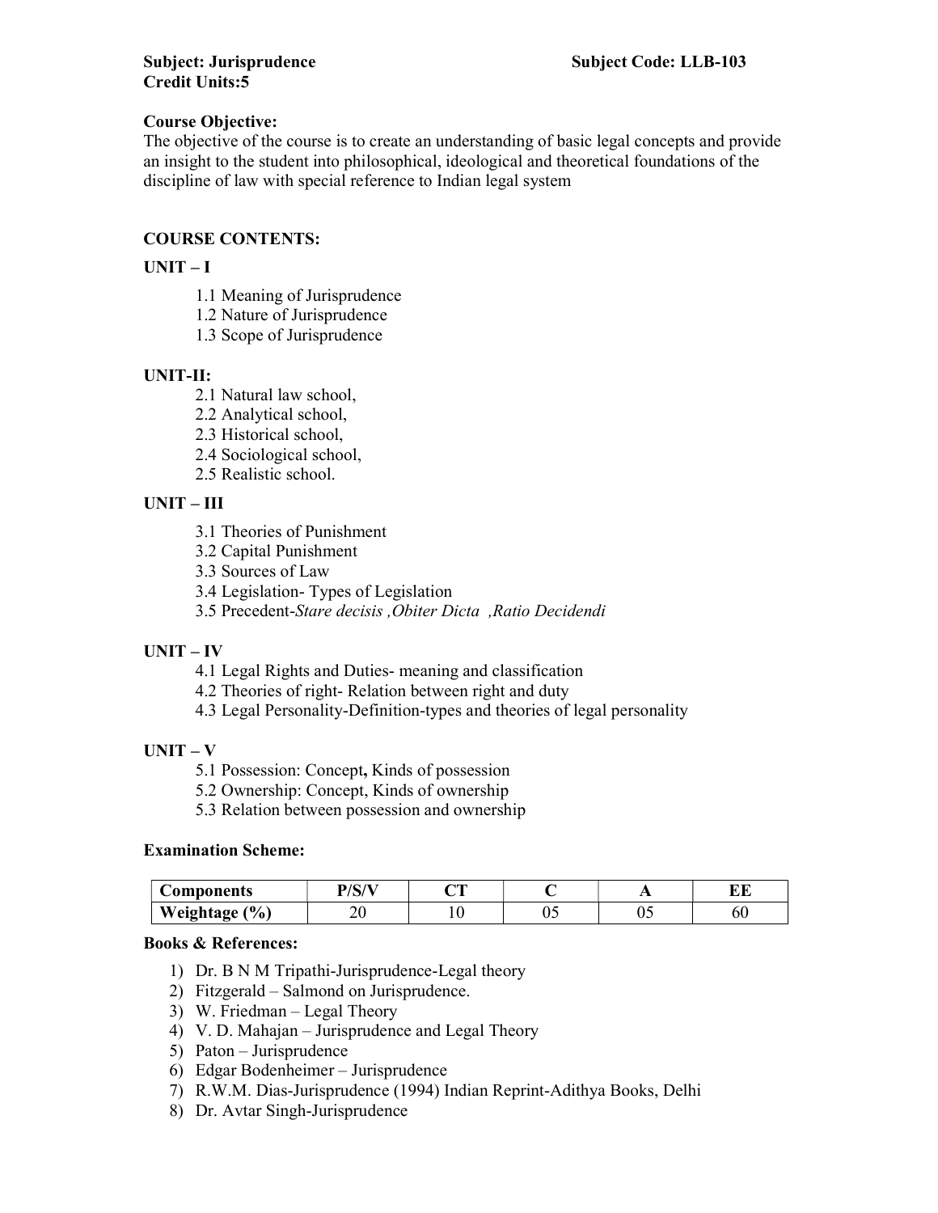**Subject: Jurisprudence** **Subject Code: LLB-103**
**Credit Units:5**

**Course Objective:**
The objective of the course is to create an understanding of basic legal concepts and provide an insight to the student into philosophical, ideological and theoretical foundations of the discipline of law with special reference to Indian legal system

**COURSE CONTENTS:**

**UNIT – I**

- 1.1 Meaning of Jurisprudence
- 1.2 Nature of Jurisprudence
- 1.3 Scope of Jurisprudence

**UNIT-II:**

- 2.1 Natural law school,
- 2.2 Analytical school,
- 2.3 Historical school,
- 2.4 Sociological school,
- 2.5 Realistic school.

**UNIT – III**

- 3.1 Theories of Punishment
- 3.2 Capital Punishment
- 3.3 Sources of Law
- 3.4 Legislation- Types of Legislation
- 3.5 Precedent-*Stare decisis ,Obiter Dicta ,Ratio Decidendi*

**UNIT – IV**

- 4.1 Legal Rights and Duties- meaning and classification
- 4.2 Theories of right- Relation between right and duty
- 4.3 Legal Personality-Definition-types and theories of legal personality

**UNIT – V**

- 5.1 Possession: Concept**,** Kinds of possession
- 5.2 Ownership: Concept, Kinds of ownership
- 5.3 Relation between possession and ownership

**Examination Scheme:**

| **Components** | **P/S/V** | **CT** | **C** | **A** | **EE** |
|---|---|---|---|---|---|
| **Weightage (%)** | 20 | 10 | 05 | 05 | 60 |

**Books & References:**

1) Dr. B N M Tripathi-Jurisprudence-Legal theory
2) Fitzgerald – Salmond on Jurisprudence.
3) W. Friedman – Legal Theory
4) V. D. Mahajan – Jurisprudence and Legal Theory
5) Paton – Jurisprudence
6) Edgar Bodenheimer – Jurisprudence
7) R.W.M. Dias-Jurisprudence (1994) Indian Reprint-Adithya Books, Delhi
8) Dr. Avtar Singh-Jurisprudence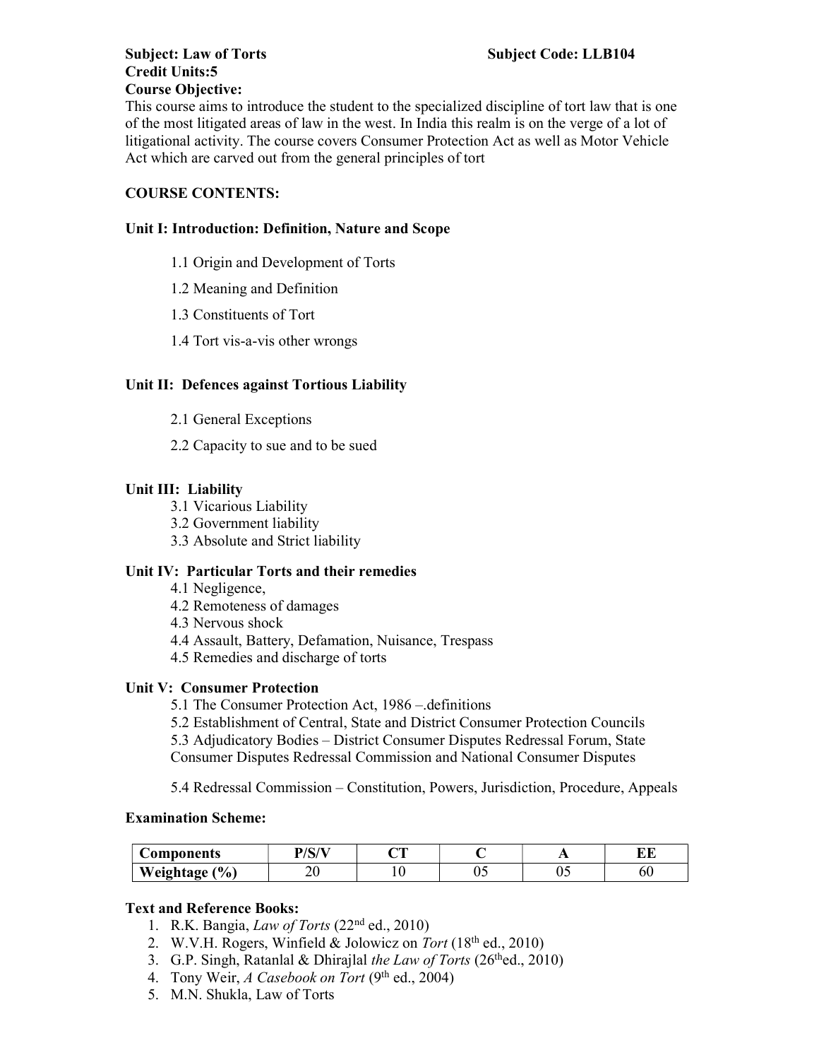**Subject: Law of Torts** **Subject Code: LLB104**

**Credit Units:5**

**Course Objective:**

This course aims to introduce the student to the specialized discipline of tort law that is one of the most litigated areas of law in the west. In India this realm is on the verge of a lot of litigational activity. The course covers Consumer Protection Act as well as Motor Vehicle Act which are carved out from the general principles of tort

**COURSE CONTENTS:**

**Unit I: Introduction: Definition, Nature and Scope**

1.1 Origin and Development of Torts

1.2 Meaning and Definition

1.3 Constituents of Tort

1.4 Tort vis-a-vis other wrongs

**Unit II: Defences against Tortious Liability**

2.1 General Exceptions

2.2 Capacity to sue and to be sued

**Unit III: Liability**

3.1 Vicarious Liability
3.2 Government liability
3.3 Absolute and Strict liability

**Unit IV: Particular Torts and their remedies**

4.1 Negligence,
4.2 Remoteness of damages
4.3 Nervous shock
4.4 Assault, Battery, Defamation, Nuisance, Trespass
4.5 Remedies and discharge of torts

**Unit V: Consumer Protection**

5.1 The Consumer Protection Act, 1986 –.definitions
5.2 Establishment of Central, State and District Consumer Protection Councils
5.3 Adjudicatory Bodies – District Consumer Disputes Redressal Forum, State Consumer Disputes Redressal Commission and National Consumer Disputes

5.4 Redressal Commission – Constitution, Powers, Jurisdiction, Procedure, Appeals

**Examination Scheme:**

| Components | P/S/V | CT | C | A | EE |
|---|---|---|---|---|---|
| Weightage (%) | 20 | 10 | 05 | 05 | 60 |

**Text and Reference Books:**

1. R.K. Bangia, *Law of Torts* (22nd ed., 2010)
2. W.V.H. Rogers, Winfield & Jolowicz on *Tort* (18th ed., 2010)
3. G.P. Singh, Ratanlal & Dhirajlal *the Law of Torts* (26thed., 2010)
4. Tony Weir, *A Casebook on Tort* (9th ed., 2004)
5. M.N. Shukla, Law of Torts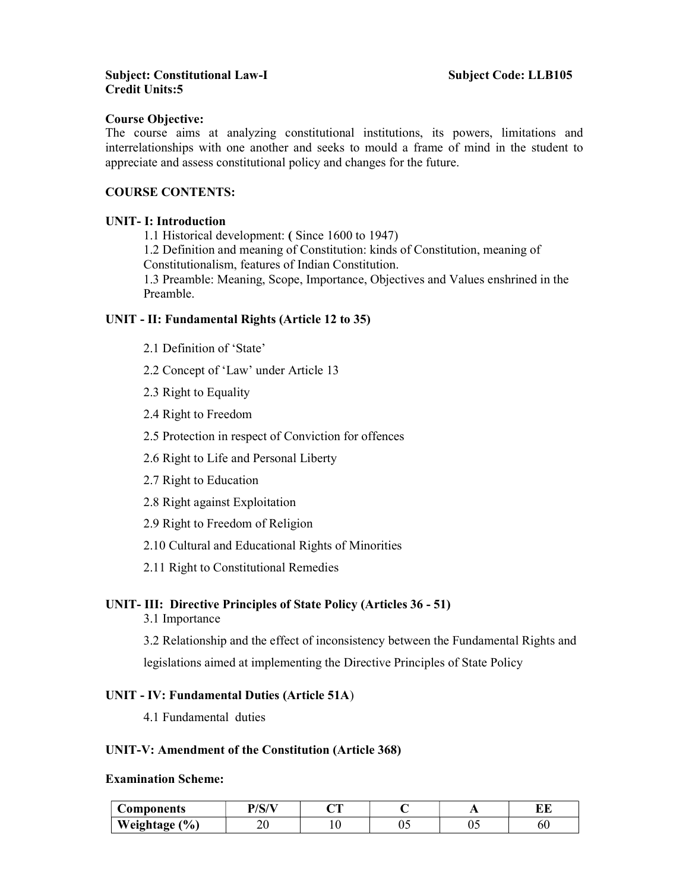**Subject: Constitutional Law-I** **Subject Code: LLB105**
**Credit Units:5**

**Course Objective:**
The course aims at analyzing constitutional institutions, its powers, limitations and interrelationships with one another and seeks to mould a frame of mind in the student to appreciate and assess constitutional policy and changes for the future.

**COURSE CONTENTS:**

**UNIT- I: Introduction**

1.1 Historical development: **(** Since 1600 to 1947)
1.2 Definition and meaning of Constitution: kinds of Constitution, meaning of Constitutionalism, features of Indian Constitution.
1.3 Preamble: Meaning, Scope, Importance, Objectives and Values enshrined in the Preamble.

**UNIT - II: Fundamental Rights (Article 12 to 35)**

2.1 Definition of 'State'

2.2 Concept of 'Law' under Article 13

2.3 Right to Equality

2.4 Right to Freedom

2.5 Protection in respect of Conviction for offences

2.6 Right to Life and Personal Liberty

2.7 Right to Education

2.8 Right against Exploitation

2.9 Right to Freedom of Religion

2.10 Cultural and Educational Rights of Minorities

2.11 Right to Constitutional Remedies

**UNIT- III: Directive Principles of State Policy (Articles 36 - 51)**

3.1 Importance

3.2 Relationship and the effect of inconsistency between the Fundamental Rights and legislations aimed at implementing the Directive Principles of State Policy

**UNIT - IV: Fundamental Duties (Article 51A)**

4.1 Fundamental duties

**UNIT-V: Amendment of the Constitution (Article 368)**

**Examination Scheme:**

| Components | P/S/V | CT | C | A | EE |
|---|---|---|---|---|---|
| Weightage (%) | 20 | 10 | 05 | 05 | 60 |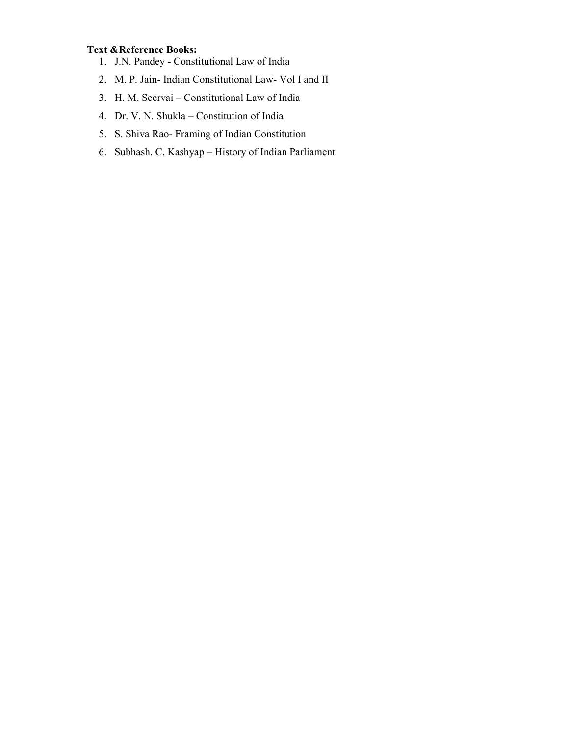**Text &Reference Books:**

1. J.N. Pandey - Constitutional Law of India
2. M. P. Jain- Indian Constitutional Law- Vol I and II
3. H. M. Seervai – Constitutional Law of India
4. Dr. V. N. Shukla – Constitution of India
5. S. Shiva Rao- Framing of Indian Constitution
6. Subhash. C. Kashyap – History of Indian Parliament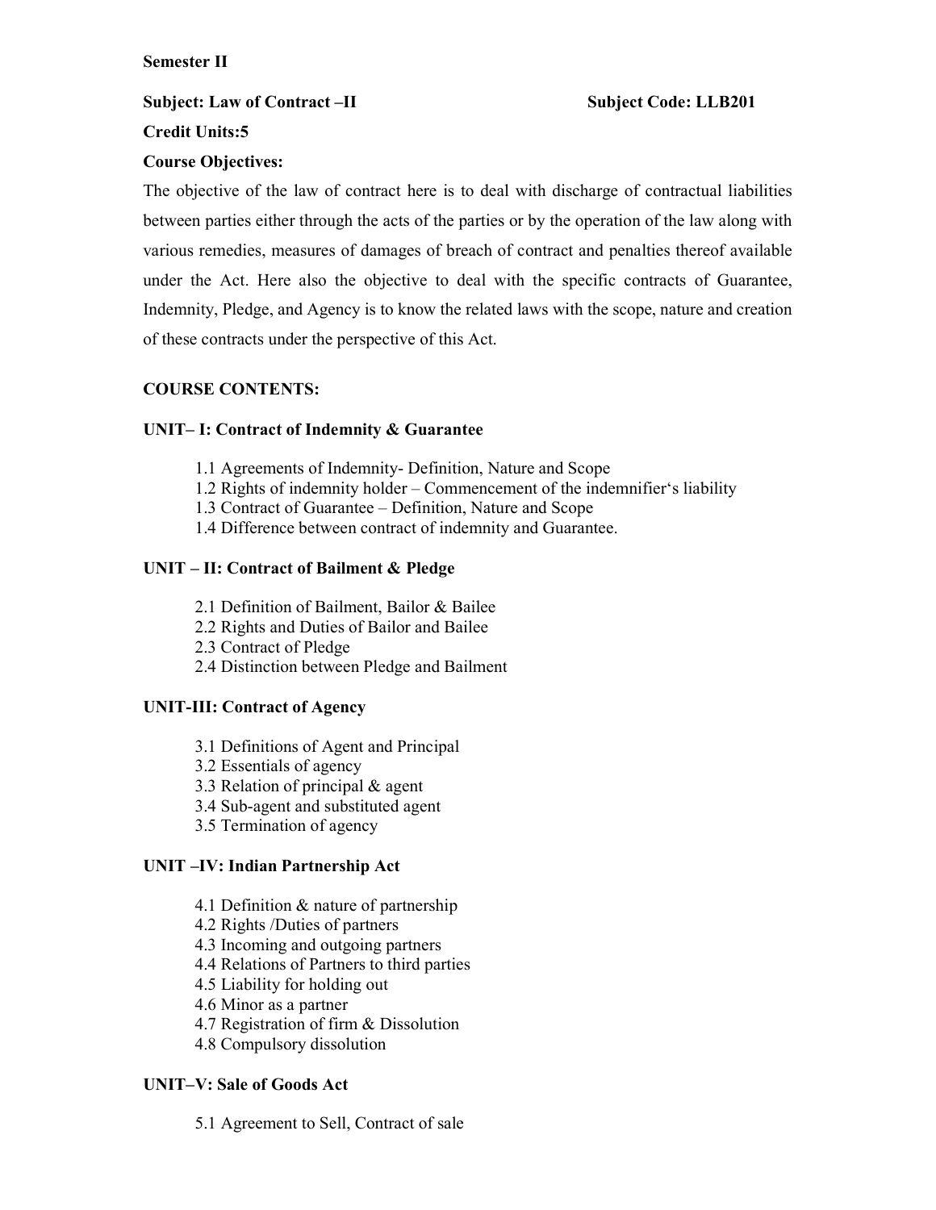**Semester II**

**Subject: Law of Contract –II** **Subject Code: LLB201**

**Credit Units:5**

**Course Objectives:**

The objective of the law of contract here is to deal with discharge of contractual liabilities between parties either through the acts of the parties or by the operation of the law along with various remedies, measures of damages of breach of contract and penalties thereof available under the Act. Here also the objective to deal with the specific contracts of Guarantee, Indemnity, Pledge, and Agency is to know the related laws with the scope, nature and creation of these contracts under the perspective of this Act.

**COURSE CONTENTS:**

**UNIT– I: Contract of Indemnity & Guarantee**

1.1 Agreements of Indemnity- Definition, Nature and Scope
1.2 Rights of indemnity holder – Commencement of the indemnifier's liability
1.3 Contract of Guarantee – Definition, Nature and Scope
1.4 Difference between contract of indemnity and Guarantee.

**UNIT – II: Contract of Bailment & Pledge**

2.1 Definition of Bailment, Bailor & Bailee
2.2 Rights and Duties of Bailor and Bailee
2.3 Contract of Pledge
2.4 Distinction between Pledge and Bailment

**UNIT-III: Contract of Agency**

3.1 Definitions of Agent and Principal
3.2 Essentials of agency
3.3 Relation of principal & agent
3.4 Sub-agent and substituted agent
3.5 Termination of agency

**UNIT –IV: Indian Partnership Act**

4.1 Definition & nature of partnership
4.2 Rights /Duties of partners
4.3 Incoming and outgoing partners
4.4 Relations of Partners to third parties
4.5 Liability for holding out
4.6 Minor as a partner
4.7 Registration of firm & Dissolution
4.8 Compulsory dissolution

**UNIT–V: Sale of Goods Act**

5.1 Agreement to Sell, Contract of sale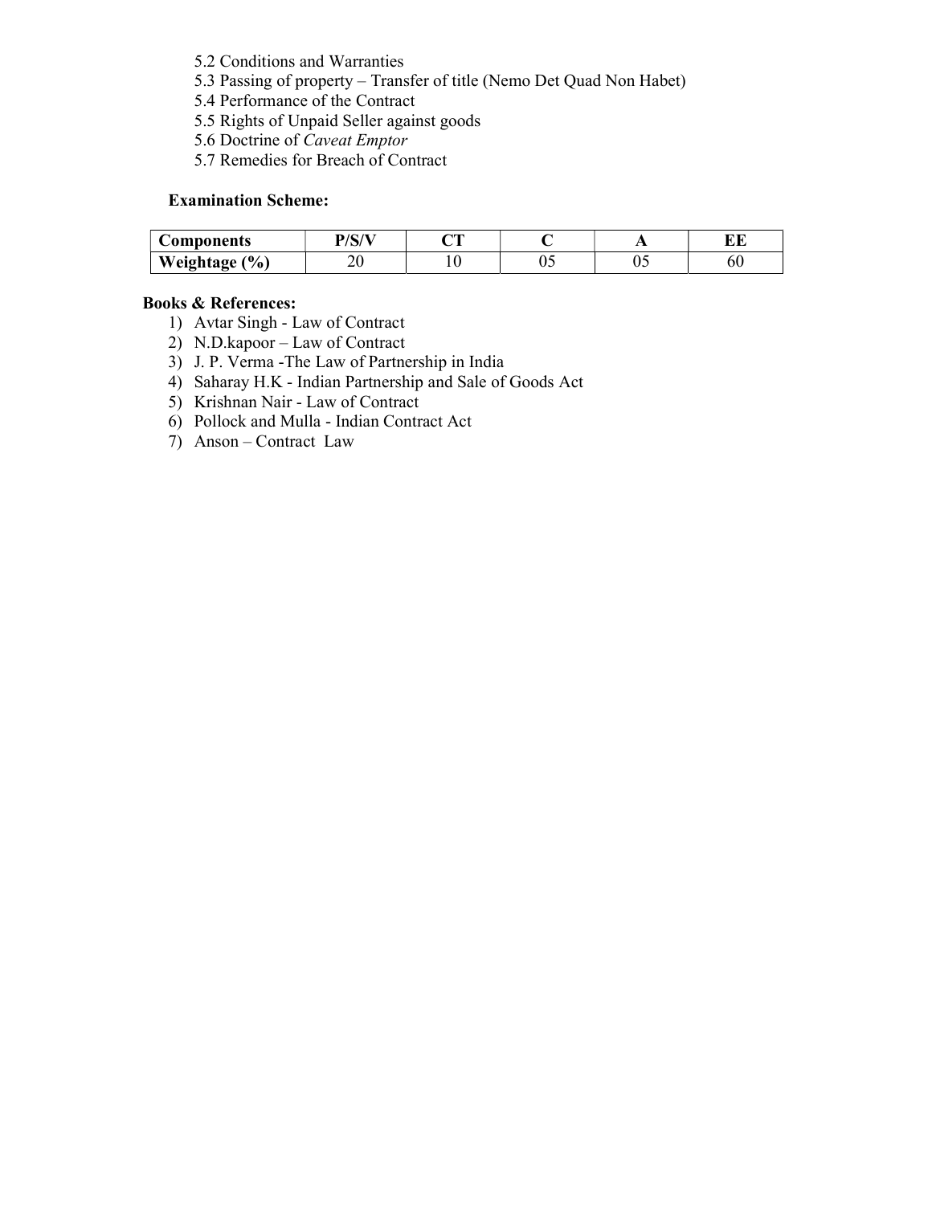5.2 Conditions and Warranties
5.3 Passing of property – Transfer of title (Nemo Det Quad Non Habet)
5.4 Performance of the Contract
5.5 Rights of Unpaid Seller against goods
5.6 Doctrine of *Caveat Emptor*
5.7 Remedies for Breach of Contract

**Examination Scheme:**

| Components | P/S/V | CT | C | A | EE |
|---|---|---|---|---|---|
| Weightage (%) | 20 | 10 | 05 | 05 | 60 |

**Books & References:**

1) Avtar Singh - Law of Contract
2) N.D.kapoor – Law of Contract
3) J. P. Verma -The Law of Partnership in India
4) Saharay H.K - Indian Partnership and Sale of Goods Act
5) Krishnan Nair - Law of Contract
6) Pollock and Mulla - Indian Contract Act
7) Anson – Contract Law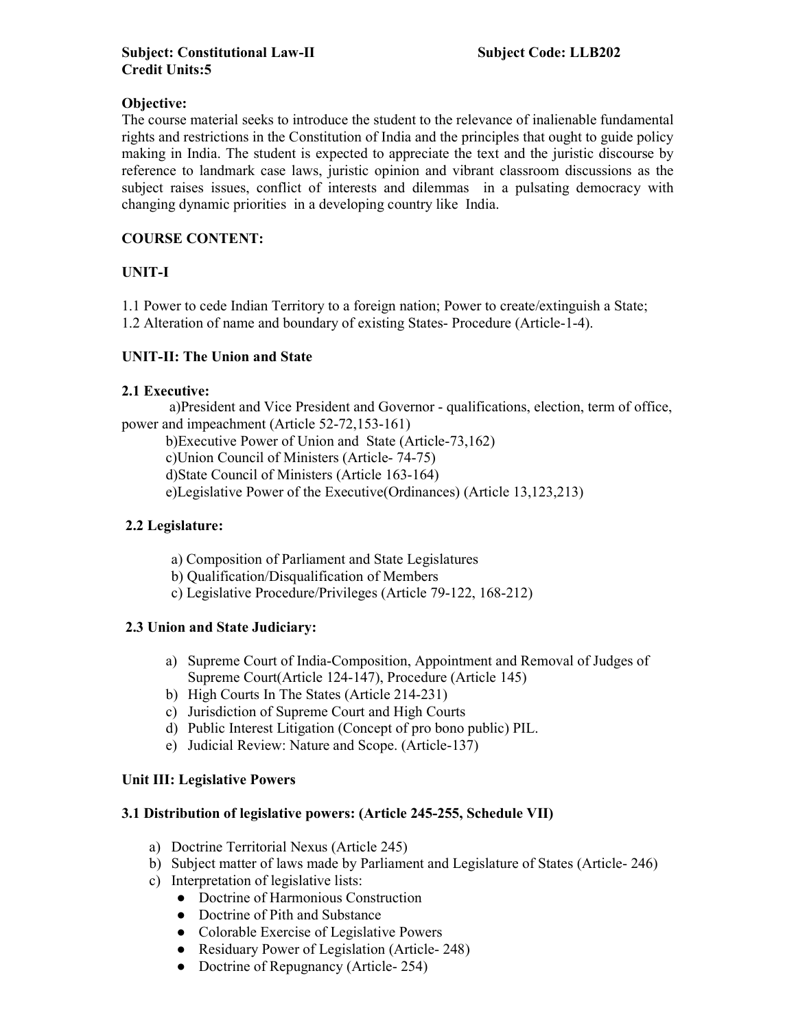**Subject: Constitutional Law-II** **Subject Code: LLB202**
**Credit Units:5**

**Objective:**
The course material seeks to introduce the student to the relevance of inalienable fundamental rights and restrictions in the Constitution of India and the principles that ought to guide policy making in India. The student is expected to appreciate the text and the juristic discourse by reference to landmark case laws, juristic opinion and vibrant classroom discussions as the subject raises issues, conflict of interests and dilemmas in a pulsating democracy with changing dynamic priorities in a developing country like India.

**COURSE CONTENT:**

**UNIT-I**

1.1 Power to cede Indian Territory to a foreign nation; Power to create/extinguish a State;
1.2 Alteration of name and boundary of existing States- Procedure (Article-1-4).

**UNIT-II: The Union and State**

**2.1 Executive:**

a)President and Vice President and Governor - qualifications, election, term of office, power and impeachment (Article 52-72,153-161)
b)Executive Power of Union and State (Article-73,162)
c)Union Council of Ministers (Article- 74-75)
d)State Council of Ministers (Article 163-164)
e)Legislative Power of the Executive(Ordinances) (Article 13,123,213)

**2.2 Legislature:**

a) Composition of Parliament and State Legislatures
b) Qualification/Disqualification of Members
c) Legislative Procedure/Privileges (Article 79-122, 168-212)

**2.3 Union and State Judiciary:**

a) Supreme Court of India-Composition, Appointment and Removal of Judges of Supreme Court(Article 124-147), Procedure (Article 145)
b) High Courts In The States (Article 214-231)
c) Jurisdiction of Supreme Court and High Courts
d) Public Interest Litigation (Concept of pro bono public) PIL.
e) Judicial Review: Nature and Scope. (Article-137)

**Unit III: Legislative Powers**

**3.1 Distribution of legislative powers: (Article 245-255, Schedule VII)**

a) Doctrine Territorial Nexus (Article 245)
b) Subject matter of laws made by Parliament and Legislature of States (Article- 246)
c) Interpretation of legislative lists:
   - Doctrine of Harmonious Construction
   - Doctrine of Pith and Substance
   - Colorable Exercise of Legislative Powers
   - Residuary Power of Legislation (Article- 248)
   - Doctrine of Repugnancy (Article- 254)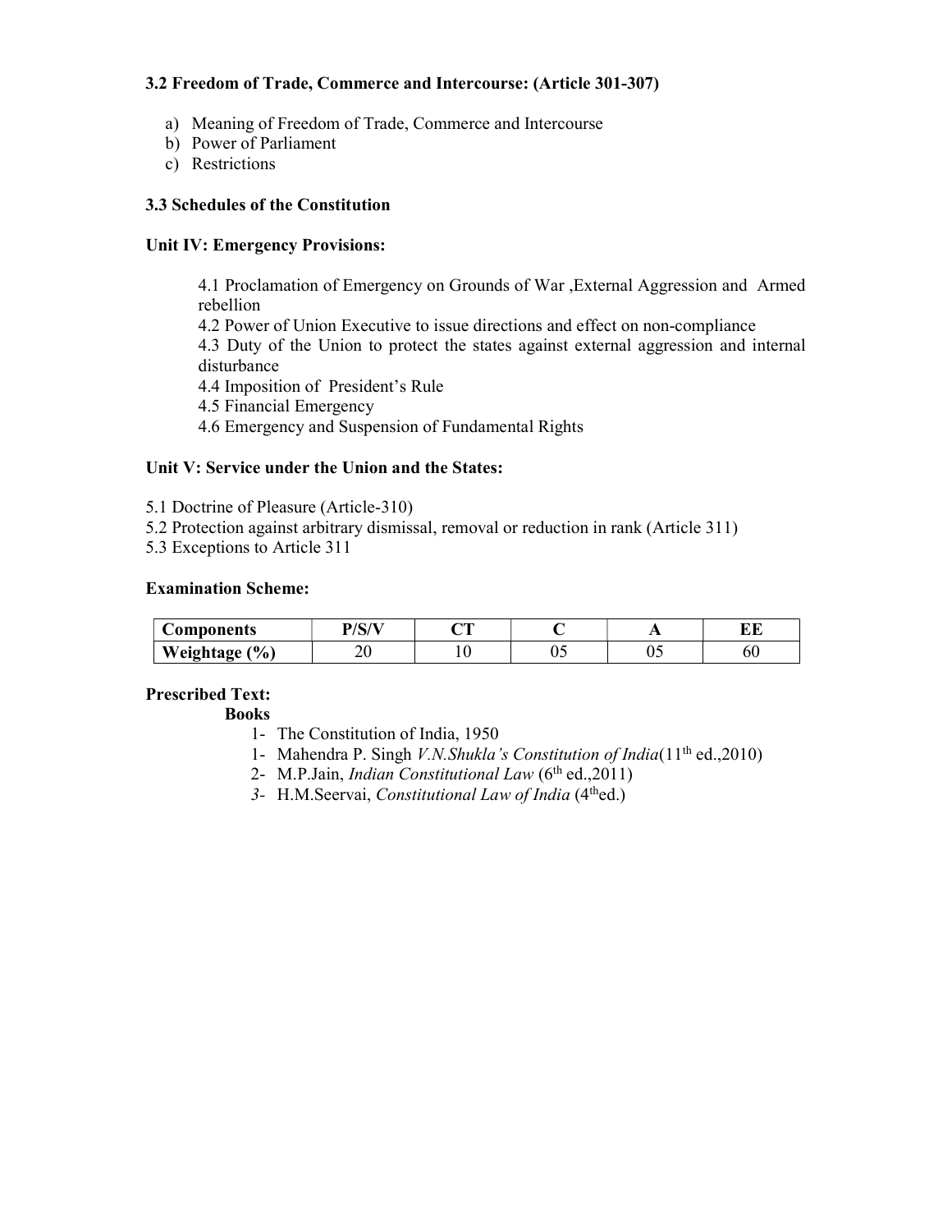**3.2 Freedom of Trade, Commerce and Intercourse: (Article 301-307)**

a) Meaning of Freedom of Trade, Commerce and Intercourse
b) Power of Parliament
c) Restrictions

**3.3 Schedules of the Constitution**

**Unit IV: Emergency Provisions:**

4.1 Proclamation of Emergency on Grounds of War ,External Aggression and Armed rebellion
4.2 Power of Union Executive to issue directions and effect on non-compliance
4.3 Duty of the Union to protect the states against external aggression and internal disturbance
4.4 Imposition of President's Rule
4.5 Financial Emergency
4.6 Emergency and Suspension of Fundamental Rights

**Unit V: Service under the Union and the States:**

5.1 Doctrine of Pleasure (Article-310)
5.2 Protection against arbitrary dismissal, removal or reduction in rank (Article 311)
5.3 Exceptions to Article 311

**Examination Scheme:**

| Components | P/S/V | CT | C | A | EE |
|---|---|---|---|---|---|
| Weightage (%) | 20 | 10 | 05 | 05 | 60 |

**Prescribed Text:**

**Books**

1- The Constitution of India, 1950
1- Mahendra P. Singh *V.N.Shukla's Constitution of India*(11th ed.,2010)
2- M.P.Jain, *Indian Constitutional Law* (6th ed.,2011)
3- H.M.Seervai, *Constitutional Law of India* (4thed.)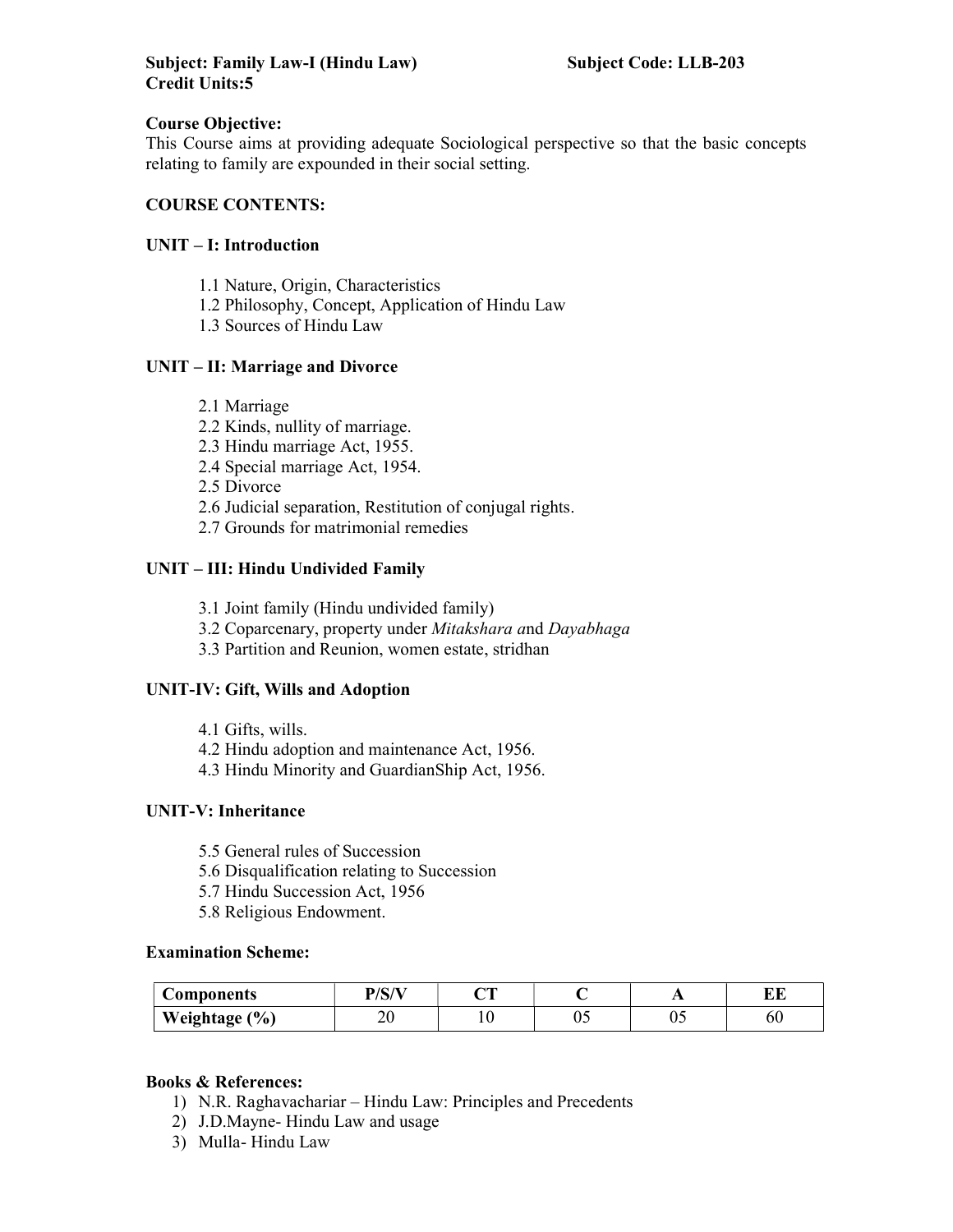**Subject: Family Law-I (Hindu Law)** **Subject Code: LLB-203**
**Credit Units:5**

**Course Objective:**
This Course aims at providing adequate Sociological perspective so that the basic concepts relating to family are expounded in their social setting.

**COURSE CONTENTS:**

**UNIT – I: Introduction**

1.1 Nature, Origin, Characteristics
1.2 Philosophy, Concept, Application of Hindu Law
1.3 Sources of Hindu Law

**UNIT – II: Marriage and Divorce**

2.1 Marriage
2.2 Kinds, nullity of marriage.
2.3 Hindu marriage Act, 1955.
2.4 Special marriage Act, 1954.
2.5 Divorce
2.6 Judicial separation, Restitution of conjugal rights.
2.7 Grounds for matrimonial remedies

**UNIT – III: Hindu Undivided Family**

3.1 Joint family (Hindu undivided family)
3.2 Coparcenary, property under *Mitakshara a*nd *Dayabhaga*
3.3 Partition and Reunion, women estate, stridhan

**UNIT-IV: Gift, Wills and Adoption**

4.1 Gifts, wills.
4.2 Hindu adoption and maintenance Act, 1956.
4.3 Hindu Minority and GuardianShip Act, 1956.

**UNIT-V: Inheritance**

5.5 General rules of Succession
5.6 Disqualification relating to Succession
5.7 Hindu Succession Act, 1956
5.8 Religious Endowment.

**Examination Scheme:**

| Components | P/S/V | CT | C | A | EE |
|---|---|---|---|---|---|
| Weightage (%) | 20 | 10 | 05 | 05 | 60 |

**Books & References:**
1) N.R. Raghavachariar – Hindu Law: Principles and Precedents
2) J.D.Mayne- Hindu Law and usage
3) Mulla- Hindu Law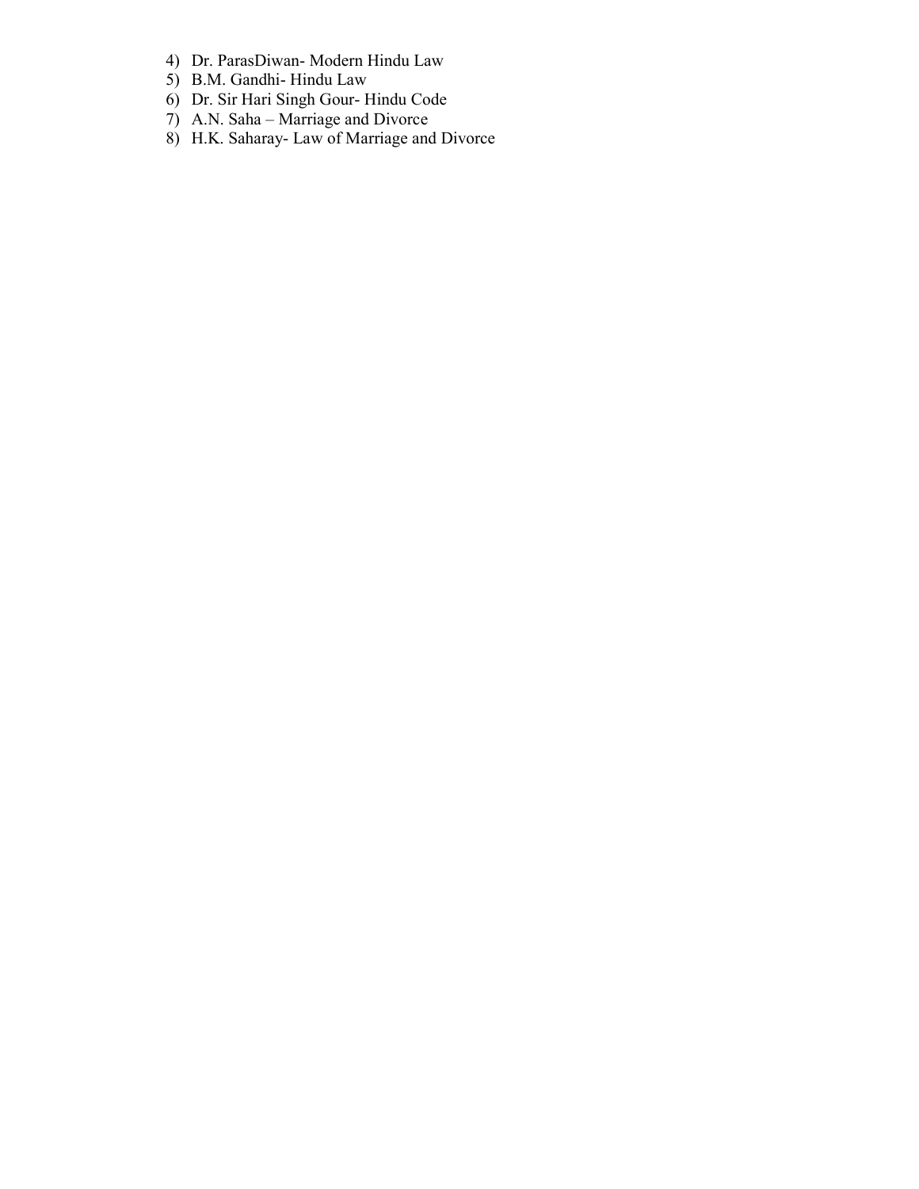4) Dr. ParasDiwan- Modern Hindu Law
5) B.M. Gandhi- Hindu Law
6) Dr. Sir Hari Singh Gour- Hindu Code
7) A.N. Saha – Marriage and Divorce
8) H.K. Saharay- Law of Marriage and Divorce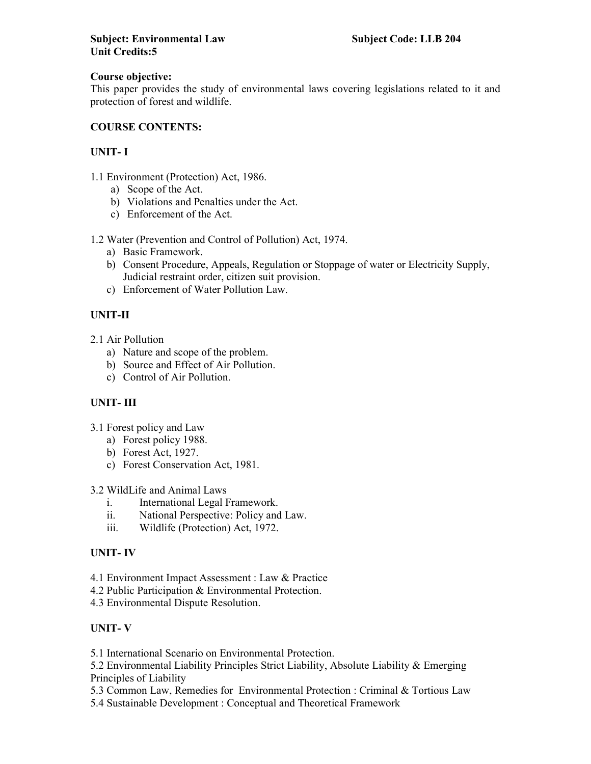**Subject: Environmental Law** **Subject Code: LLB 204**
**Unit Credits:5**

**Course objective:**
This paper provides the study of environmental laws covering legislations related to it and protection of forest and wildlife.

**COURSE CONTENTS:**

**UNIT- I**

1.1 Environment (Protection) Act, 1986.
  a) Scope of the Act.
  b) Violations and Penalties under the Act.
  c) Enforcement of the Act.

1.2 Water (Prevention and Control of Pollution) Act, 1974.
  a) Basic Framework.
  b) Consent Procedure, Appeals, Regulation or Stoppage of water or Electricity Supply, Judicial restraint order, citizen suit provision.
  c) Enforcement of Water Pollution Law.

**UNIT-II**

2.1 Air Pollution
  a) Nature and scope of the problem.
  b) Source and Effect of Air Pollution.
  c) Control of Air Pollution.

**UNIT- III**

3.1 Forest policy and Law
  a) Forest policy 1988.
  b) Forest Act, 1927.
  c) Forest Conservation Act, 1981.

3.2 WildLife and Animal Laws
  i. International Legal Framework.
  ii. National Perspective: Policy and Law.
  iii. Wildlife (Protection) Act, 1972.

**UNIT- IV**

4.1 Environment Impact Assessment : Law & Practice
4.2 Public Participation & Environmental Protection.
4.3 Environmental Dispute Resolution.

**UNIT- V**

5.1 International Scenario on Environmental Protection.
5.2 Environmental Liability Principles Strict Liability, Absolute Liability & Emerging Principles of Liability
5.3 Common Law, Remedies for Environmental Protection : Criminal & Tortious Law
5.4 Sustainable Development : Conceptual and Theoretical Framework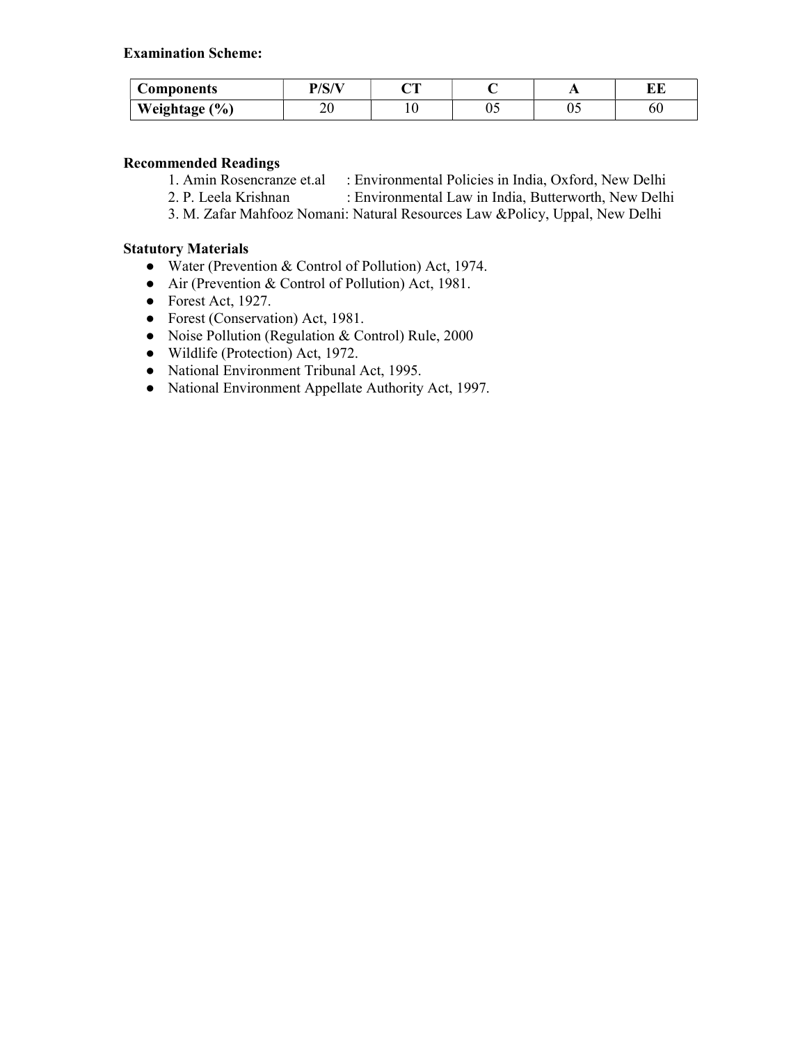**Examination Scheme:**

| Components | P/S/V | CT | C | A | EE |
|---|---|---|---|---|---|
| Weightage (%) | 20 | 10 | 05 | 05 | 60 |

**Recommended Readings**

1. Amin Rosencranze et.al : Environmental Policies in India, Oxford, New Delhi
2. P. Leela Krishnan : Environmental Law in India, Butterworth, New Delhi
3. M. Zafar Mahfooz Nomani: Natural Resources Law &Policy, Uppal, New Delhi

**Statutory Materials**

- Water (Prevention & Control of Pollution) Act, 1974.
- Air (Prevention & Control of Pollution) Act, 1981.
- Forest Act, 1927.
- Forest (Conservation) Act, 1981.
- Noise Pollution (Regulation & Control) Rule, 2000
- Wildlife (Protection) Act, 1972.
- National Environment Tribunal Act, 1995.
- National Environment Appellate Authority Act, 1997.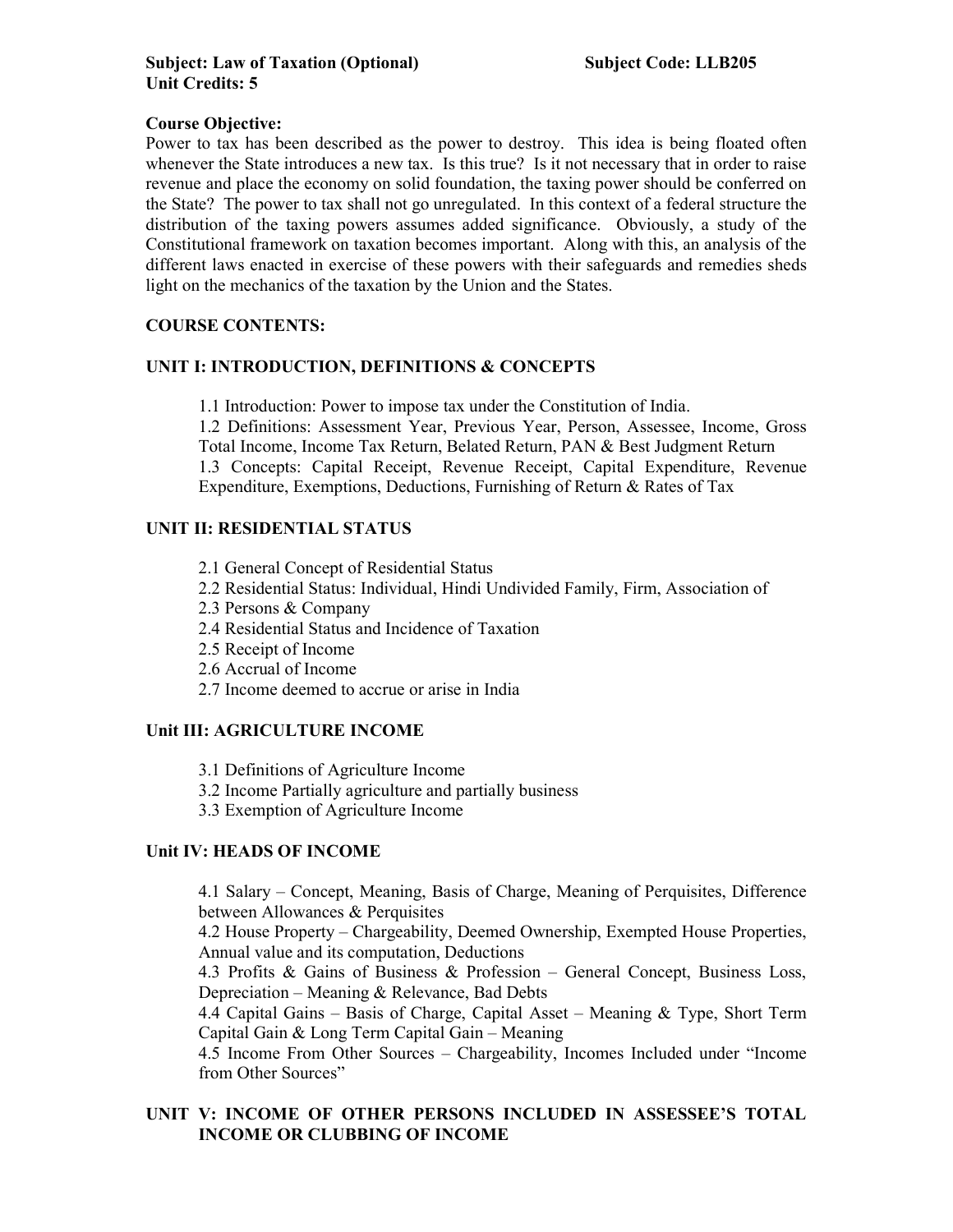**Subject: Law of Taxation (Optional)** **Subject Code: LLB205**
**Unit Credits: 5**

**Course Objective:**
Power to tax has been described as the power to destroy. This idea is being floated often whenever the State introduces a new tax. Is this true? Is it not necessary that in order to raise revenue and place the economy on solid foundation, the taxing power should be conferred on the State? The power to tax shall not go unregulated. In this context of a federal structure the distribution of the taxing powers assumes added significance. Obviously, a study of the Constitutional framework on taxation becomes important. Along with this, an analysis of the different laws enacted in exercise of these powers with their safeguards and remedies sheds light on the mechanics of the taxation by the Union and the States.

**COURSE CONTENTS:**

**UNIT I: INTRODUCTION, DEFINITIONS & CONCEPTS**

1.1 Introduction: Power to impose tax under the Constitution of India.
1.2 Definitions: Assessment Year, Previous Year, Person, Assessee, Income, Gross Total Income, Income Tax Return, Belated Return, PAN & Best Judgment Return
1.3 Concepts: Capital Receipt, Revenue Receipt, Capital Expenditure, Revenue Expenditure, Exemptions, Deductions, Furnishing of Return & Rates of Tax

**UNIT II: RESIDENTIAL STATUS**

2.1 General Concept of Residential Status
2.2 Residential Status: Individual, Hindi Undivided Family, Firm, Association of
2.3 Persons & Company
2.4 Residential Status and Incidence of Taxation
2.5 Receipt of Income
2.6 Accrual of Income
2.7 Income deemed to accrue or arise in India

**Unit III: AGRICULTURE INCOME**

3.1 Definitions of Agriculture Income
3.2 Income Partially agriculture and partially business
3.3 Exemption of Agriculture Income

**Unit IV: HEADS OF INCOME**

4.1 Salary – Concept, Meaning, Basis of Charge, Meaning of Perquisites, Difference between Allowances & Perquisites
4.2 House Property – Chargeability, Deemed Ownership, Exempted House Properties, Annual value and its computation, Deductions
4.3 Profits & Gains of Business & Profession – General Concept, Business Loss, Depreciation – Meaning & Relevance, Bad Debts
4.4 Capital Gains – Basis of Charge, Capital Asset – Meaning & Type, Short Term Capital Gain & Long Term Capital Gain – Meaning
4.5 Income From Other Sources – Chargeability, Incomes Included under "Income from Other Sources"

**UNIT V: INCOME OF OTHER PERSONS INCLUDED IN ASSESSEE'S TOTAL INCOME OR CLUBBING OF INCOME**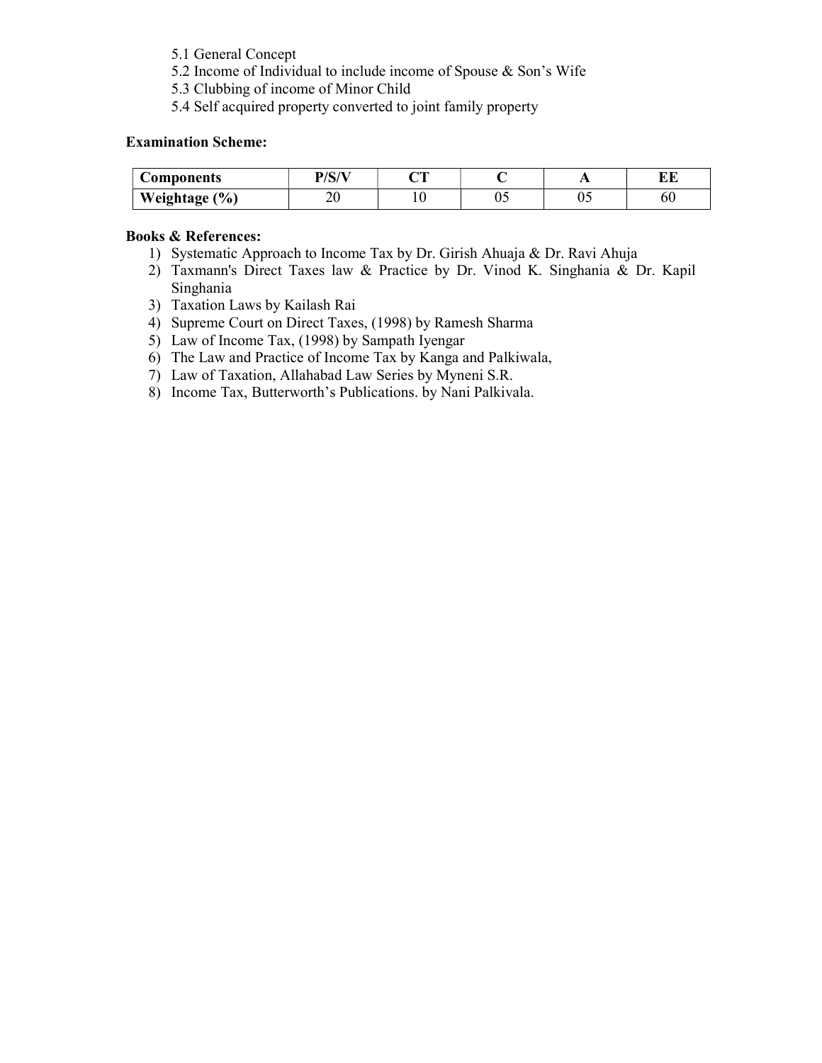5.1 General Concept
5.2 Income of Individual to include income of Spouse & Son's Wife
5.3 Clubbing of income of Minor Child
5.4 Self acquired property converted to joint family property

**Examination Scheme:**

| Components | P/S/V | CT | C | A | EE |
|---|---|---|---|---|---|
| Weightage (%) | 20 | 10 | 05 | 05 | 60 |

**Books & References:**

1) Systematic Approach to Income Tax by Dr. Girish Ahuaja & Dr. Ravi Ahuja
2) Taxmann's Direct Taxes law & Practice by Dr. Vinod K. Singhania & Dr. Kapil Singhania
3) Taxation Laws by Kailash Rai
4) Supreme Court on Direct Taxes, (1998) by Ramesh Sharma
5) Law of Income Tax, (1998) by Sampath Iyengar
6) The Law and Practice of Income Tax by Kanga and Palkiwala,
7) Law of Taxation, Allahabad Law Series by Myneni S.R.
8) Income Tax, Butterworth's Publications. by Nani Palkivala.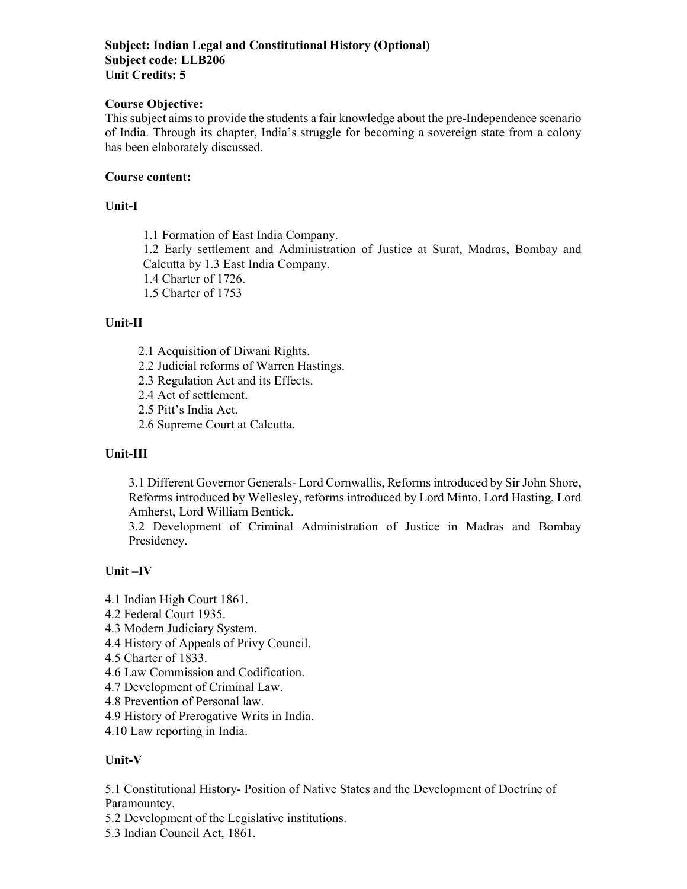**Subject: Indian Legal and Constitutional History (Optional)**
**Subject code: LLB206**
**Unit Credits: 5**

**Course Objective:**
This subject aims to provide the students a fair knowledge about the pre-Independence scenario of India. Through its chapter, India's struggle for becoming a sovereign state from a colony has been elaborately discussed.

**Course content:**

**Unit-I**

1.1 Formation of East India Company.
1.2 Early settlement and Administration of Justice at Surat, Madras, Bombay and Calcutta by 1.3 East India Company.
1.4 Charter of 1726.
1.5 Charter of 1753

**Unit-II**

2.1 Acquisition of Diwani Rights.
2.2 Judicial reforms of Warren Hastings.
2.3 Regulation Act and its Effects.
2.4 Act of settlement.
2.5 Pitt's India Act.
2.6 Supreme Court at Calcutta.

**Unit-III**

3.1 Different Governor Generals- Lord Cornwallis, Reforms introduced by Sir John Shore, Reforms introduced by Wellesley, reforms introduced by Lord Minto, Lord Hasting, Lord Amherst, Lord William Bentick.
3.2 Development of Criminal Administration of Justice in Madras and Bombay Presidency.

**Unit –IV**

4.1 Indian High Court 1861.
4.2 Federal Court 1935.
4.3 Modern Judiciary System.
4.4 History of Appeals of Privy Council.
4.5 Charter of 1833.
4.6 Law Commission and Codification.
4.7 Development of Criminal Law.
4.8 Prevention of Personal law.
4.9 History of Prerogative Writs in India.
4.10 Law reporting in India.

**Unit-V**

5.1 Constitutional History- Position of Native States and the Development of Doctrine of Paramountcy.
5.2 Development of the Legislative institutions.
5.3 Indian Council Act, 1861.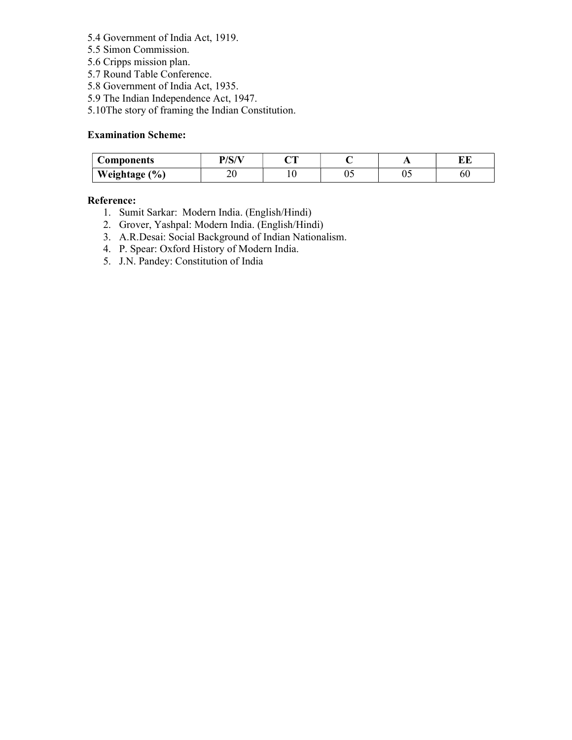5.4 Government of India Act, 1919.
5.5 Simon Commission.
5.6 Cripps mission plan.
5.7 Round Table Conference.
5.8 Government of India Act, 1935.
5.9 The Indian Independence Act, 1947.
5.10The story of framing the Indian Constitution.

**Examination Scheme:**

| Components | P/S/V | CT | C | A | EE |
|---|---|---|---|---|---|
| Weightage (%) | 20 | 10 | 05 | 05 | 60 |

**Reference:**

1. Sumit Sarkar: Modern India. (English/Hindi)
2. Grover, Yashpal: Modern India. (English/Hindi)
3. A.R.Desai: Social Background of Indian Nationalism.
4. P. Spear: Oxford History of Modern India.
5. J.N. Pandey: Constitution of India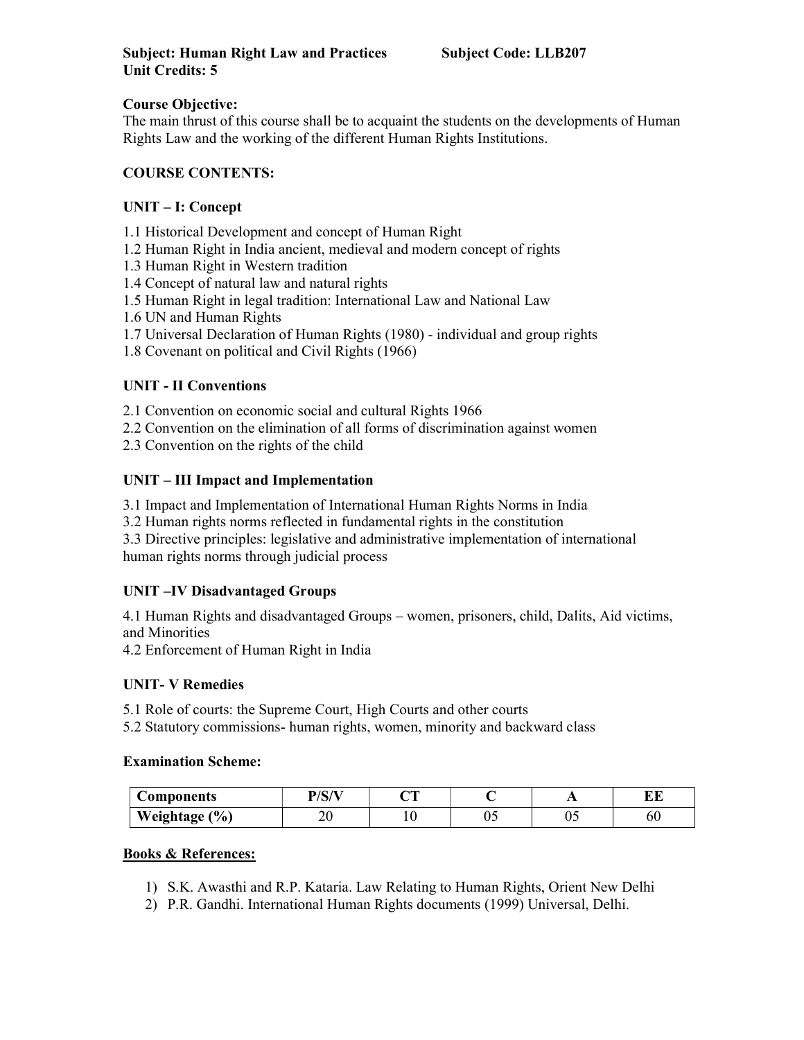**Subject: Human Right Law and Practices Subject Code: LLB207**
**Unit Credits: 5**

**Course Objective:**
The main thrust of this course shall be to acquaint the students on the developments of Human Rights Law and the working of the different Human Rights Institutions.

**COURSE CONTENTS:**

**UNIT – I: Concept**

1.1 Historical Development and concept of Human Right
1.2 Human Right in India ancient, medieval and modern concept of rights
1.3 Human Right in Western tradition
1.4 Concept of natural law and natural rights
1.5 Human Right in legal tradition: International Law and National Law
1.6 UN and Human Rights
1.7 Universal Declaration of Human Rights (1980) - individual and group rights
1.8 Covenant on political and Civil Rights (1966)

**UNIT - II Conventions**

2.1 Convention on economic social and cultural Rights 1966
2.2 Convention on the elimination of all forms of discrimination against women
2.3 Convention on the rights of the child

**UNIT – III Impact and Implementation**

3.1 Impact and Implementation of International Human Rights Norms in India
3.2 Human rights norms reflected in fundamental rights in the constitution
3.3 Directive principles: legislative and administrative implementation of international human rights norms through judicial process

**UNIT –IV Disadvantaged Groups**

4.1 Human Rights and disadvantaged Groups – women, prisoners, child, Dalits, Aid victims, and Minorities
4.2 Enforcement of Human Right in India

**UNIT- V Remedies**

5.1 Role of courts: the Supreme Court, High Courts and other courts
5.2 Statutory commissions- human rights, women, minority and backward class

**Examination Scheme:**

| Components | P/S/V | CT | C | A | EE |
|---|---|---|---|---|---|
| Weightage (%) | 20 | 10 | 05 | 05 | 60 |

**Books & References:**

1) S.K. Awasthi and R.P. Kataria. Law Relating to Human Rights, Orient New Delhi
2) P.R. Gandhi. International Human Rights documents (1999) Universal, Delhi.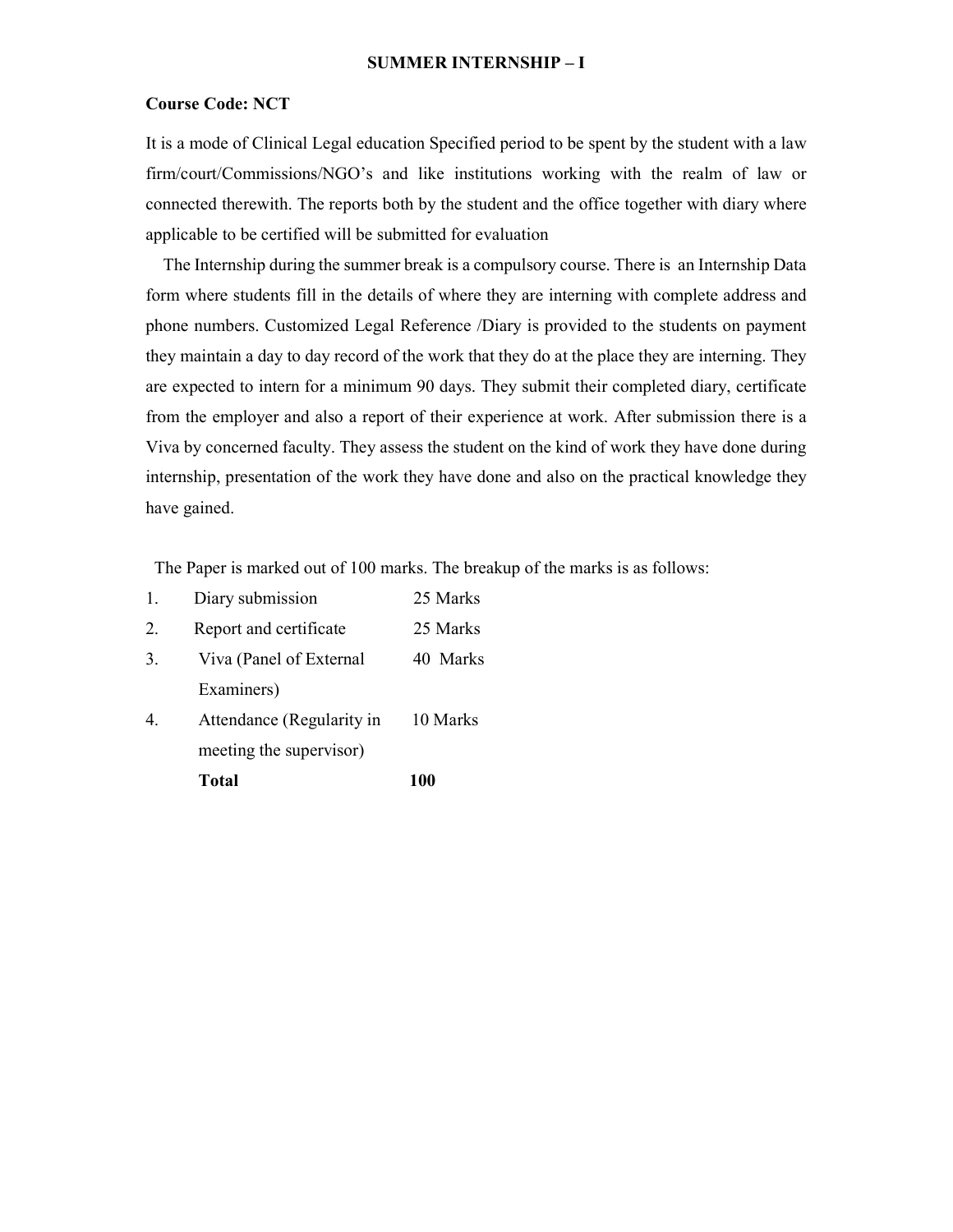## SUMMER INTERNSHIP – I

**Course Code: NCT**

It is a mode of Clinical Legal education Specified period to be spent by the student with a law firm/court/Commissions/NGO's and like institutions working with the realm of law or connected therewith. The reports both by the student and the office together with diary where applicable to be certified will be submitted for evaluation

The Internship during the summer break is a compulsory course. There is an Internship Data form where students fill in the details of where they are interning with complete address and phone numbers. Customized Legal Reference /Diary is provided to the students on payment they maintain a day to day record of the work that they do at the place they are interning. They are expected to intern for a minimum 90 days. They submit their completed diary, certificate from the employer and also a report of their experience at work. After submission there is a Viva by concerned faculty. They assess the student on the kind of work they have done during internship, presentation of the work they have done and also on the practical knowledge they have gained.

The Paper is marked out of 100 marks. The breakup of the marks is as follows:

| | | |
|---|---|---|
| 1. | Diary submission | 25 Marks |
| 2. | Report and certificate | 25 Marks |
| 3. | Viva (Panel of External Examiners) | 40 Marks |
| 4. | Attendance (Regularity in meeting the supervisor) | 10 Marks |
| | **Total** | **100** |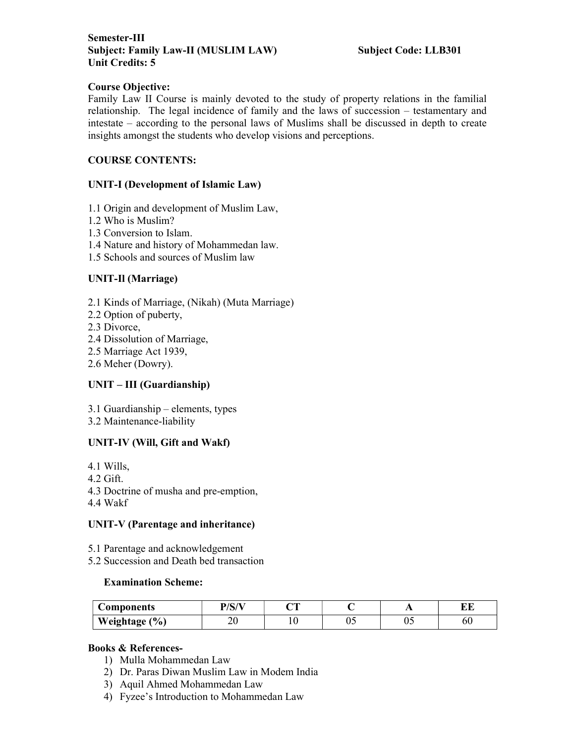**Semester-III**
**Subject: Family Law-II (MUSLIM LAW)** **Subject Code: LLB301**
**Unit Credits: 5**

**Course Objective:**
Family Law II Course is mainly devoted to the study of property relations in the familial relationship. The legal incidence of family and the laws of succession – testamentary and intestate – according to the personal laws of Muslims shall be discussed in depth to create insights amongst the students who develop visions and perceptions.

**COURSE CONTENTS:**

**UNIT-I (Development of Islamic Law)**

1.1 Origin and development of Muslim Law,
1.2 Who is Muslim?
1.3 Conversion to Islam.
1.4 Nature and history of Mohammedan law.
1.5 Schools and sources of Muslim law

**UNIT-Il (Marriage)**

2.1 Kinds of Marriage, (Nikah) (Muta Marriage)
2.2 Option of puberty,
2.3 Divorce,
2.4 Dissolution of Marriage,
2.5 Marriage Act 1939,
2.6 Meher (Dowry).

**UNIT – III (Guardianship)**

3.1 Guardianship – elements, types
3.2 Maintenance-liability

**UNIT-IV (Will, Gift and Wakf)**

4.1 Wills,
4.2 Gift.
4.3 Doctrine of musha and pre-emption,
4.4 Wakf

**UNIT-V (Parentage and inheritance)**

5.1 Parentage and acknowledgement
5.2 Succession and Death bed transaction

**Examination Scheme:**

| Components | P/S/V | CT | C | A | EE |
|---|---|---|---|---|---|
| Weightage (%) | 20 | 10 | 05 | 05 | 60 |

**Books & References-**

1) Mulla Mohammedan Law
2) Dr. Paras Diwan Muslim Law in Modem India
3) Aquil Ahmed Mohammedan Law
4) Fyzee's Introduction to Mohammedan Law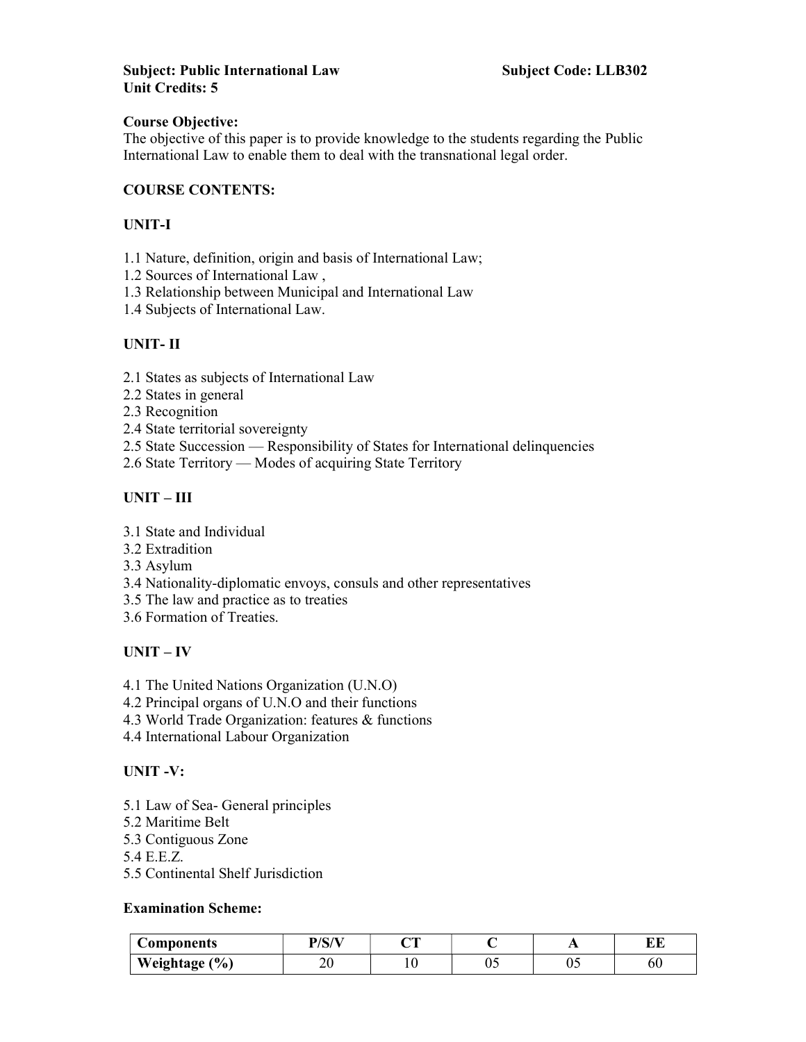**Subject: Public International Law** **Subject Code: LLB302**
**Unit Credits: 5**

**Course Objective:**
The objective of this paper is to provide knowledge to the students regarding the Public International Law to enable them to deal with the transnational legal order.

**COURSE CONTENTS:**

**UNIT-I**

1.1 Nature, definition, origin and basis of International Law;
1.2 Sources of International Law ,
1.3 Relationship between Municipal and International Law
1.4 Subjects of International Law.

**UNIT- II**

2.1 States as subjects of International Law
2.2 States in general
2.3 Recognition
2.4 State territorial sovereignty
2.5 State Succession — Responsibility of States for International delinquencies
2.6 State Territory — Modes of acquiring State Territory

**UNIT – III**

3.1 State and Individual
3.2 Extradition
3.3 Asylum
3.4 Nationality-diplomatic envoys, consuls and other representatives
3.5 The law and practice as to treaties
3.6 Formation of Treaties.

**UNIT – IV**

4.1 The United Nations Organization (U.N.O)
4.2 Principal organs of U.N.O and their functions
4.3 World Trade Organization: features & functions
4.4 International Labour Organization

**UNIT -V:**

5.1 Law of Sea- General principles
5.2 Maritime Belt
5.3 Contiguous Zone
5.4 E.E.Z.
5.5 Continental Shelf Jurisdiction

**Examination Scheme:**

| Components | P/S/V | CT | C | A | EE |
|---|---|---|---|---|---|
| Weightage (%) | 20 | 10 | 05 | 05 | 60 |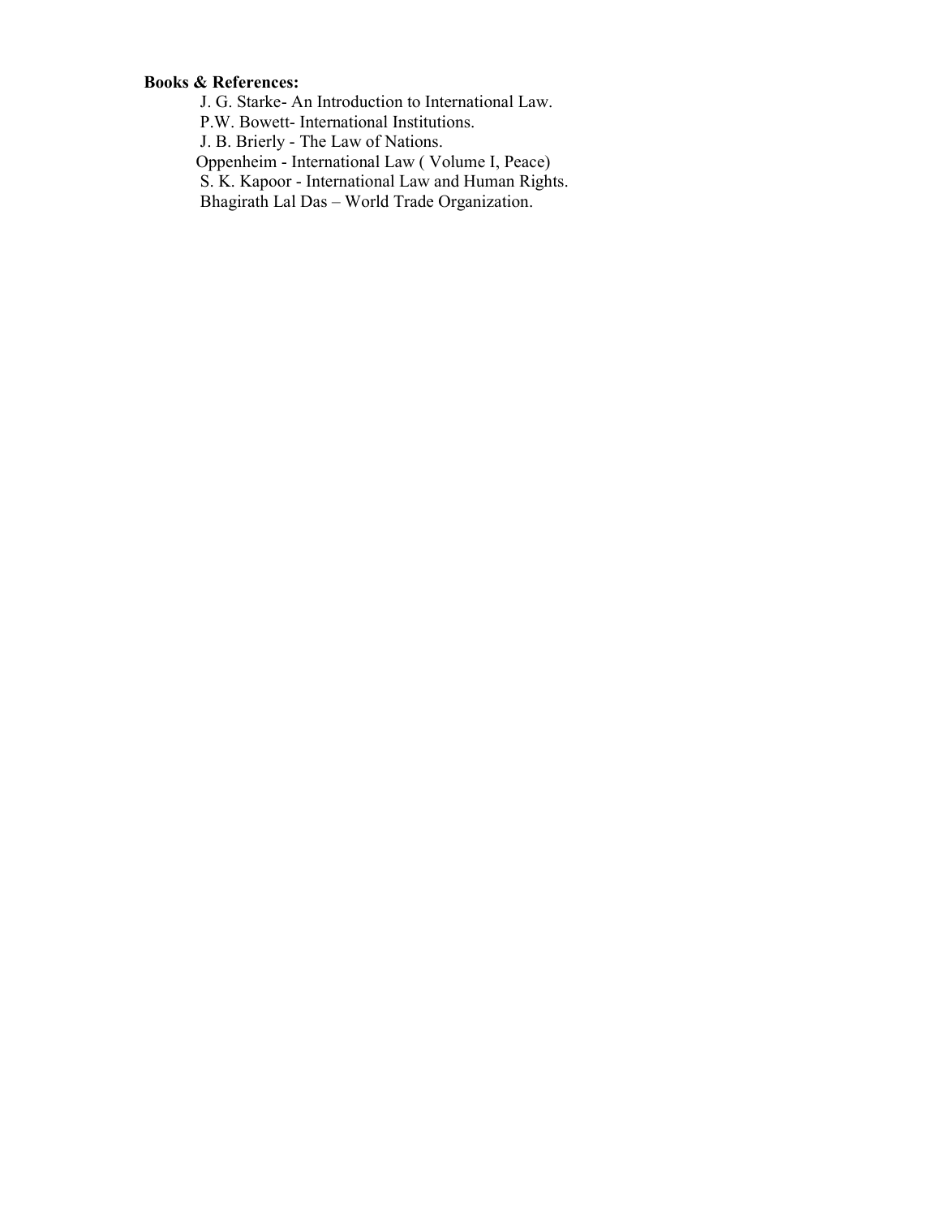**Books & References:**

J. G. Starke- An Introduction to International Law.
P.W. Bowett- International Institutions.
J. B. Brierly - The Law of Nations.
Oppenheim - International Law ( Volume I, Peace)
S. K. Kapoor - International Law and Human Rights.
Bhagirath Lal Das – World Trade Organization.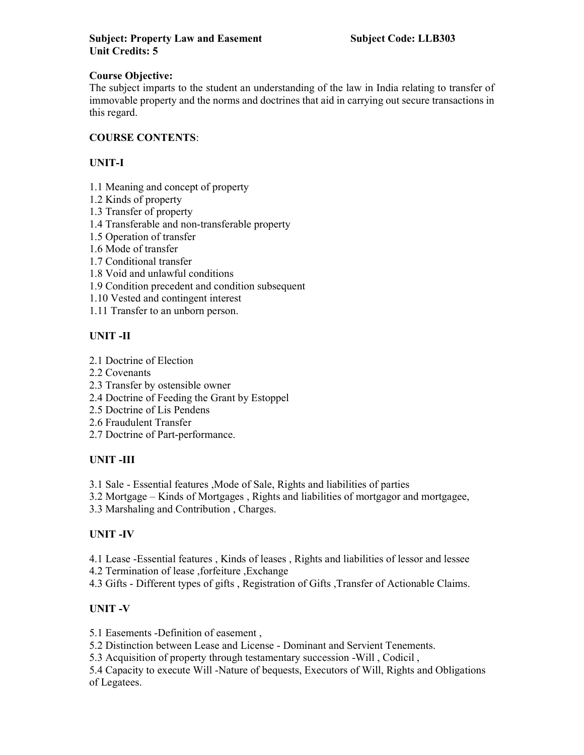**Subject: Property Law and Easement** **Subject Code: LLB303**
**Unit Credits: 5**

**Course Objective:**
The subject imparts to the student an understanding of the law in India relating to transfer of immovable property and the norms and doctrines that aid in carrying out secure transactions in this regard.

**COURSE CONTENTS**:

**UNIT-I**

1.1 Meaning and concept of property
1.2 Kinds of property
1.3 Transfer of property
1.4 Transferable and non-transferable property
1.5 Operation of transfer
1.6 Mode of transfer
1.7 Conditional transfer
1.8 Void and unlawful conditions
1.9 Condition precedent and condition subsequent
1.10 Vested and contingent interest
1.11 Transfer to an unborn person.

**UNIT -II**

2.1 Doctrine of Election
2.2 Covenants
2.3 Transfer by ostensible owner
2.4 Doctrine of Feeding the Grant by Estoppel
2.5 Doctrine of Lis Pendens
2.6 Fraudulent Transfer
2.7 Doctrine of Part-performance.

**UNIT -III**

3.1 Sale - Essential features ,Mode of Sale, Rights and liabilities of parties
3.2 Mortgage – Kinds of Mortgages , Rights and liabilities of mortgagor and mortgagee,
3.3 Marshaling and Contribution , Charges.

**UNIT -IV**

4.1 Lease -Essential features , Kinds of leases , Rights and liabilities of lessor and lessee
4.2 Termination of lease ,forfeiture ,Exchange
4.3 Gifts - Different types of gifts , Registration of Gifts ,Transfer of Actionable Claims.

**UNIT -V**

5.1 Easements -Definition of easement ,
5.2 Distinction between Lease and License - Dominant and Servient Tenements.
5.3 Acquisition of property through testamentary succession -Will , Codicil ,
5.4 Capacity to execute Will -Nature of bequests, Executors of Will, Rights and Obligations of Legatees.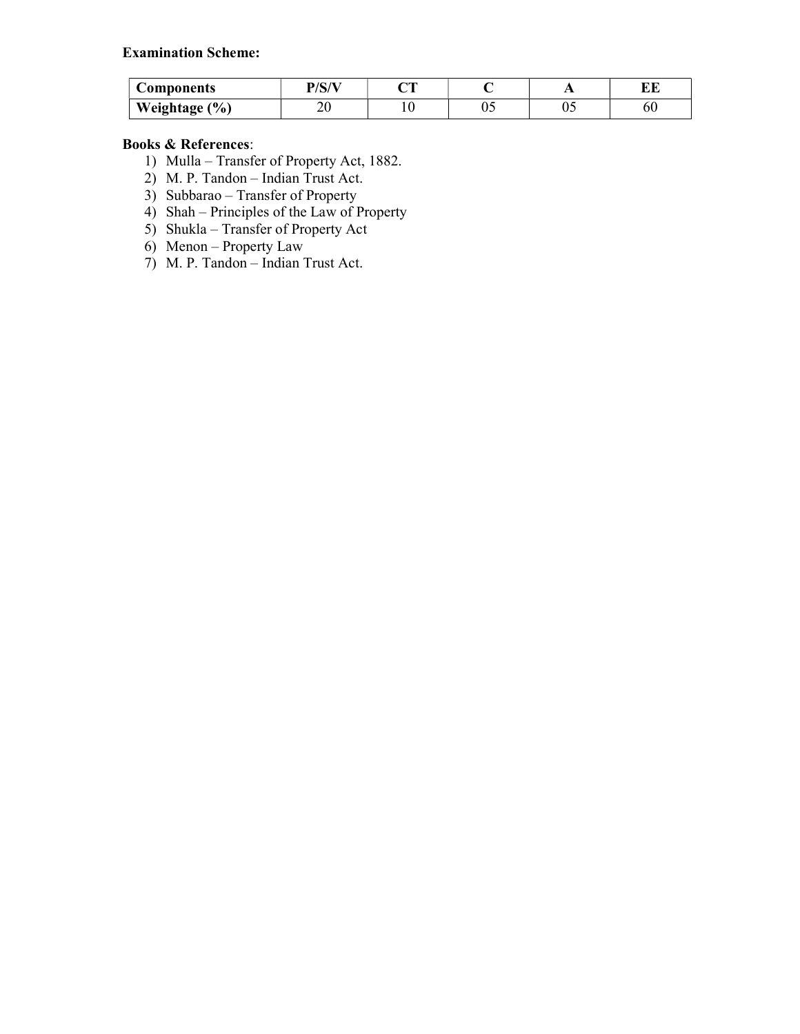**Examination Scheme:**

| Components | P/S/V | CT | C | A | EE |
|---|---|---|---|---|---|
| Weightage (%) | 20 | 10 | 05 | 05 | 60 |

**Books & References**:

1) Mulla – Transfer of Property Act, 1882.
2) M. P. Tandon – Indian Trust Act.
3) Subbarao – Transfer of Property
4) Shah – Principles of the Law of Property
5) Shukla – Transfer of Property Act
6) Menon – Property Law
7) M. P. Tandon – Indian Trust Act.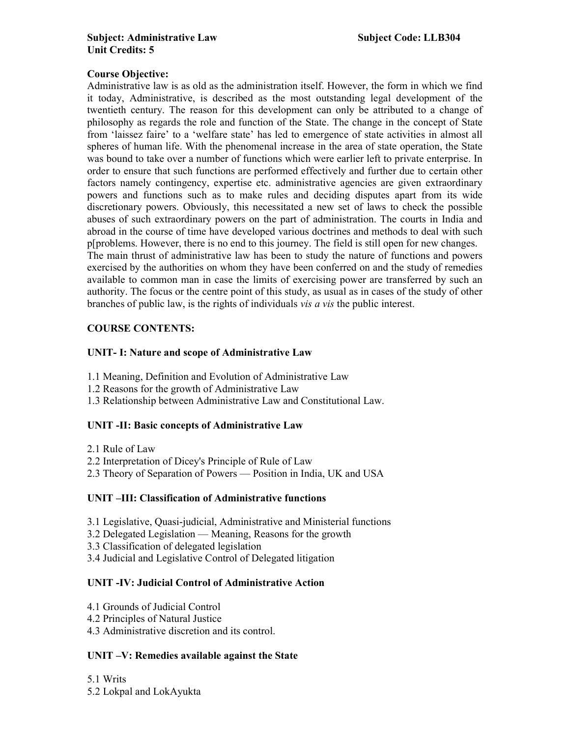**Subject: Administrative Law** **Subject Code: LLB304**
**Unit Credits: 5**

**Course Objective:**

Administrative law is as old as the administration itself. However, the form in which we find it today, Administrative, is described as the most outstanding legal development of the twentieth century. The reason for this development can only be attributed to a change of philosophy as regards the role and function of the State. The change in the concept of State from 'laissez faire' to a 'welfare state' has led to emergence of state activities in almost all spheres of human life. With the phenomenal increase in the area of state operation, the State was bound to take over a number of functions which were earlier left to private enterprise. In order to ensure that such functions are performed effectively and further due to certain other factors namely contingency, expertise etc. administrative agencies are given extraordinary powers and functions such as to make rules and deciding disputes apart from its wide discretionary powers. Obviously, this necessitated a new set of laws to check the possible abuses of such extraordinary powers on the part of administration. The courts in India and abroad in the course of time have developed various doctrines and methods to deal with such p[problems. However, there is no end to this journey. The field is still open for new changes.
The main thrust of administrative law has been to study the nature of functions and powers exercised by the authorities on whom they have been conferred on and the study of remedies available to common man in case the limits of exercising power are transferred by such an authority. The focus or the centre point of this study, as usual as in cases of the study of other branches of public law, is the rights of individuals *vis a vis* the public interest.

**COURSE CONTENTS:**

**UNIT- I: Nature and scope of Administrative Law**

1.1 Meaning, Definition and Evolution of Administrative Law
1.2 Reasons for the growth of Administrative Law
1.3 Relationship between Administrative Law and Constitutional Law.

**UNIT -II: Basic concepts of Administrative Law**

2.1 Rule of Law
2.2 Interpretation of Dicey's Principle of Rule of Law
2.3 Theory of Separation of Powers — Position in India, UK and USA

**UNIT –III: Classification of Administrative functions**

3.1 Legislative, Quasi-judicial, Administrative and Ministerial functions
3.2 Delegated Legislation — Meaning, Reasons for the growth
3.3 Classification of delegated legislation
3.4 Judicial and Legislative Control of Delegated litigation

**UNIT -IV: Judicial Control of Administrative Action**

4.1 Grounds of Judicial Control
4.2 Principles of Natural Justice
4.3 Administrative discretion and its control.

**UNIT –V: Remedies available against the State**

5.1 Writs
5.2 Lokpal and LokAyukta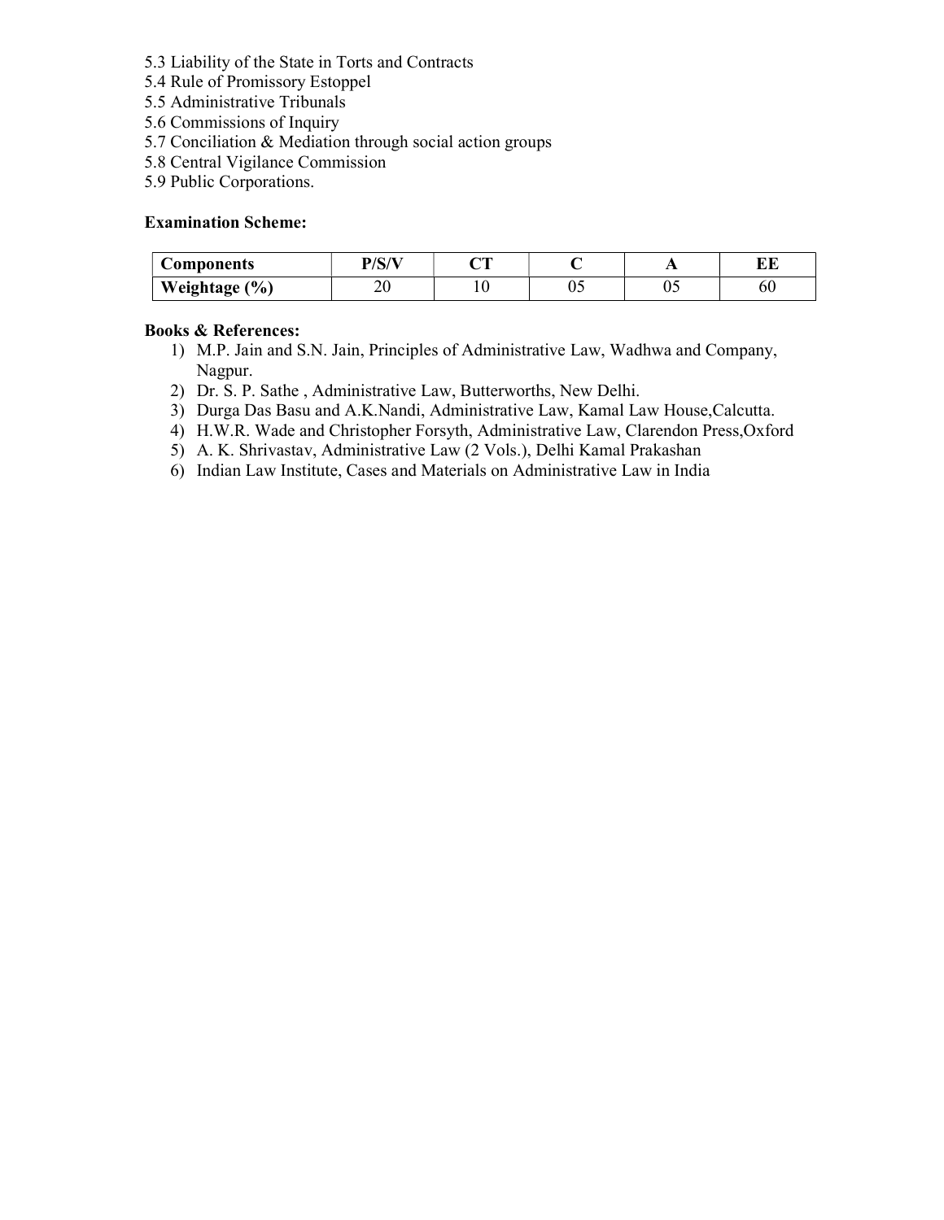5.3 Liability of the State in Torts and Contracts
5.4 Rule of Promissory Estoppel
5.5 Administrative Tribunals
5.6 Commissions of Inquiry
5.7 Conciliation & Mediation through social action groups
5.8 Central Vigilance Commission
5.9 Public Corporations.

**Examination Scheme:**

| Components | P/S/V | CT | C | A | EE |
|---|---|---|---|---|---|
| Weightage (%) | 20 | 10 | 05 | 05 | 60 |

**Books & References:**

1) M.P. Jain and S.N. Jain, Principles of Administrative Law, Wadhwa and Company, Nagpur.
2) Dr. S. P. Sathe , Administrative Law, Butterworths, New Delhi.
3) Durga Das Basu and A.K.Nandi, Administrative Law, Kamal Law House,Calcutta.
4) H.W.R. Wade and Christopher Forsyth, Administrative Law, Clarendon Press,Oxford
5) A. K. Shrivastav, Administrative Law (2 Vols.), Delhi Kamal Prakashan
6) Indian Law Institute, Cases and Materials on Administrative Law in India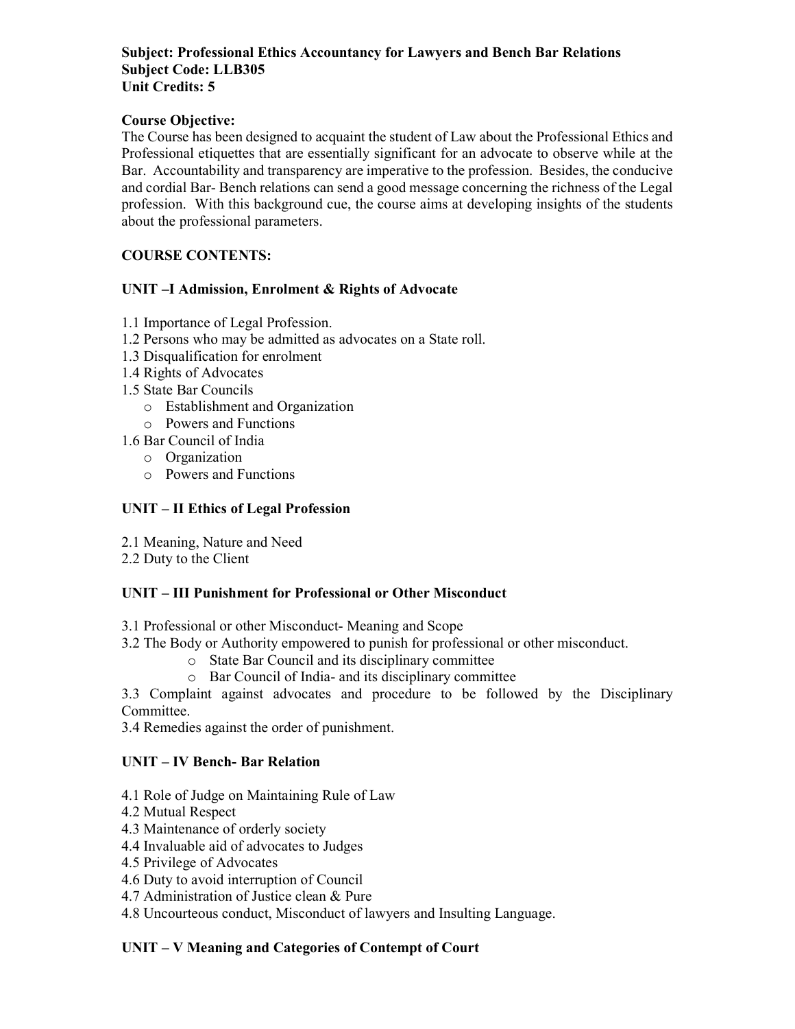**Subject: Professional Ethics Accountancy for Lawyers and Bench Bar Relations**
**Subject Code: LLB305**
**Unit Credits: 5**

**Course Objective:**

The Course has been designed to acquaint the student of Law about the Professional Ethics and Professional etiquettes that are essentially significant for an advocate to observe while at the Bar. Accountability and transparency are imperative to the profession. Besides, the conducive and cordial Bar- Bench relations can send a good message concerning the richness of the Legal profession. With this background cue, the course aims at developing insights of the students about the professional parameters.

**COURSE CONTENTS:**

**UNIT –I Admission, Enrolment & Rights of Advocate**

1.1 Importance of Legal Profession.
1.2 Persons who may be admitted as advocates on a State roll.
1.3 Disqualification for enrolment
1.4 Rights of Advocates
1.5 State Bar Councils
- Establishment and Organization
- Powers and Functions

1.6 Bar Council of India
- Organization
- Powers and Functions

**UNIT – II Ethics of Legal Profession**

2.1 Meaning, Nature and Need
2.2 Duty to the Client

**UNIT – III Punishment for Professional or Other Misconduct**

3.1 Professional or other Misconduct- Meaning and Scope
3.2 The Body or Authority empowered to punish for professional or other misconduct.
- State Bar Council and its disciplinary committee
- Bar Council of India- and its disciplinary committee

3.3 Complaint against advocates and procedure to be followed by the Disciplinary Committee.
3.4 Remedies against the order of punishment.

**UNIT – IV Bench- Bar Relation**

4.1 Role of Judge on Maintaining Rule of Law
4.2 Mutual Respect
4.3 Maintenance of orderly society
4.4 Invaluable aid of advocates to Judges
4.5 Privilege of Advocates
4.6 Duty to avoid interruption of Council
4.7 Administration of Justice clean & Pure
4.8 Uncourteous conduct, Misconduct of lawyers and Insulting Language.

**UNIT – V Meaning and Categories of Contempt of Court**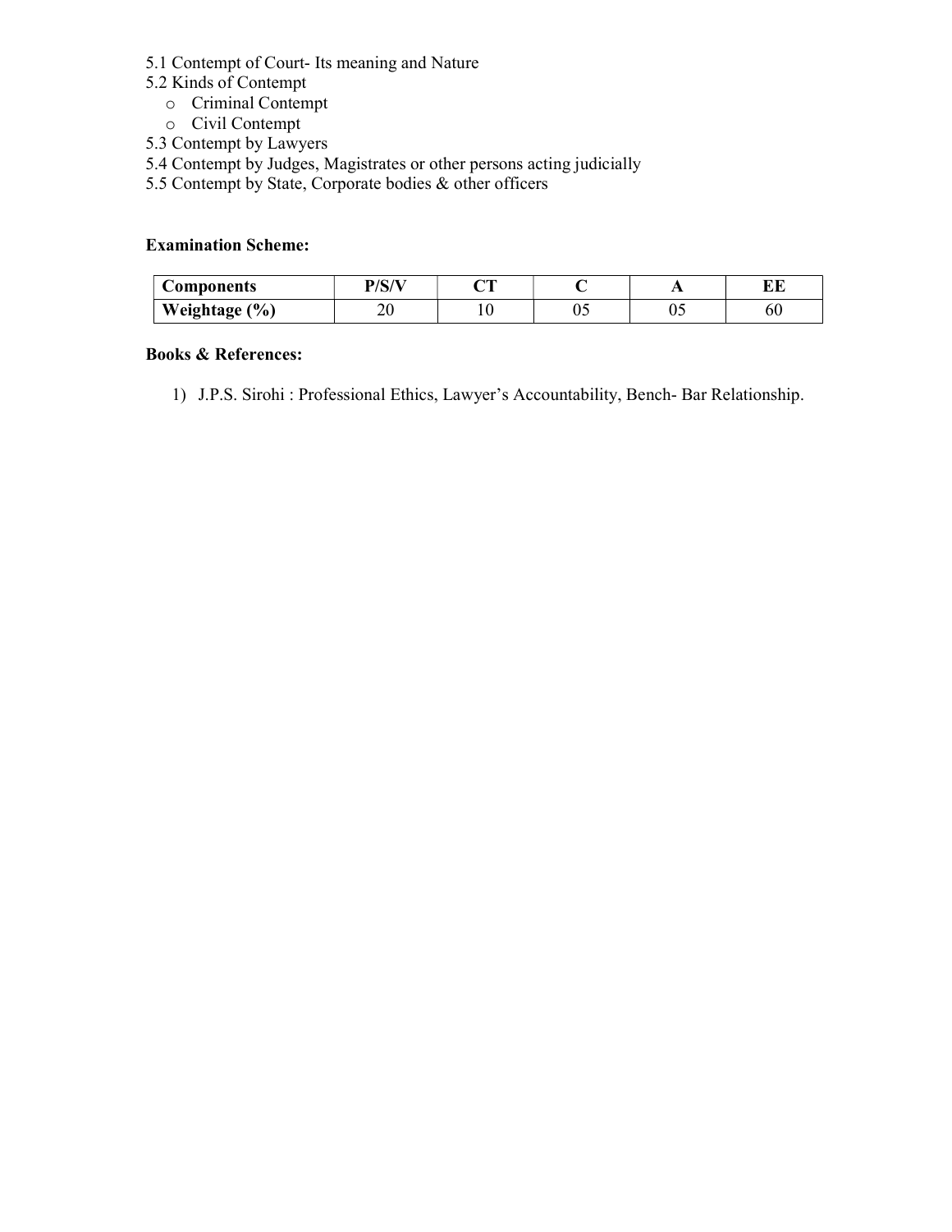5.1 Contempt of Court- Its meaning and Nature

5.2 Kinds of Contempt

- Criminal Contempt
- Civil Contempt

5.3 Contempt by Lawyers

5.4 Contempt by Judges, Magistrates or other persons acting judicially

5.5 Contempt by State, Corporate bodies & other officers

**Examination Scheme:**

| Components | P/S/V | CT | C | A | EE |
|---|---|---|---|---|---|
| Weightage (%) | 20 | 10 | 05 | 05 | 60 |

**Books & References:**

1) J.P.S. Sirohi : Professional Ethics, Lawyer's Accountability, Bench- Bar Relationship.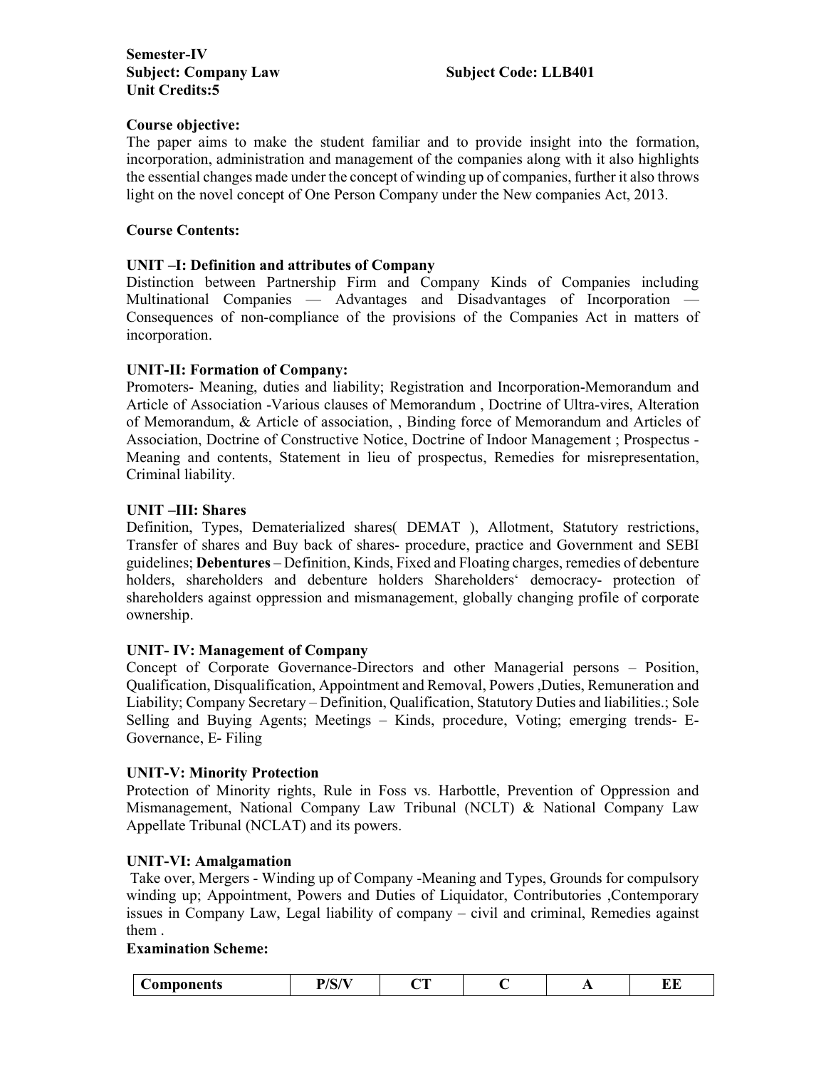**Semester-IV**
**Subject: Company Law** **Subject Code: LLB401**
**Unit Credits:5**

**Course objective:**
The paper aims to make the student familiar and to provide insight into the formation, incorporation, administration and management of the companies along with it also highlights the essential changes made under the concept of winding up of companies, further it also throws light on the novel concept of One Person Company under the New companies Act, 2013.

**Course Contents:**

**UNIT –I: Definition and attributes of Company**
Distinction between Partnership Firm and Company Kinds of Companies including Multinational Companies — Advantages and Disadvantages of Incorporation — Consequences of non-compliance of the provisions of the Companies Act in matters of incorporation.

**UNIT-II: Formation of Company:**
Promoters- Meaning, duties and liability; Registration and Incorporation-Memorandum and Article of Association -Various clauses of Memorandum , Doctrine of Ultra-vires, Alteration of Memorandum, & Article of association, , Binding force of Memorandum and Articles of Association, Doctrine of Constructive Notice, Doctrine of Indoor Management ; Prospectus - Meaning and contents, Statement in lieu of prospectus, Remedies for misrepresentation, Criminal liability.

**UNIT –III: Shares**
Definition, Types, Dematerialized shares( DEMAT ), Allotment, Statutory restrictions, Transfer of shares and Buy back of shares- procedure, practice and Government and SEBI guidelines; **Debentures** – Definition, Kinds, Fixed and Floating charges, remedies of debenture holders, shareholders and debenture holders Shareholders' democracy- protection of shareholders against oppression and mismanagement, globally changing profile of corporate ownership.

**UNIT- IV: Management of Company**
Concept of Corporate Governance-Directors and other Managerial persons – Position, Qualification, Disqualification, Appointment and Removal, Powers ,Duties, Remuneration and Liability; Company Secretary – Definition, Qualification, Statutory Duties and liabilities.; Sole Selling and Buying Agents; Meetings – Kinds, procedure, Voting; emerging trends- E-Governance, E- Filing

**UNIT-V: Minority Protection**
Protection of Minority rights, Rule in Foss vs. Harbottle, Prevention of Oppression and Mismanagement, National Company Law Tribunal (NCLT) & National Company Law Appellate Tribunal (NCLAT) and its powers.

**UNIT-VI: Amalgamation**
Take over, Mergers - Winding up of Company -Meaning and Types, Grounds for compulsory winding up; Appointment, Powers and Duties of Liquidator, Contributories ,Contemporary issues in Company Law, Legal liability of company – civil and criminal, Remedies against them .

**Examination Scheme:**

| Components | P/S/V | CT | C | A | EE |
|---|---|---|---|---|---|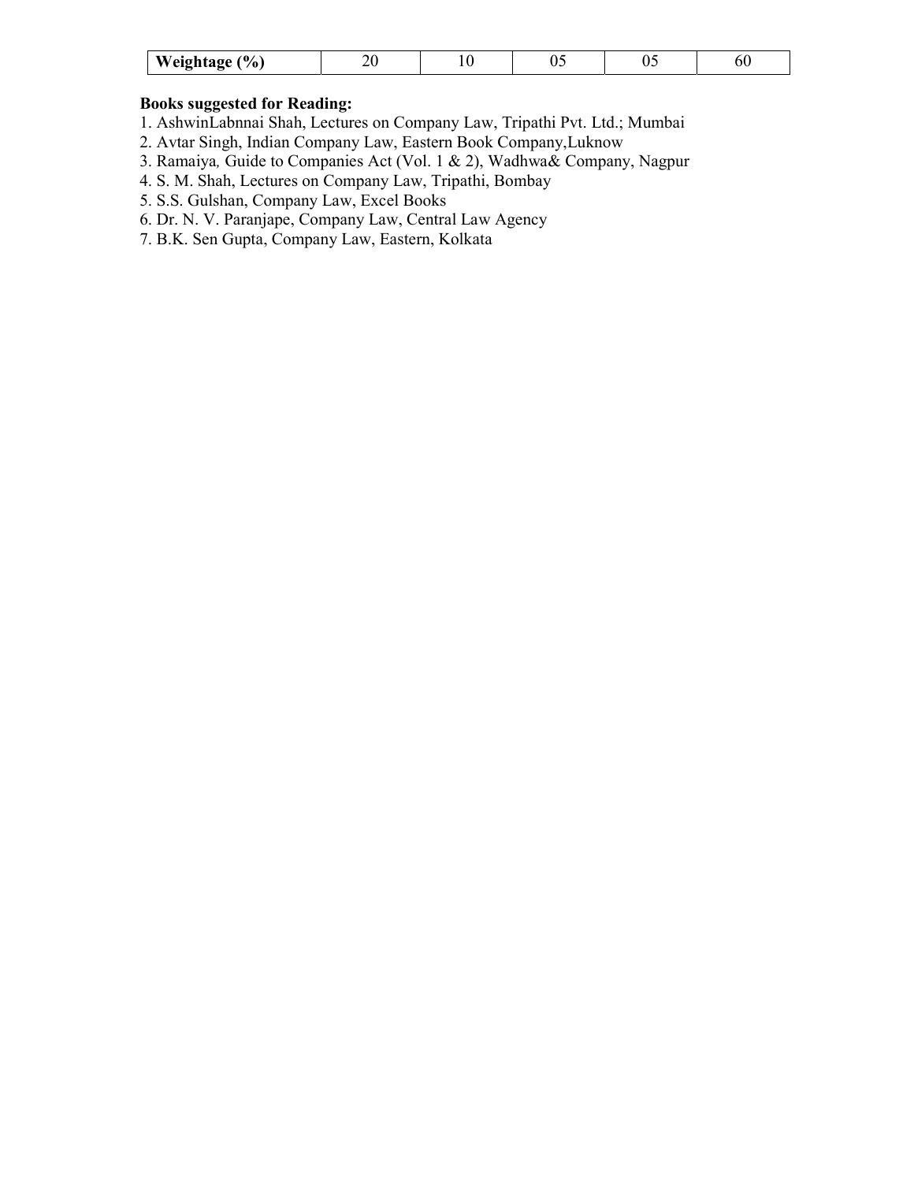| Weightage (%) | 20 | 10 | 05 | 05 | 60 |
|---|---|---|---|---|---|

**Books suggested for Reading:**

1. AshwinLabnnai Shah, Lectures on Company Law, Tripathi Pvt. Ltd.; Mumbai
2. Avtar Singh, Indian Company Law, Eastern Book Company,Luknow
3. Ramaiya, Guide to Companies Act (Vol. 1 & 2), Wadhwa& Company, Nagpur
4. S. M. Shah, Lectures on Company Law, Tripathi, Bombay
5. S.S. Gulshan, Company Law, Excel Books
6. Dr. N. V. Paranjape, Company Law, Central Law Agency
7. B.K. Sen Gupta, Company Law, Eastern, Kolkata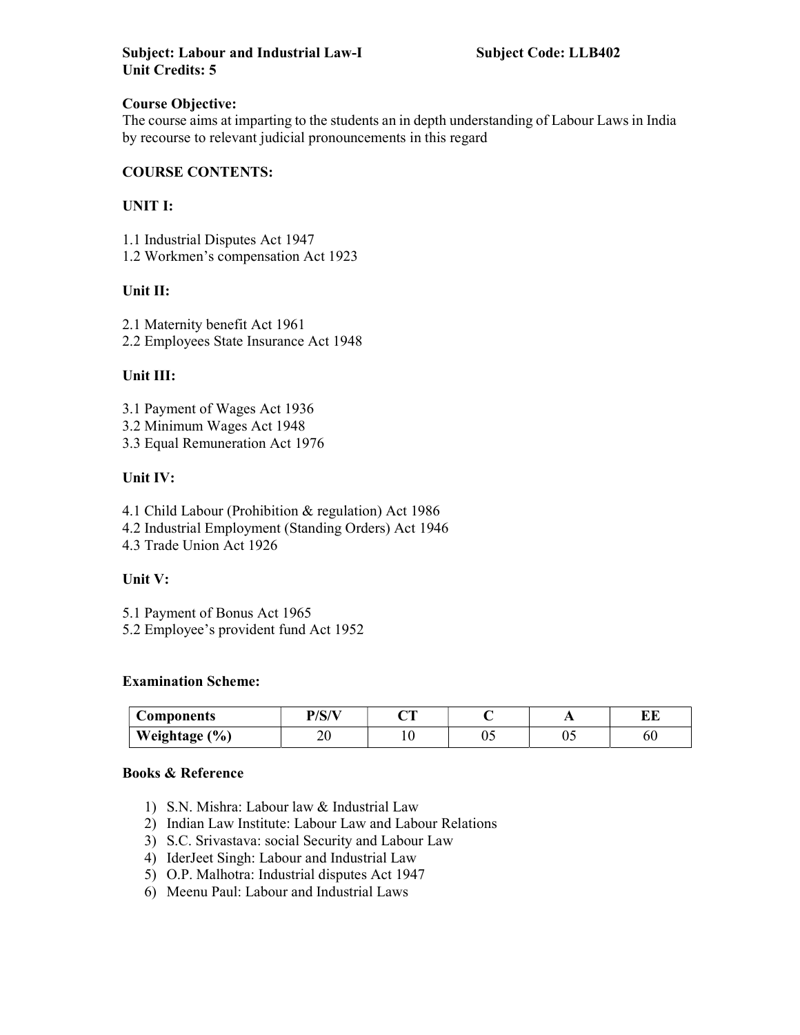**Subject: Labour and Industrial Law-I** **Subject Code: LLB402**
**Unit Credits: 5**

**Course Objective:**

The course aims at imparting to the students an in depth understanding of Labour Laws in India by recourse to relevant judicial pronouncements in this regard

**COURSE CONTENTS:**

**UNIT I:**

1.1 Industrial Disputes Act 1947
1.2 Workmen's compensation Act 1923

**Unit II:**

2.1 Maternity benefit Act 1961
2.2 Employees State Insurance Act 1948

**Unit III:**

3.1 Payment of Wages Act 1936
3.2 Minimum Wages Act 1948
3.3 Equal Remuneration Act 1976

**Unit IV:**

4.1 Child Labour (Prohibition & regulation) Act 1986
4.2 Industrial Employment (Standing Orders) Act 1946
4.3 Trade Union Act 1926

**Unit V:**

5.1 Payment of Bonus Act 1965
5.2 Employee's provident fund Act 1952

**Examination Scheme:**

| Components | P/S/V | CT | C | A | EE |
|---|---|---|---|---|---|
| Weightage (%) | 20 | 10 | 05 | 05 | 60 |

**Books & Reference**

1) S.N. Mishra: Labour law & Industrial Law
2) Indian Law Institute: Labour Law and Labour Relations
3) S.C. Srivastava: social Security and Labour Law
4) IderJeet Singh: Labour and Industrial Law
5) O.P. Malhotra: Industrial disputes Act 1947
6) Meenu Paul: Labour and Industrial Laws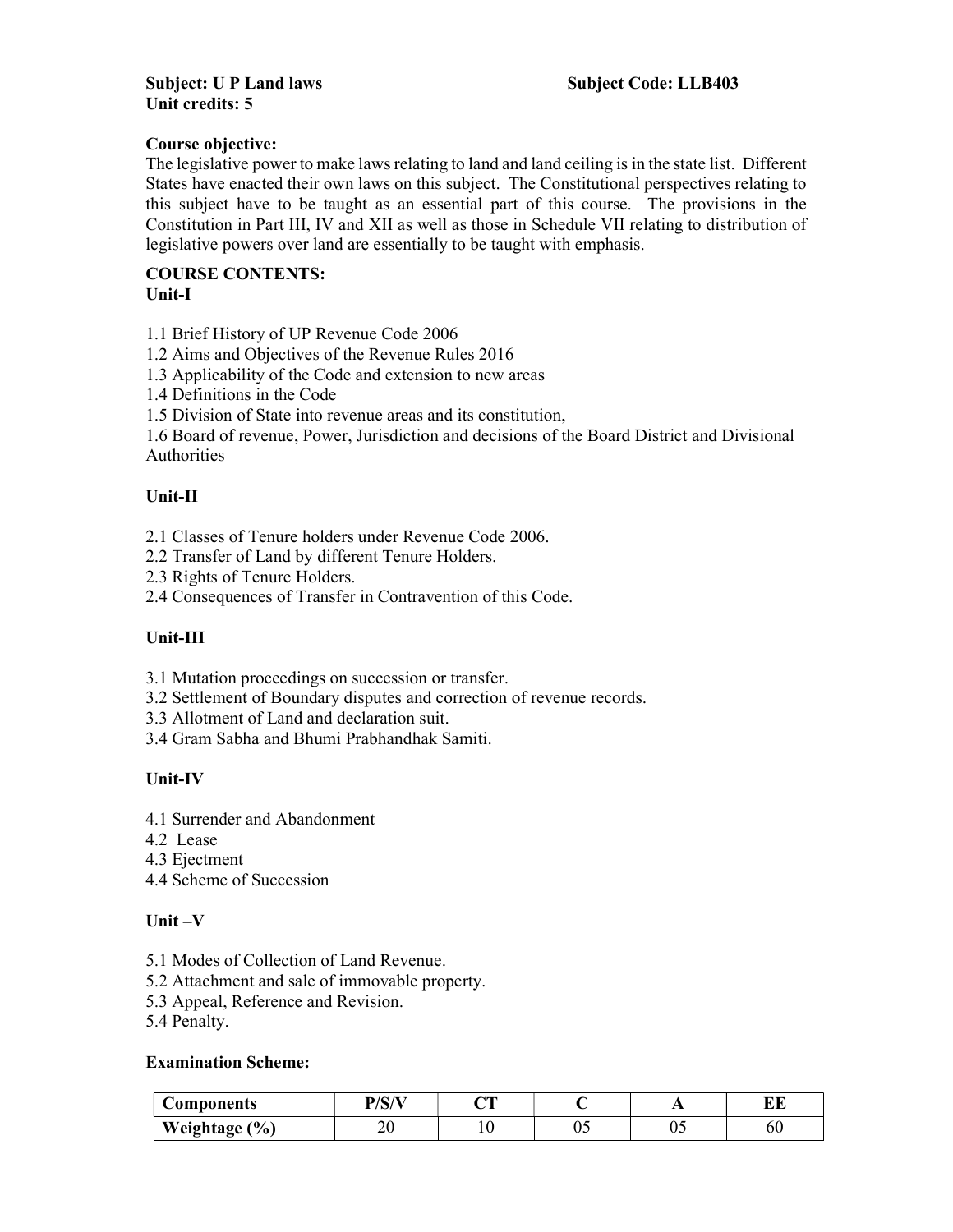**Subject: U P Land laws** **Subject Code: LLB403**
**Unit credits: 5**

**Course objective:**
The legislative power to make laws relating to land and land ceiling is in the state list. Different States have enacted their own laws on this subject. The Constitutional perspectives relating to this subject have to be taught as an essential part of this course. The provisions in the Constitution in Part III, IV and XII as well as those in Schedule VII relating to distribution of legislative powers over land are essentially to be taught with emphasis.

**COURSE CONTENTS:**

**Unit-I**

1.1 Brief History of UP Revenue Code 2006
1.2 Aims and Objectives of the Revenue Rules 2016
1.3 Applicability of the Code and extension to new areas
1.4 Definitions in the Code
1.5 Division of State into revenue areas and its constitution,
1.6 Board of revenue, Power, Jurisdiction and decisions of the Board District and Divisional Authorities

**Unit-II**

2.1 Classes of Tenure holders under Revenue Code 2006.
2.2 Transfer of Land by different Tenure Holders.
2.3 Rights of Tenure Holders.
2.4 Consequences of Transfer in Contravention of this Code.

**Unit-III**

3.1 Mutation proceedings on succession or transfer.
3.2 Settlement of Boundary disputes and correction of revenue records.
3.3 Allotment of Land and declaration suit.
3.4 Gram Sabha and Bhumi Prabhandhak Samiti.

**Unit-IV**

4.1 Surrender and Abandonment
4.2 Lease
4.3 Ejectment
4.4 Scheme of Succession

**Unit –V**

5.1 Modes of Collection of Land Revenue.
5.2 Attachment and sale of immovable property.
5.3 Appeal, Reference and Revision.
5.4 Penalty.

**Examination Scheme:**

| Components | P/S/V | CT | C | A | EE |
|---|---|---|---|---|---|
| Weightage (%) | 20 | 10 | 05 | 05 | 60 |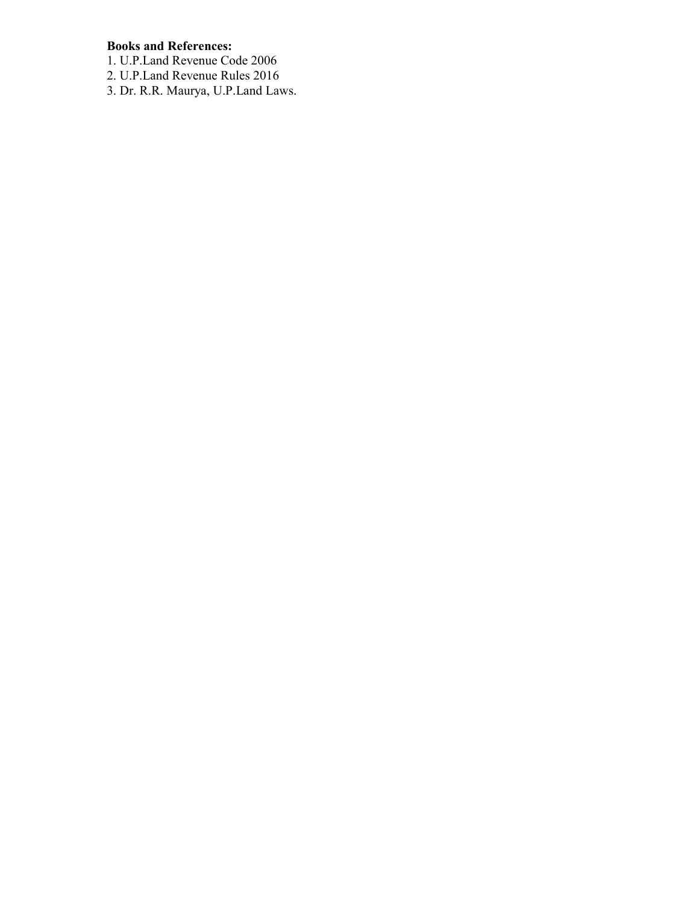**Books and References:**

1. U.P.Land Revenue Code 2006
2. U.P.Land Revenue Rules 2016
3. Dr. R.R. Maurya, U.P.Land Laws.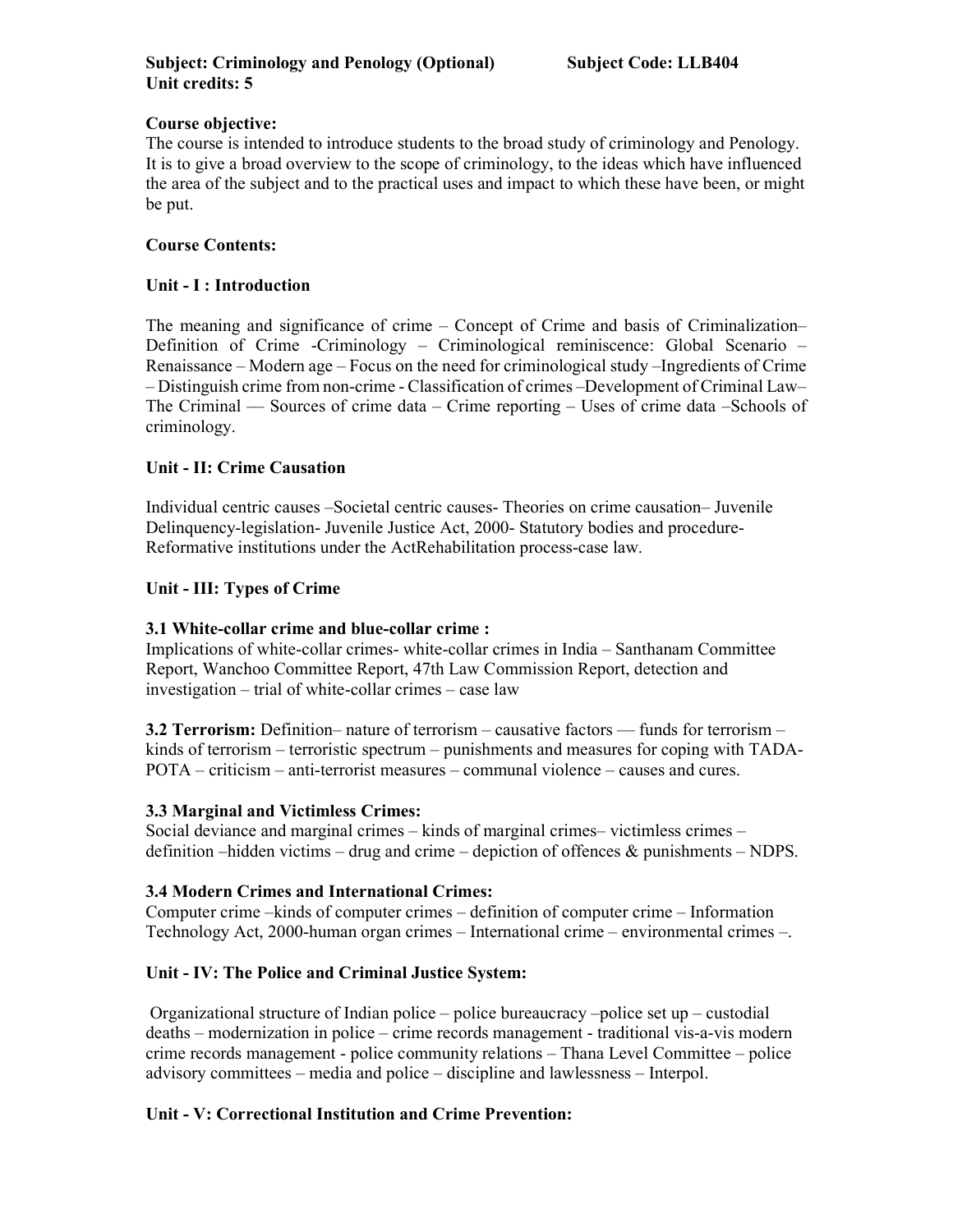**Subject: Criminology and Penology (Optional)** **Subject Code: LLB404**
**Unit credits: 5**

**Course objective:**
The course is intended to introduce students to the broad study of criminology and Penology. It is to give a broad overview to the scope of criminology, to the ideas which have influenced the area of the subject and to the practical uses and impact to which these have been, or might be put.

**Course Contents:**

### Unit - I : Introduction

The meaning and significance of crime – Concept of Crime and basis of Criminalization– Definition of Crime -Criminology – Criminological reminiscence: Global Scenario – Renaissance – Modern age – Focus on the need for criminological study –Ingredients of Crime – Distinguish crime from non-crime - Classification of crimes –Development of Criminal Law– The Criminal — Sources of crime data – Crime reporting – Uses of crime data –Schools of criminology.

### Unit - II: Crime Causation

Individual centric causes –Societal centric causes- Theories on crime causation– Juvenile Delinquency-legislation- Juvenile Justice Act, 2000- Statutory bodies and procedure-Reformative institutions under the ActRehabilitation process-case law.

### Unit - III: Types of Crime

**3.1 White-collar crime and blue-collar crime :**
Implications of white-collar crimes- white-collar crimes in India – Santhanam Committee Report, Wanchoo Committee Report, 47th Law Commission Report, detection and investigation – trial of white-collar crimes – case law

**3.2 Terrorism:** Definition– nature of terrorism – causative factors — funds for terrorism – kinds of terrorism – terroristic spectrum – punishments and measures for coping with TADA-POTA – criticism – anti-terrorist measures – communal violence – causes and cures.

**3.3 Marginal and Victimless Crimes:**
Social deviance and marginal crimes – kinds of marginal crimes– victimless crimes – definition –hidden victims – drug and crime – depiction of offences & punishments – NDPS.

**3.4 Modern Crimes and International Crimes:**
Computer crime –kinds of computer crimes – definition of computer crime – Information Technology Act, 2000-human organ crimes – International crime – environmental crimes –.

### Unit - IV: The Police and Criminal Justice System:

Organizational structure of Indian police – police bureaucracy –police set up – custodial deaths – modernization in police – crime records management - traditional vis-a-vis modern crime records management - police community relations – Thana Level Committee – police advisory committees – media and police – discipline and lawlessness – Interpol.

### Unit - V: Correctional Institution and Crime Prevention: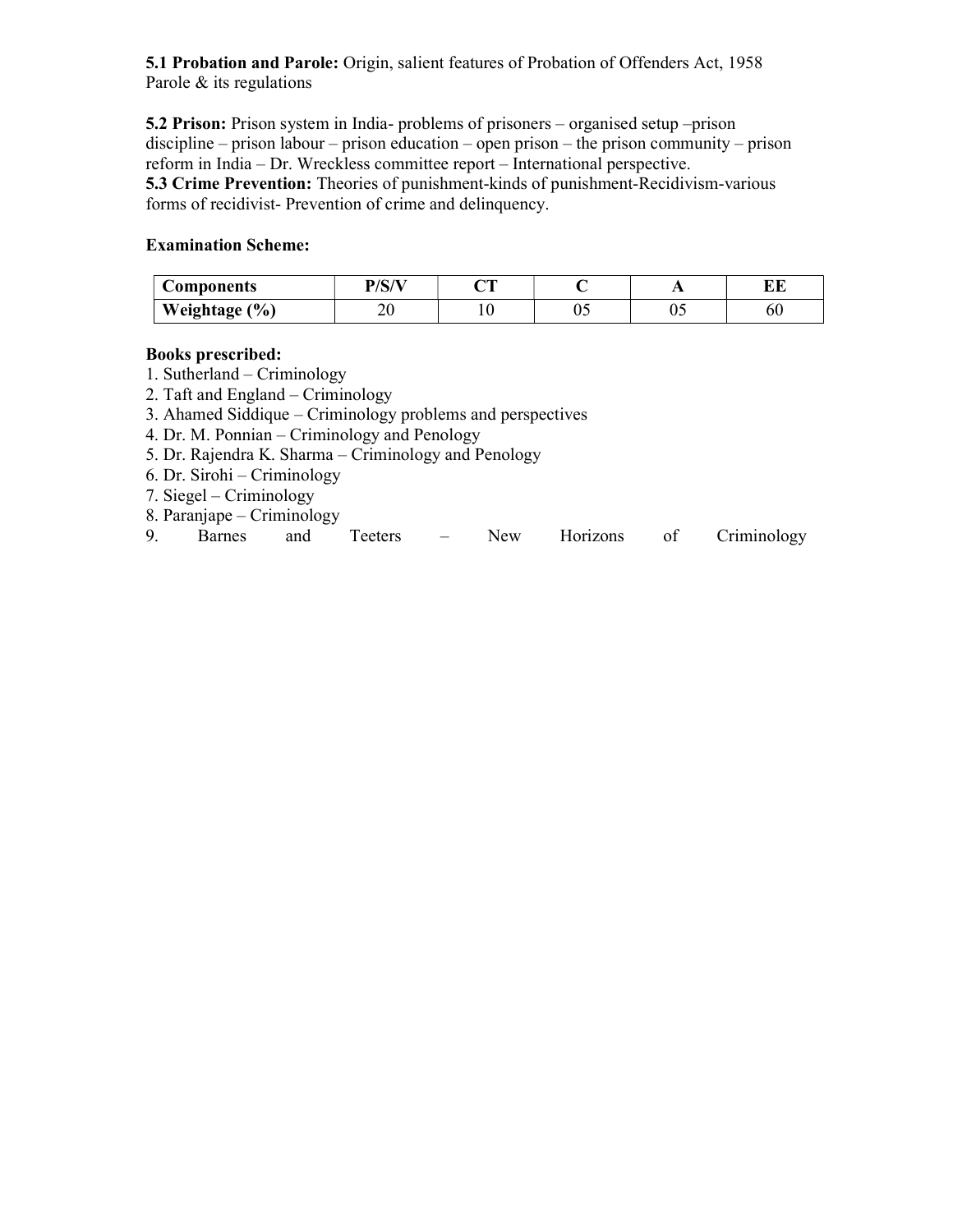**5.1 Probation and Parole:** Origin, salient features of Probation of Offenders Act, 1958 Parole & its regulations

**5.2 Prison:** Prison system in India- problems of prisoners – organised setup –prison discipline – prison labour – prison education – open prison – the prison community – prison reform in India – Dr. Wreckless committee report – International perspective.

**5.3 Crime Prevention:** Theories of punishment-kinds of punishment-Recidivism-various forms of recidivist- Prevention of crime and delinquency.

**Examination Scheme:**

| Components | P/S/V | CT | C | A | EE |
|---|---|---|---|---|---|
| Weightage (%) | 20 | 10 | 05 | 05 | 60 |

**Books prescribed:**

1. Sutherland – Criminology
2. Taft and England – Criminology
3. Ahamed Siddique – Criminology problems and perspectives
4. Dr. M. Ponnian – Criminology and Penology
5. Dr. Rajendra K. Sharma – Criminology and Penology
6. Dr. Sirohi – Criminology
7. Siegel – Criminology
8. Paranjape – Criminology
9. Barnes and Teeters – New Horizons of Criminology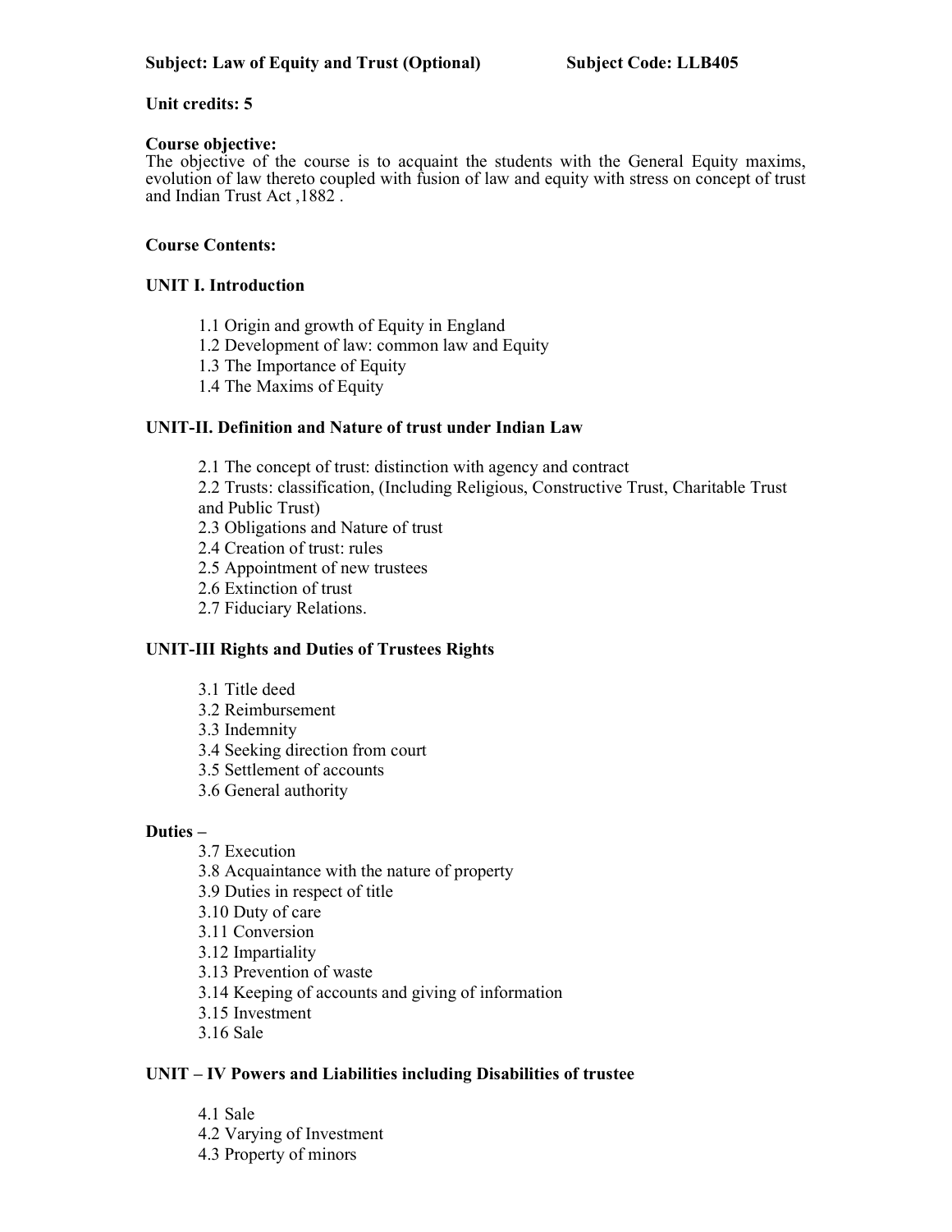**Subject: Law of Equity and Trust (Optional)** **Subject Code: LLB405**

**Unit credits: 5**

**Course objective:**

The objective of the course is to acquaint the students with the General Equity maxims, evolution of law thereto coupled with fusion of law and equity with stress on concept of trust and Indian Trust Act ,1882 .

**Course Contents:**

**UNIT I. Introduction**

1.1 Origin and growth of Equity in England
1.2 Development of law: common law and Equity
1.3 The Importance of Equity
1.4 The Maxims of Equity

**UNIT-II. Definition and Nature of trust under Indian Law**

2.1 The concept of trust: distinction with agency and contract
2.2 Trusts: classification, (Including Religious, Constructive Trust, Charitable Trust and Public Trust)
2.3 Obligations and Nature of trust
2.4 Creation of trust: rules
2.5 Appointment of new trustees
2.6 Extinction of trust
2.7 Fiduciary Relations.

**UNIT-III Rights and Duties of Trustees Rights**

3.1 Title deed
3.2 Reimbursement
3.3 Indemnity
3.4 Seeking direction from court
3.5 Settlement of accounts
3.6 General authority

**Duties –**

3.7 Execution
3.8 Acquaintance with the nature of property
3.9 Duties in respect of title
3.10 Duty of care
3.11 Conversion
3.12 Impartiality
3.13 Prevention of waste
3.14 Keeping of accounts and giving of information
3.15 Investment
3.16 Sale

**UNIT – IV Powers and Liabilities including Disabilities of trustee**

4.1 Sale
4.2 Varying of Investment
4.3 Property of minors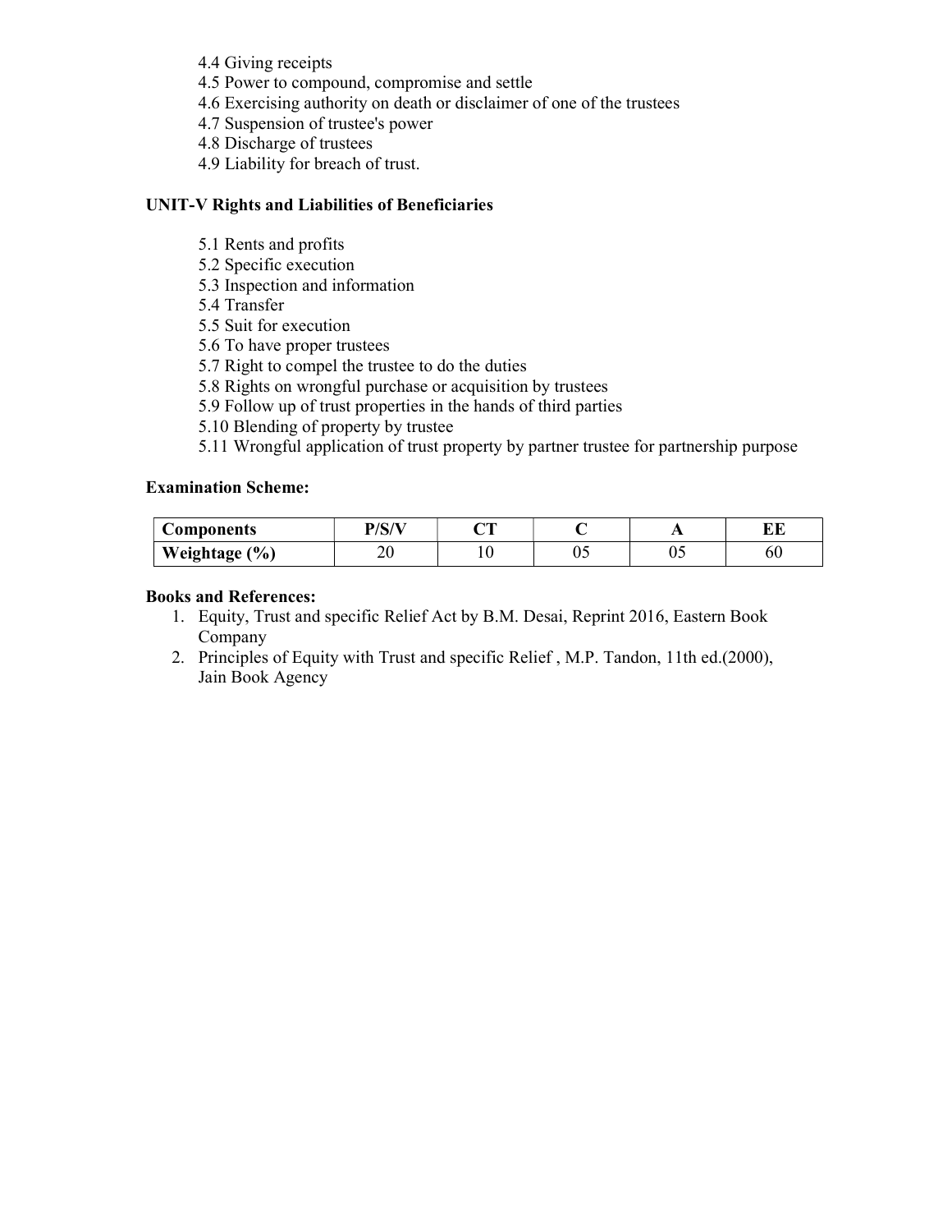4.4 Giving receipts
4.5 Power to compound, compromise and settle
4.6 Exercising authority on death or disclaimer of one of the trustees
4.7 Suspension of trustee's power
4.8 Discharge of trustees
4.9 Liability for breach of trust.

**UNIT-V Rights and Liabilities of Beneficiaries**

5.1 Rents and profits
5.2 Specific execution
5.3 Inspection and information
5.4 Transfer
5.5 Suit for execution
5.6 To have proper trustees
5.7 Right to compel the trustee to do the duties
5.8 Rights on wrongful purchase or acquisition by trustees
5.9 Follow up of trust properties in the hands of third parties
5.10 Blending of property by trustee
5.11 Wrongful application of trust property by partner trustee for partnership purpose

**Examination Scheme:**

| Components | P/S/V | CT | C | A | EE |
|---|---|---|---|---|---|
| Weightage (%) | 20 | 10 | 05 | 05 | 60 |

**Books and References:**

1. Equity, Trust and specific Relief Act by B.M. Desai, Reprint 2016, Eastern Book Company
2. Principles of Equity with Trust and specific Relief , M.P. Tandon, 11th ed.(2000), Jain Book Agency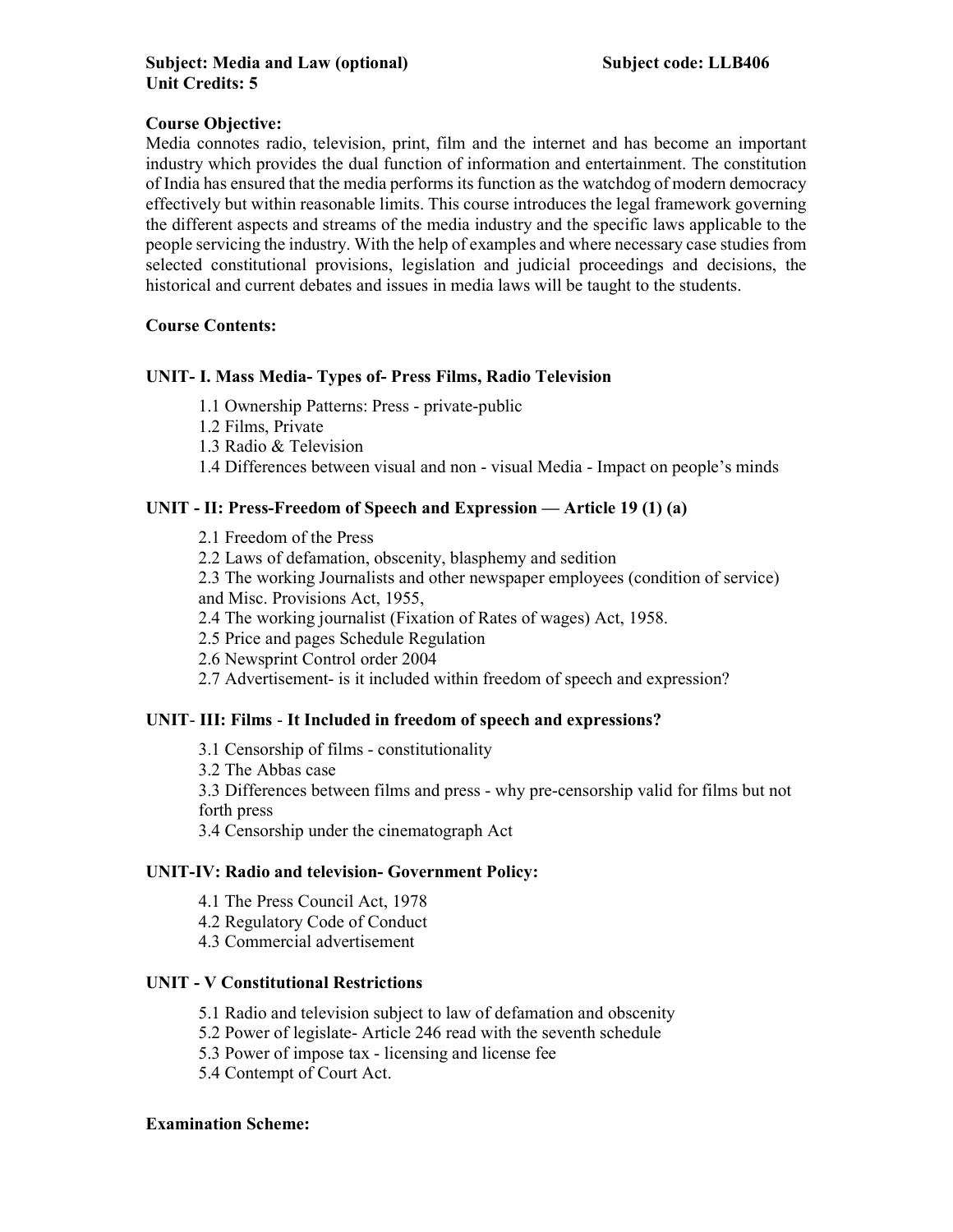**Subject: Media and Law (optional)** **Subject code: LLB406**
**Unit Credits: 5**

**Course Objective:**

Media connotes radio, television, print, film and the internet and has become an important industry which provides the dual function of information and entertainment. The constitution of India has ensured that the media performs its function as the watchdog of modern democracy effectively but within reasonable limits. This course introduces the legal framework governing the different aspects and streams of the media industry and the specific laws applicable to the people servicing the industry. With the help of examples and where necessary case studies from selected constitutional provisions, legislation and judicial proceedings and decisions, the historical and current debates and issues in media laws will be taught to the students.

**Course Contents:**

**UNIT- I. Mass Media- Types of- Press Films, Radio Television**

1.1 Ownership Patterns: Press - private-public
1.2 Films, Private
1.3 Radio & Television
1.4 Differences between visual and non - visual Media - Impact on people's minds

**UNIT - II: Press-Freedom of Speech and Expression — Article 19 (1) (a)**

2.1 Freedom of the Press
2.2 Laws of defamation, obscenity, blasphemy and sedition
2.3 The working Journalists and other newspaper employees (condition of service) and Misc. Provisions Act, 1955,
2.4 The working journalist (Fixation of Rates of wages) Act, 1958.
2.5 Price and pages Schedule Regulation
2.6 Newsprint Control order 2004
2.7 Advertisement- is it included within freedom of speech and expression?

**UNIT- III: Films - It Included in freedom of speech and expressions?**

3.1 Censorship of films - constitutionality
3.2 The Abbas case
3.3 Differences between films and press - why pre-censorship valid for films but not forth press
3.4 Censorship under the cinematograph Act

**UNIT-IV: Radio and television- Government Policy:**

4.1 The Press Council Act, 1978
4.2 Regulatory Code of Conduct
4.3 Commercial advertisement

**UNIT - V Constitutional Restrictions**

5.1 Radio and television subject to law of defamation and obscenity
5.2 Power of legislate- Article 246 read with the seventh schedule
5.3 Power of impose tax - licensing and license fee
5.4 Contempt of Court Act.

**Examination Scheme:**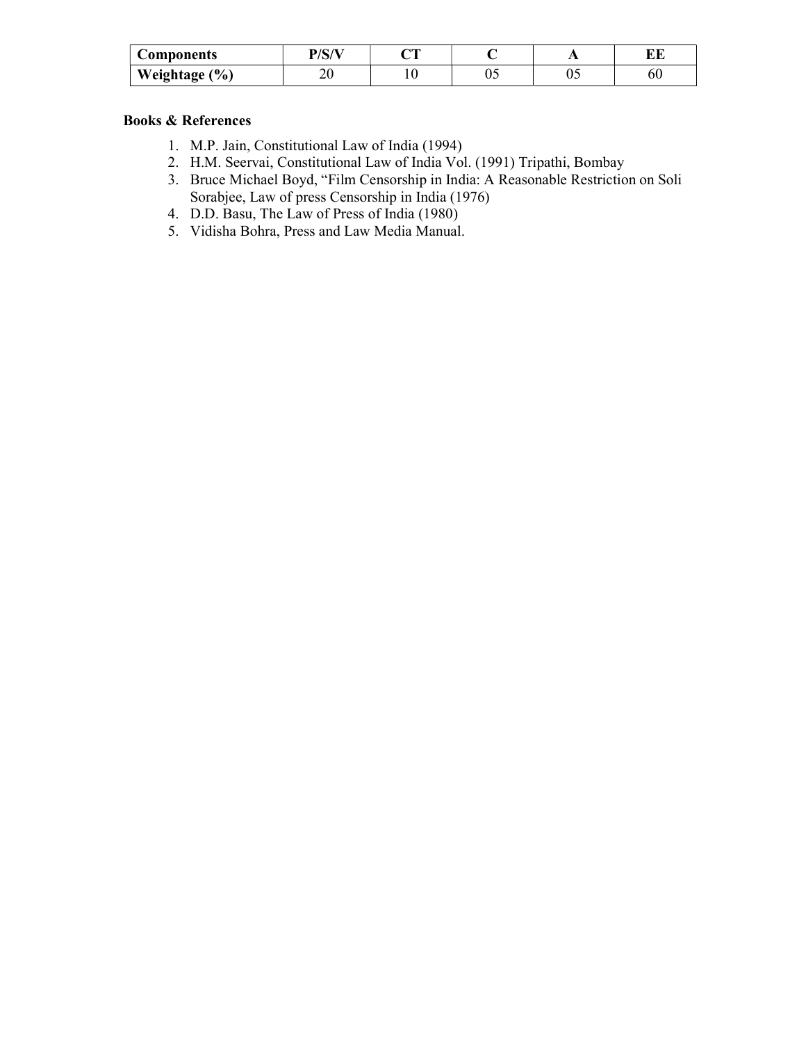| Components | P/S/V | CT | C | A | EE |
|---|---|---|---|---|---|
| Weightage (%) | 20 | 10 | 05 | 05 | 60 |

**Books & References**

1. M.P. Jain, Constitutional Law of India (1994)
2. H.M. Seervai, Constitutional Law of India Vol. (1991) Tripathi, Bombay
3. Bruce Michael Boyd, "Film Censorship in India: A Reasonable Restriction on Soli Sorabjee, Law of press Censorship in India (1976)
4. D.D. Basu, The Law of Press of India (1980)
5. Vidisha Bohra, Press and Law Media Manual.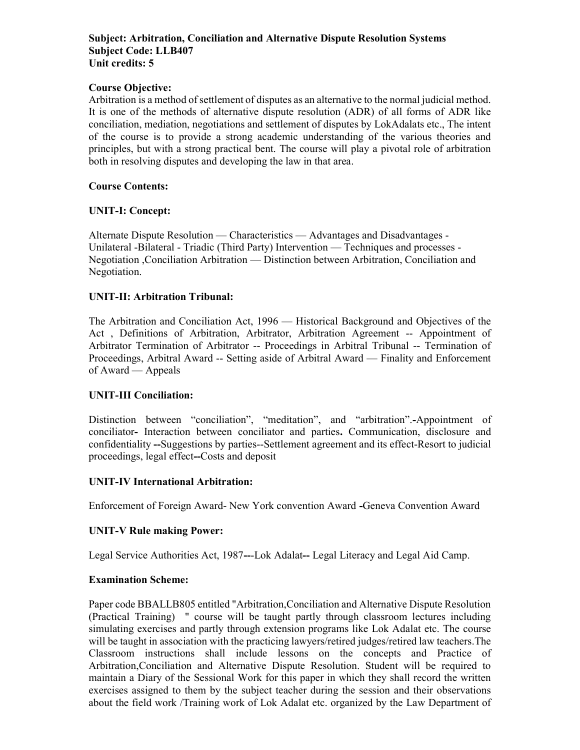**Subject: Arbitration, Conciliation and Alternative Dispute Resolution Systems**
**Subject Code: LLB407**
**Unit credits: 5**

**Course Objective:**

Arbitration is a method of settlement of disputes as an alternative to the normal judicial method. It is one of the methods of alternative dispute resolution (ADR) of all forms of ADR like conciliation, mediation, negotiations and settlement of disputes by LokAdalats etc., The intent of the course is to provide a strong academic understanding of the various theories and principles, but with a strong practical bent. The course will play a pivotal role of arbitration both in resolving disputes and developing the law in that area.

**Course Contents:**

**UNIT-I: Concept:**

Alternate Dispute Resolution — Characteristics — Advantages and Disadvantages - Unilateral -Bilateral - Triadic (Third Party) Intervention — Techniques and processes - Negotiation ,Conciliation Arbitration — Distinction between Arbitration, Conciliation and Negotiation.

**UNIT-II: Arbitration Tribunal:**

The Arbitration and Conciliation Act, 1996 — Historical Background and Objectives of the Act , Definitions of Arbitration, Arbitrator, Arbitration Agreement -- Appointment of Arbitrator Termination of Arbitrator -- Proceedings in Arbitral Tribunal -- Termination of Proceedings, Arbitral Award -- Setting aside of Arbitral Award — Finality and Enforcement of Award — Appeals

**UNIT-III Conciliation:**

Distinction between "conciliation", "meditation", and "arbitration".**-**Appointment of conciliator**-** Interaction between conciliator and parties**.** Communication, disclosure and confidentiality **--**Suggestions by parties--Settlement agreement and its effect-Resort to judicial proceedings, legal effect**--**Costs and deposit

**UNIT-IV International Arbitration:**

Enforcement of Foreign Award- New York convention Award **-**Geneva Convention Award

**UNIT-V Rule making Power:**

Legal Service Authorities Act, 1987**---**Lok Adalat**--** Legal Literacy and Legal Aid Camp.

**Examination Scheme:**

Paper code BBALLB805 entitled "Arbitration,Conciliation and Alternative Dispute Resolution (Practical Training) " course will be taught partly through classroom lectures including simulating exercises and partly through extension programs like Lok Adalat etc. The course will be taught in association with the practicing lawyers/retired judges/retired law teachers.The Classroom instructions shall include lessons on the concepts and Practice of Arbitration,Conciliation and Alternative Dispute Resolution. Student will be required to maintain a Diary of the Sessional Work for this paper in which they shall record the written exercises assigned to them by the subject teacher during the session and their observations about the field work /Training work of Lok Adalat etc. organized by the Law Department of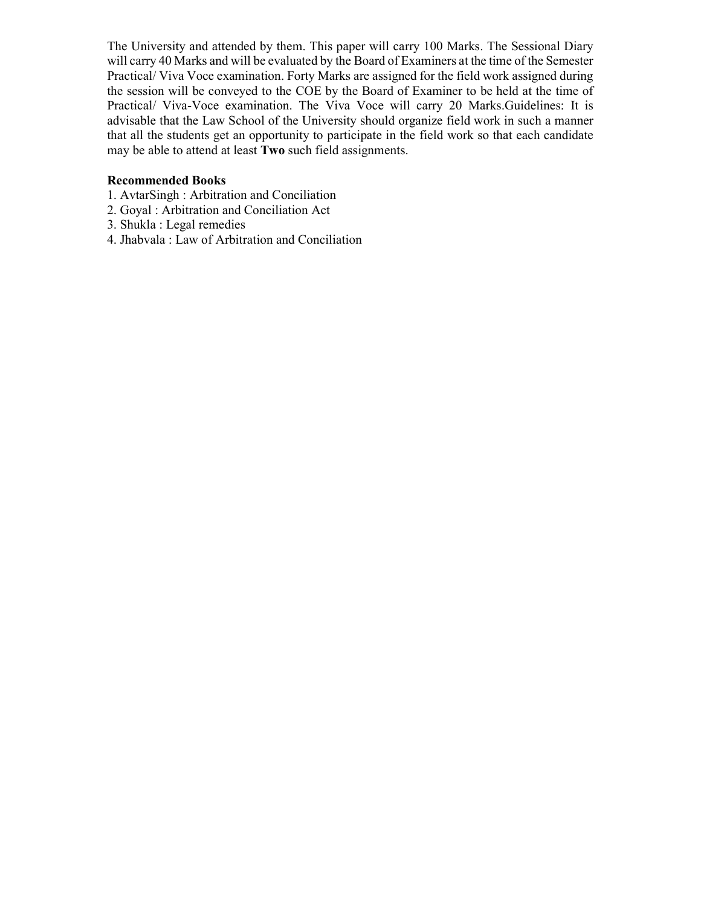The University and attended by them. This paper will carry 100 Marks. The Sessional Diary will carry 40 Marks and will be evaluated by the Board of Examiners at the time of the Semester Practical/ Viva Voce examination. Forty Marks are assigned for the field work assigned during the session will be conveyed to the COE by the Board of Examiner to be held at the time of Practical/ Viva-Voce examination. The Viva Voce will carry 20 Marks.Guidelines: It is advisable that the Law School of the University should organize field work in such a manner that all the students get an opportunity to participate in the field work so that each candidate may be able to attend at least **Two** such field assignments.

**Recommended Books**

1. AvtarSingh : Arbitration and Conciliation
2. Goyal : Arbitration and Conciliation Act
3. Shukla : Legal remedies
4. Jhabvala : Law of Arbitration and Conciliation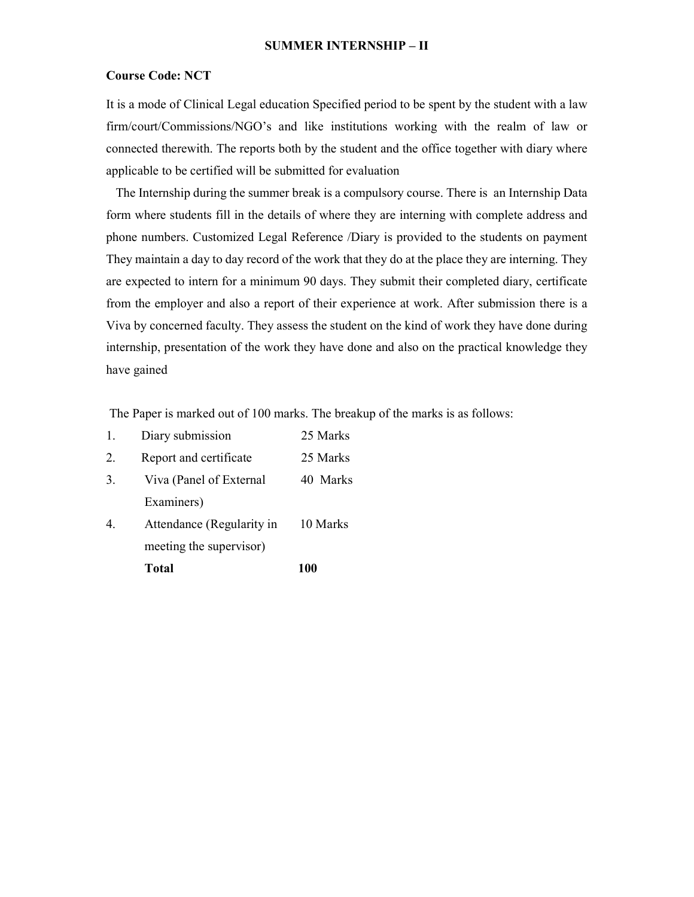## SUMMER INTERNSHIP – II

**Course Code: NCT**

It is a mode of Clinical Legal education Specified period to be spent by the student with a law firm/court/Commissions/NGO's and like institutions working with the realm of law or connected therewith. The reports both by the student and the office together with diary where applicable to be certified will be submitted for evaluation

The Internship during the summer break is a compulsory course. There is an Internship Data form where students fill in the details of where they are interning with complete address and phone numbers. Customized Legal Reference /Diary is provided to the students on payment They maintain a day to day record of the work that they do at the place they are interning. They are expected to intern for a minimum 90 days. They submit their completed diary, certificate from the employer and also a report of their experience at work. After submission there is a Viva by concerned faculty. They assess the student on the kind of work they have done during internship, presentation of the work they have done and also on the practical knowledge they have gained

The Paper is marked out of 100 marks. The breakup of the marks is as follows:

| | | |
|---|---|---|
| 1. | Diary submission | 25 Marks |
| 2. | Report and certificate | 25 Marks |
| 3. | Viva (Panel of External Examiners) | 40 Marks |
| 4. | Attendance (Regularity in meeting the supervisor) | 10 Marks |
| | **Total** | **100** |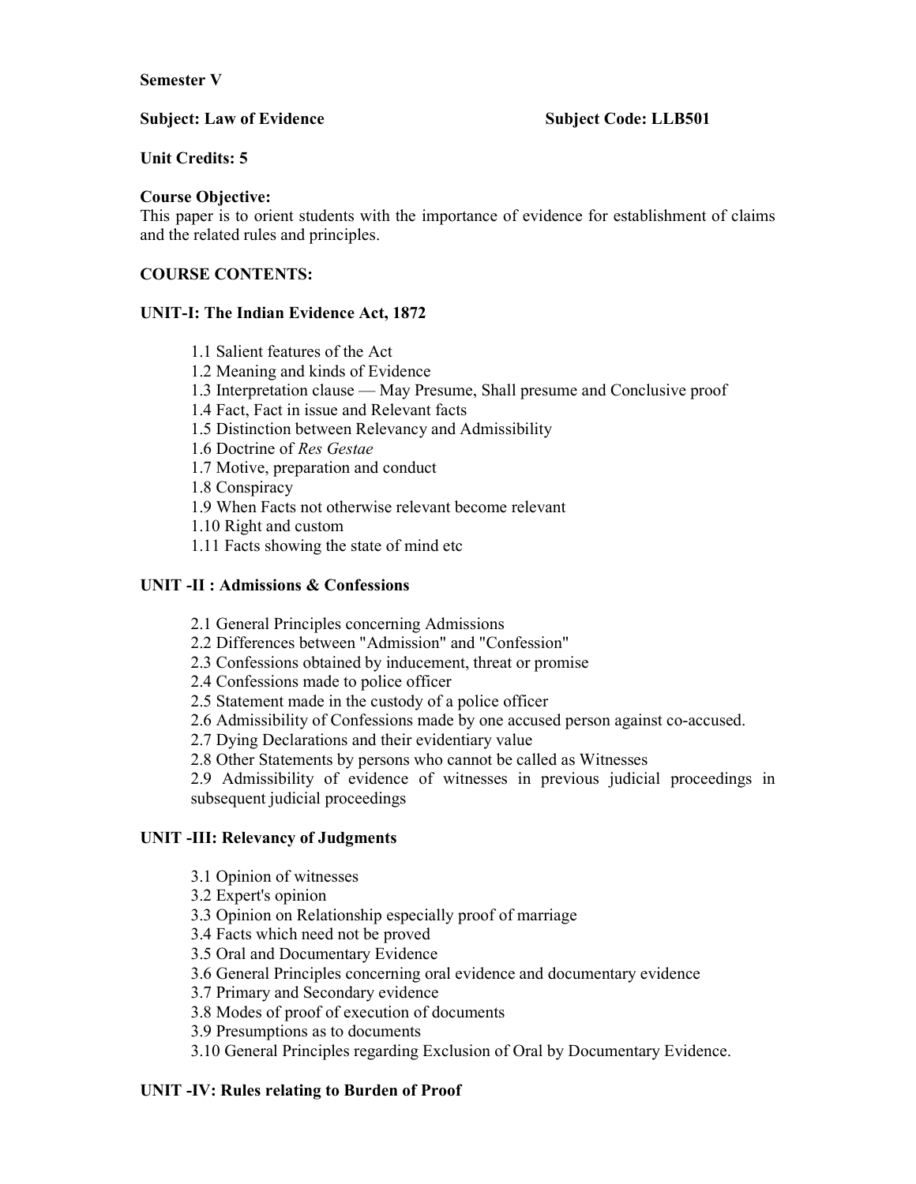**Semester V**

**Subject: Law of Evidence** **Subject Code: LLB501**

**Unit Credits: 5**

**Course Objective:**
This paper is to orient students with the importance of evidence for establishment of claims and the related rules and principles.

**COURSE CONTENTS:**

**UNIT-I: The Indian Evidence Act, 1872**

1.1 Salient features of the Act
1.2 Meaning and kinds of Evidence
1.3 Interpretation clause — May Presume, Shall presume and Conclusive proof
1.4 Fact, Fact in issue and Relevant facts
1.5 Distinction between Relevancy and Admissibility
1.6 Doctrine of *Res Gestae*
1.7 Motive, preparation and conduct
1.8 Conspiracy
1.9 When Facts not otherwise relevant become relevant
1.10 Right and custom
1.11 Facts showing the state of mind etc

**UNIT -II : Admissions & Confessions**

2.1 General Principles concerning Admissions
2.2 Differences between "Admission" and "Confession"
2.3 Confessions obtained by inducement, threat or promise
2.4 Confessions made to police officer
2.5 Statement made in the custody of a police officer
2.6 Admissibility of Confessions made by one accused person against co-accused.
2.7 Dying Declarations and their evidentiary value
2.8 Other Statements by persons who cannot be called as Witnesses
2.9 Admissibility of evidence of witnesses in previous judicial proceedings in subsequent judicial proceedings

**UNIT -III: Relevancy of Judgments**

3.1 Opinion of witnesses
3.2 Expert's opinion
3.3 Opinion on Relationship especially proof of marriage
3.4 Facts which need not be proved
3.5 Oral and Documentary Evidence
3.6 General Principles concerning oral evidence and documentary evidence
3.7 Primary and Secondary evidence
3.8 Modes of proof of execution of documents
3.9 Presumptions as to documents
3.10 General Principles regarding Exclusion of Oral by Documentary Evidence.

**UNIT -IV: Rules relating to Burden of Proof**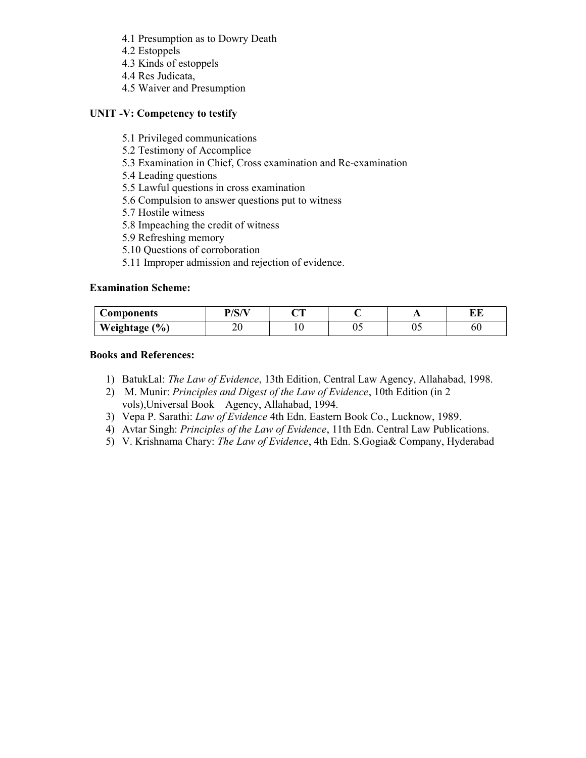4.1 Presumption as to Dowry Death
4.2 Estoppels
4.3 Kinds of estoppels
4.4 Res Judicata,
4.5 Waiver and Presumption

**UNIT -V: Competency to testify**

5.1 Privileged communications
5.2 Testimony of Accomplice
5.3 Examination in Chief, Cross examination and Re-examination
5.4 Leading questions
5.5 Lawful questions in cross examination
5.6 Compulsion to answer questions put to witness
5.7 Hostile witness
5.8 Impeaching the credit of witness
5.9 Refreshing memory
5.10 Questions of corroboration
5.11 Improper admission and rejection of evidence.

**Examination Scheme:**

| **Components** | **P/S/V** | **CT** | **C** | **A** | **EE** |
|---|---|---|---|---|---|
| **Weightage (%)** | 20 | 10 | 05 | 05 | 60 |

**Books and References:**

1) BatukLal: *The Law of Evidence*, 13th Edition, Central Law Agency, Allahabad, 1998.
2) M. Munir: *Principles and Digest of the Law of Evidence*, 10th Edition (in 2 vols),Universal Book Agency, Allahabad, 1994.
3) Vepa P. Sarathi: *Law of Evidence* 4th Edn. Eastern Book Co., Lucknow, 1989.
4) Avtar Singh: *Principles of the Law of Evidence*, 11th Edn. Central Law Publications.
5) V. Krishnama Chary: *The Law of Evidence*, 4th Edn. S.Gogia& Company, Hyderabad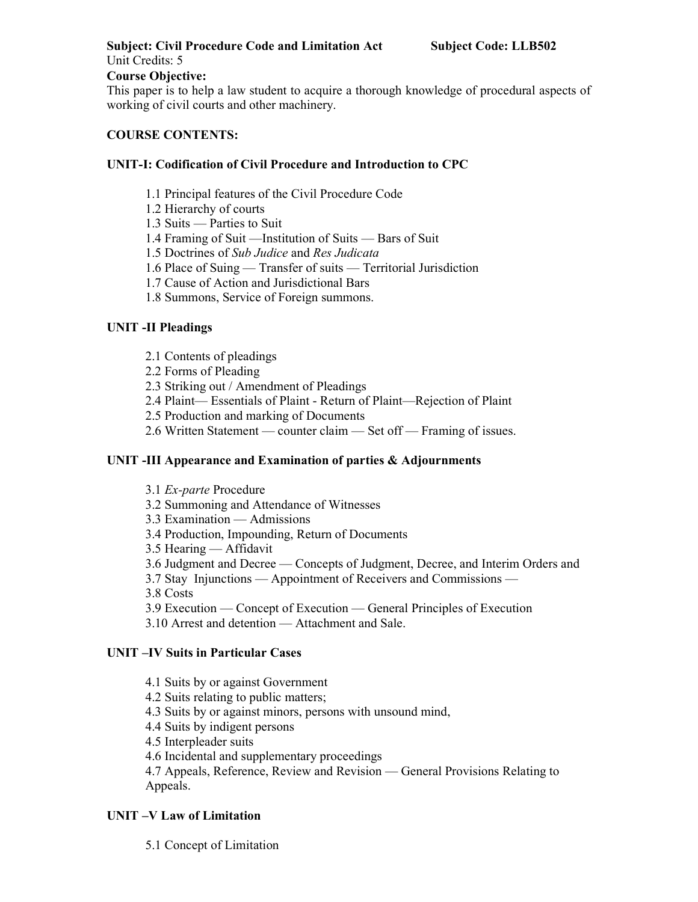**Subject: Civil Procedure Code and Limitation Act** **Subject Code: LLB502**

Unit Credits: 5

**Course Objective:**

This paper is to help a law student to acquire a thorough knowledge of procedural aspects of working of civil courts and other machinery.

**COURSE CONTENTS:**

**UNIT-I: Codification of Civil Procedure and Introduction to CPC**

1.1 Principal features of the Civil Procedure Code
1.2 Hierarchy of courts
1.3 Suits — Parties to Suit
1.4 Framing of Suit —Institution of Suits — Bars of Suit
1.5 Doctrines of *Sub Judice* and *Res Judicata*
1.6 Place of Suing — Transfer of suits — Territorial Jurisdiction
1.7 Cause of Action and Jurisdictional Bars
1.8 Summons, Service of Foreign summons.

**UNIT -II Pleadings**

2.1 Contents of pleadings
2.2 Forms of Pleading
2.3 Striking out / Amendment of Pleadings
2.4 Plaint— Essentials of Plaint - Return of Plaint—Rejection of Plaint
2.5 Production and marking of Documents
2.6 Written Statement — counter claim — Set off — Framing of issues.

**UNIT -III Appearance and Examination of parties & Adjournments**

3.1 *Ex-parte* Procedure
3.2 Summoning and Attendance of Witnesses
3.3 Examination — Admissions
3.4 Production, Impounding, Return of Documents
3.5 Hearing — Affidavit
3.6 Judgment and Decree — Concepts of Judgment, Decree, and Interim Orders and
3.7 Stay Injunctions — Appointment of Receivers and Commissions —
3.8 Costs
3.9 Execution — Concept of Execution — General Principles of Execution
3.10 Arrest and detention — Attachment and Sale.

**UNIT –IV Suits in Particular Cases**

4.1 Suits by or against Government
4.2 Suits relating to public matters;
4.3 Suits by or against minors, persons with unsound mind,
4.4 Suits by indigent persons
4.5 Interpleader suits
4.6 Incidental and supplementary proceedings
4.7 Appeals, Reference, Review and Revision — General Provisions Relating to Appeals.

**UNIT –V Law of Limitation**

5.1 Concept of Limitation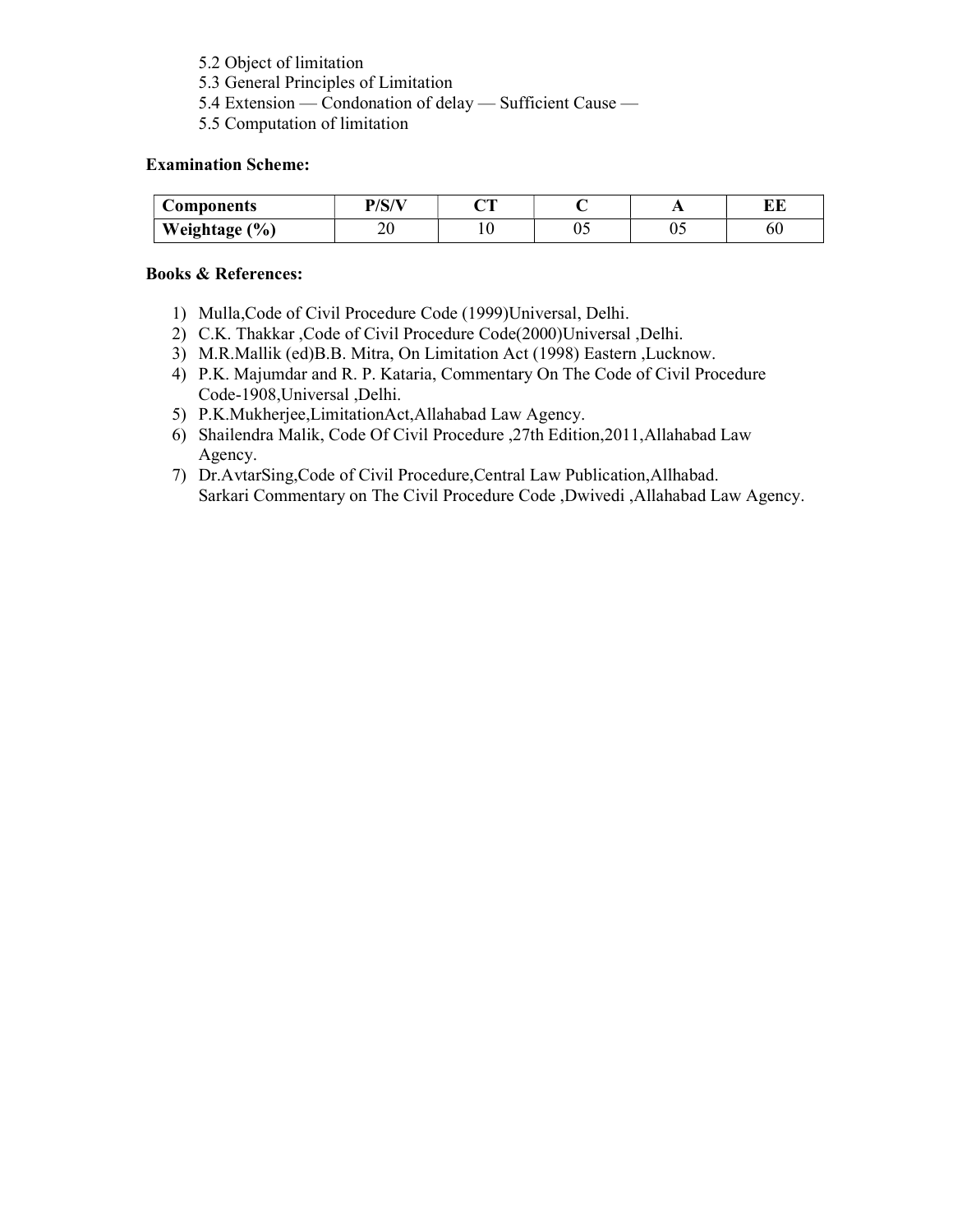5.2 Object of limitation
5.3 General Principles of Limitation
5.4 Extension — Condonation of delay — Sufficient Cause —
5.5 Computation of limitation

**Examination Scheme:**

| Components | P/S/V | CT | C | A | EE |
|---|---|---|---|---|---|
| Weightage (%) | 20 | 10 | 05 | 05 | 60 |

**Books & References:**

1) Mulla,Code of Civil Procedure Code (1999)Universal, Delhi.
2) C.K. Thakkar ,Code of Civil Procedure Code(2000)Universal ,Delhi.
3) M.R.Mallik (ed)B.B. Mitra, On Limitation Act (1998) Eastern ,Lucknow.
4) P.K. Majumdar and R. P. Kataria, Commentary On The Code of Civil Procedure Code-1908,Universal ,Delhi.
5) P.K.Mukherjee,LimitationAct,Allahabad Law Agency.
6) Shailendra Malik, Code Of Civil Procedure ,27th Edition,2011,Allahabad Law Agency.
7) Dr.AvtarSing,Code of Civil Procedure,Central Law Publication,Allhabad.
   Sarkari Commentary on The Civil Procedure Code ,Dwivedi ,Allahabad Law Agency.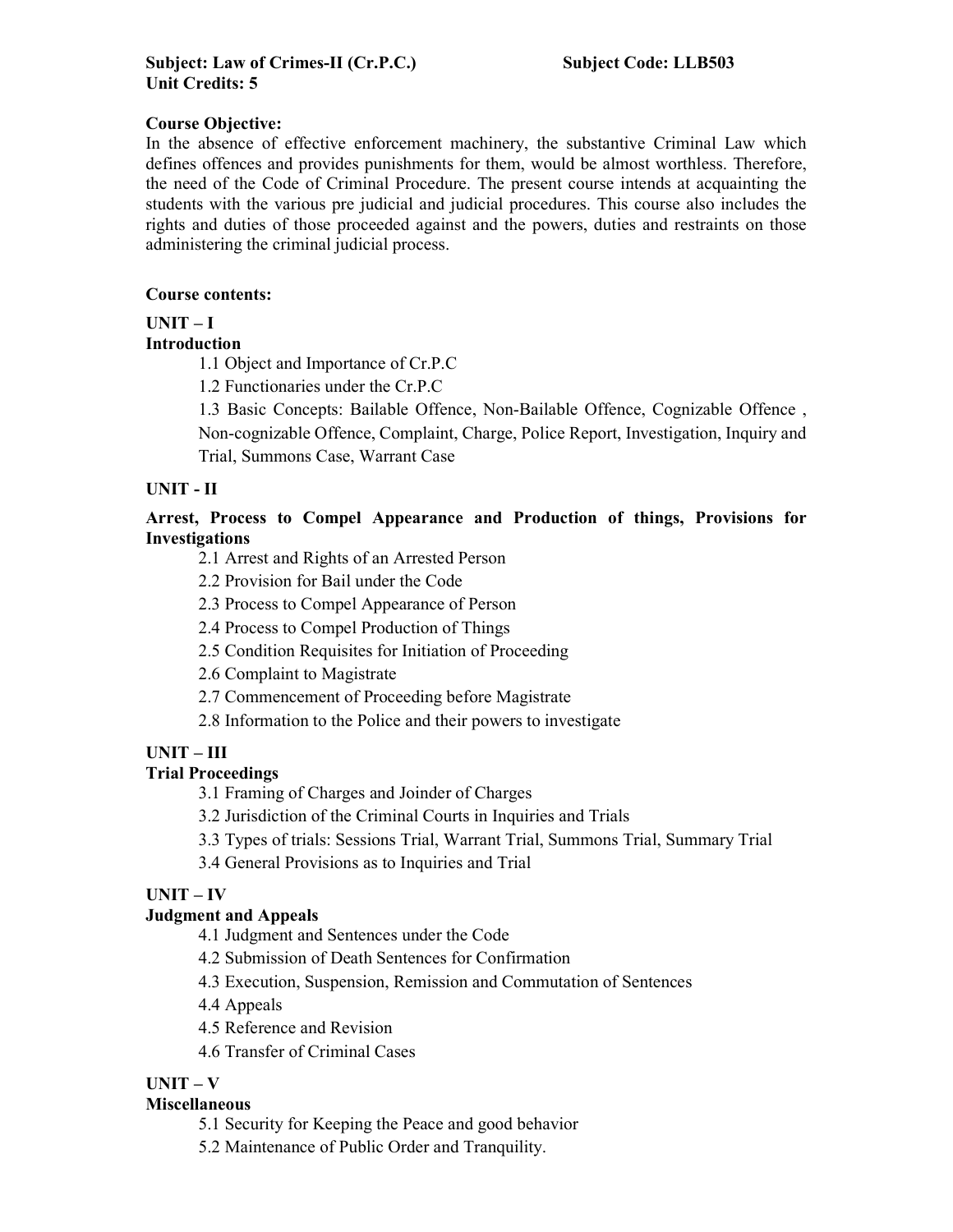**Subject: Law of Crimes-II (Cr.P.C.)** **Subject Code: LLB503**
**Unit Credits: 5**

**Course Objective:**

In the absence of effective enforcement machinery, the substantive Criminal Law which defines offences and provides punishments for them, would be almost worthless. Therefore, the need of the Code of Criminal Procedure. The present course intends at acquainting the students with the various pre judicial and judicial procedures. This course also includes the rights and duties of those proceeded against and the powers, duties and restraints on those administering the criminal judicial process.

**Course contents:**

**UNIT – I**

**Introduction**

1.1 Object and Importance of Cr.P.C

1.2 Functionaries under the Cr.P.C

1.3 Basic Concepts: Bailable Offence, Non-Bailable Offence, Cognizable Offence , Non-cognizable Offence, Complaint, Charge, Police Report, Investigation, Inquiry and Trial, Summons Case, Warrant Case

**UNIT - II**

**Arrest, Process to Compel Appearance and Production of things, Provisions for Investigations**

2.1 Arrest and Rights of an Arrested Person

2.2 Provision for Bail under the Code

2.3 Process to Compel Appearance of Person

2.4 Process to Compel Production of Things

2.5 Condition Requisites for Initiation of Proceeding

2.6 Complaint to Magistrate

2.7 Commencement of Proceeding before Magistrate

2.8 Information to the Police and their powers to investigate

**UNIT – III**

**Trial Proceedings**

3.1 Framing of Charges and Joinder of Charges

3.2 Jurisdiction of the Criminal Courts in Inquiries and Trials

3.3 Types of trials: Sessions Trial, Warrant Trial, Summons Trial, Summary Trial

3.4 General Provisions as to Inquiries and Trial

**UNIT – IV**

**Judgment and Appeals**

4.1 Judgment and Sentences under the Code

4.2 Submission of Death Sentences for Confirmation

4.3 Execution, Suspension, Remission and Commutation of Sentences

4.4 Appeals

4.5 Reference and Revision

4.6 Transfer of Criminal Cases

**UNIT – V**

**Miscellaneous**

5.1 Security for Keeping the Peace and good behavior

5.2 Maintenance of Public Order and Tranquility.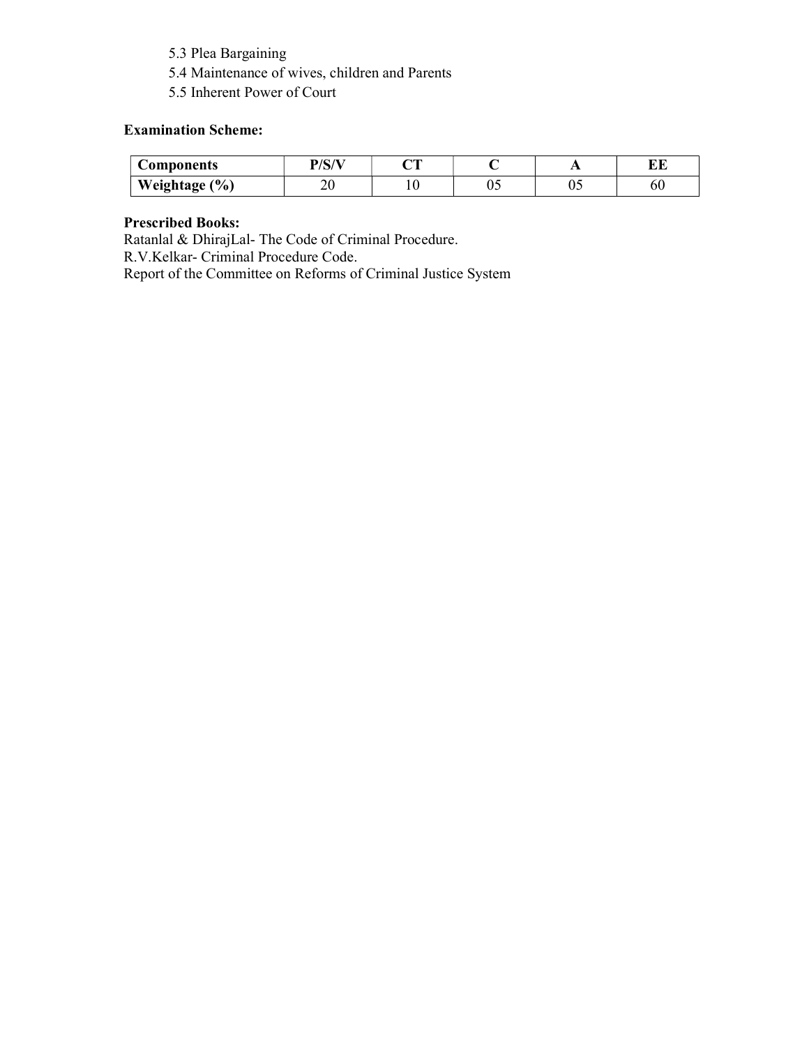5.3 Plea Bargaining
5.4 Maintenance of wives, children and Parents
5.5 Inherent Power of Court

**Examination Scheme:**

| Components | P/S/V | CT | C | A | EE |
|---|---|---|---|---|---|
| Weightage (%) | 20 | 10 | 05 | 05 | 60 |

**Prescribed Books:**

Ratanlal & DhirajLal- The Code of Criminal Procedure.

R.V.Kelkar- Criminal Procedure Code.

Report of the Committee on Reforms of Criminal Justice System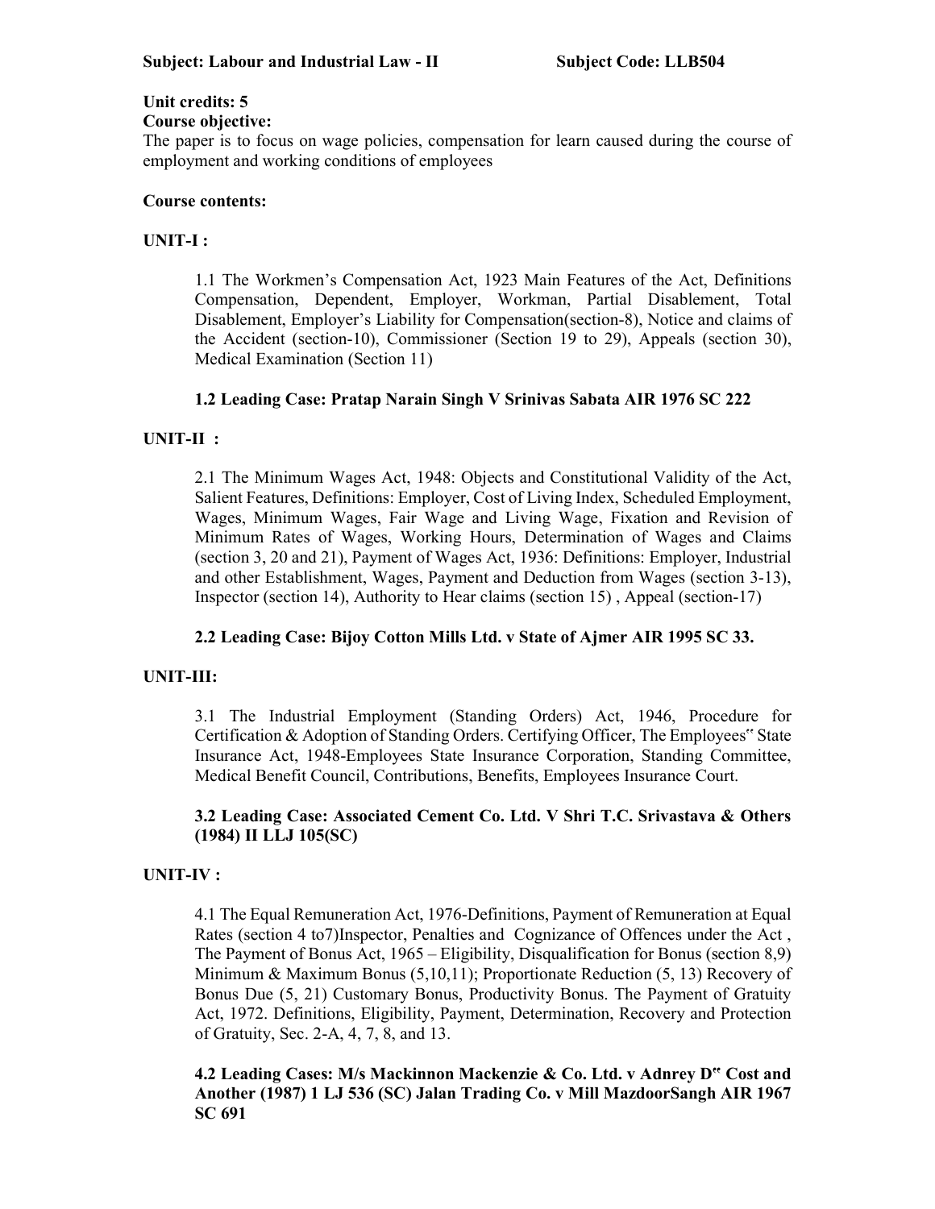**Subject: Labour and Industrial Law - II** **Subject Code: LLB504**

**Unit credits: 5**

**Course objective:**

The paper is to focus on wage policies, compensation for learn caused during the course of employment and working conditions of employees

**Course contents:**

**UNIT-I :**

1.1 The Workmen's Compensation Act, 1923 Main Features of the Act, Definitions Compensation, Dependent, Employer, Workman, Partial Disablement, Total Disablement, Employer's Liability for Compensation(section-8), Notice and claims of the Accident (section-10), Commissioner (Section 19 to 29), Appeals (section 30), Medical Examination (Section 11)

**1.2 Leading Case: Pratap Narain Singh V Srinivas Sabata AIR 1976 SC 222**

**UNIT-II :**

2.1 The Minimum Wages Act, 1948: Objects and Constitutional Validity of the Act, Salient Features, Definitions: Employer, Cost of Living Index, Scheduled Employment, Wages, Minimum Wages, Fair Wage and Living Wage, Fixation and Revision of Minimum Rates of Wages, Working Hours, Determination of Wages and Claims (section 3, 20 and 21), Payment of Wages Act, 1936: Definitions: Employer, Industrial and other Establishment, Wages, Payment and Deduction from Wages (section 3-13), Inspector (section 14), Authority to Hear claims (section 15) , Appeal (section-17)

**2.2 Leading Case: Bijoy Cotton Mills Ltd. v State of Ajmer AIR 1995 SC 33.**

**UNIT-III:**

3.1 The Industrial Employment (Standing Orders) Act, 1946, Procedure for Certification & Adoption of Standing Orders. Certifying Officer, The Employees" State Insurance Act, 1948-Employees State Insurance Corporation, Standing Committee, Medical Benefit Council, Contributions, Benefits, Employees Insurance Court.

**3.2 Leading Case: Associated Cement Co. Ltd. V Shri T.C. Srivastava & Others (1984) II LLJ 105(SC)**

**UNIT-IV :**

4.1 The Equal Remuneration Act, 1976-Definitions, Payment of Remuneration at Equal Rates (section 4 to7)Inspector, Penalties and Cognizance of Offences under the Act , The Payment of Bonus Act, 1965 – Eligibility, Disqualification for Bonus (section 8,9) Minimum & Maximum Bonus (5,10,11); Proportionate Reduction (5, 13) Recovery of Bonus Due (5, 21) Customary Bonus, Productivity Bonus. The Payment of Gratuity Act, 1972. Definitions, Eligibility, Payment, Determination, Recovery and Protection of Gratuity, Sec. 2-A, 4, 7, 8, and 13.

**4.2 Leading Cases: M/s Mackinnon Mackenzie & Co. Ltd. v Adnrey D" Cost and Another (1987) 1 LJ 536 (SC) Jalan Trading Co. v Mill MazdoorSangh AIR 1967 SC 691**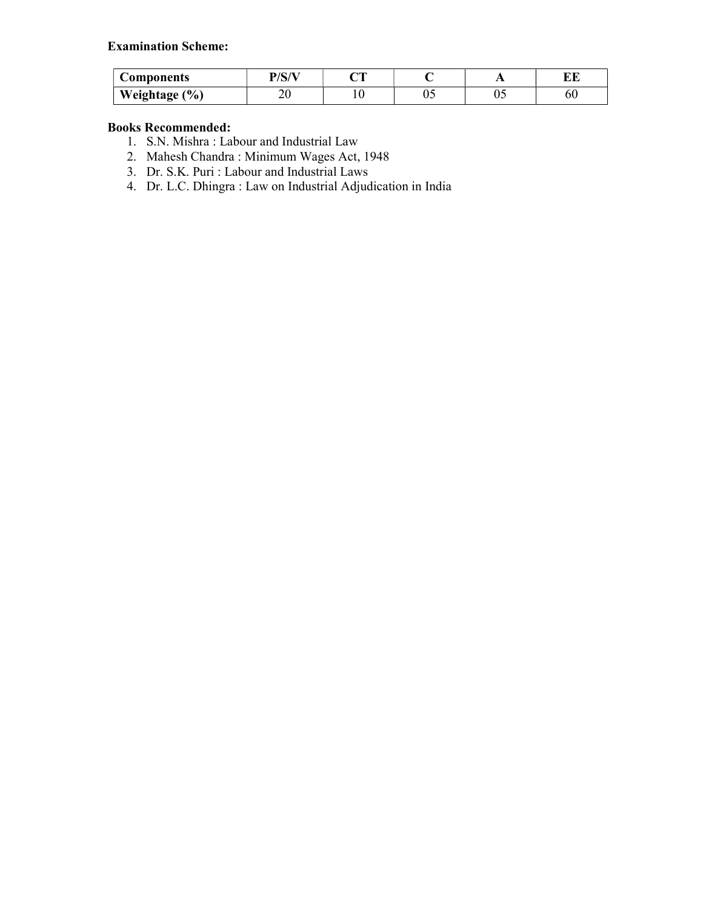**Examination Scheme:**

| Components | P/S/V | CT | C | A | EE |
|---|---|---|---|---|---|
| Weightage (%) | 20 | 10 | 05 | 05 | 60 |

**Books Recommended:**

1. S.N. Mishra : Labour and Industrial Law
2. Mahesh Chandra : Minimum Wages Act, 1948
3. Dr. S.K. Puri : Labour and Industrial Laws
4. Dr. L.C. Dhingra : Law on Industrial Adjudication in India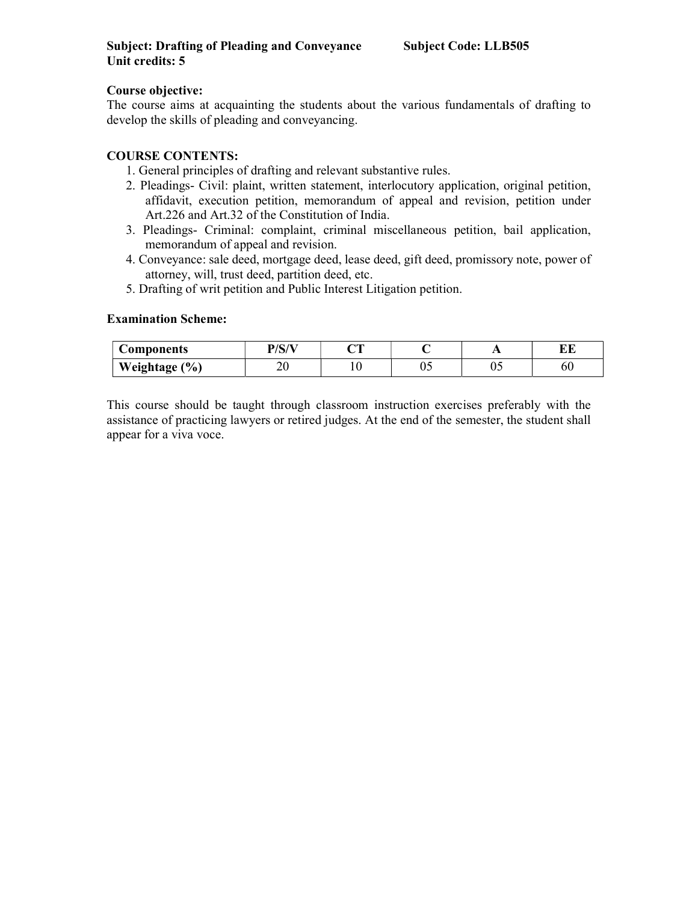**Subject: Drafting of Pleading and Conveyance** **Subject Code: LLB505**
**Unit credits: 5**

**Course objective:**
The course aims at acquainting the students about the various fundamentals of drafting to develop the skills of pleading and conveyancing.

**COURSE CONTENTS:**

1. General principles of drafting and relevant substantive rules.
2. Pleadings- Civil: plaint, written statement, interlocutory application, original petition, affidavit, execution petition, memorandum of appeal and revision, petition under Art.226 and Art.32 of the Constitution of India.
3. Pleadings- Criminal: complaint, criminal miscellaneous petition, bail application, memorandum of appeal and revision.
4. Conveyance: sale deed, mortgage deed, lease deed, gift deed, promissory note, power of attorney, will, trust deed, partition deed, etc.
5. Drafting of writ petition and Public Interest Litigation petition.

**Examination Scheme:**

| **Components** | **P/S/V** | **CT** | **C** | **A** | **EE** |
|---|---|---|---|---|---|
| **Weightage (%)** | 20 | 10 | 05 | 05 | 60 |

This course should be taught through classroom instruction exercises preferably with the assistance of practicing lawyers or retired judges. At the end of the semester, the student shall appear for a viva voce.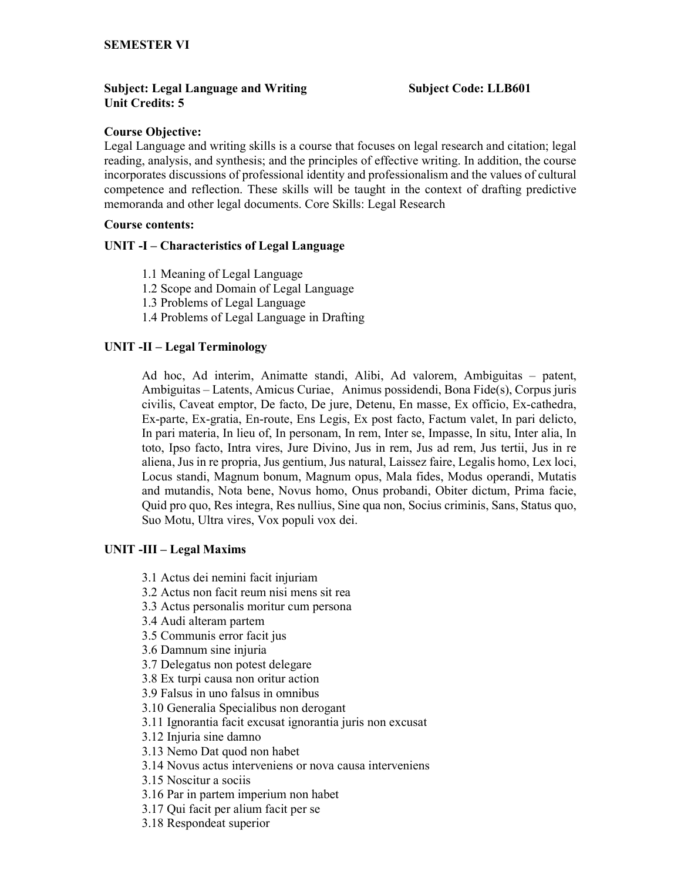**SEMESTER VI**

**Subject: Legal Language and Writing** **Subject Code: LLB601**
**Unit Credits: 5**

**Course Objective:**
Legal Language and writing skills is a course that focuses on legal research and citation; legal reading, analysis, and synthesis; and the principles of effective writing. In addition, the course incorporates discussions of professional identity and professionalism and the values of cultural competence and reflection. These skills will be taught in the context of drafting predictive memoranda and other legal documents. Core Skills: Legal Research

**Course contents:**

**UNIT -I – Characteristics of Legal Language**

1.1 Meaning of Legal Language
1.2 Scope and Domain of Legal Language
1.3 Problems of Legal Language
1.4 Problems of Legal Language in Drafting

**UNIT -II – Legal Terminology**

Ad hoc, Ad interim, Animatte standi, Alibi, Ad valorem, Ambiguitas – patent, Ambiguitas – Latents, Amicus Curiae, Animus possidendi, Bona Fide(s), Corpus juris civilis, Caveat emptor, De facto, De jure, Detenu, En masse, Ex officio, Ex-cathedra, Ex-parte, Ex-gratia, En-route, Ens Legis, Ex post facto, Factum valet, In pari delicto, In pari materia, In lieu of, In personam, In rem, Inter se, Impasse, In situ, Inter alia, In toto, Ipso facto, Intra vires, Jure Divino, Jus in rem, Jus ad rem, Jus tertii, Jus in re aliena, Jus in re propria, Jus gentium, Jus natural, Laissez faire, Legalis homo, Lex loci, Locus standi, Magnum bonum, Magnum opus, Mala fides, Modus operandi, Mutatis and mutandis, Nota bene, Novus homo, Onus probandi, Obiter dictum, Prima facie, Quid pro quo, Res integra, Res nullius, Sine qua non, Socius criminis, Sans, Status quo, Suo Motu, Ultra vires, Vox populi vox dei.

**UNIT -III – Legal Maxims**

3.1 Actus dei nemini facit injuriam
3.2 Actus non facit reum nisi mens sit rea
3.3 Actus personalis moritur cum persona
3.4 Audi alteram partem
3.5 Communis error facit jus
3.6 Damnum sine injuria
3.7 Delegatus non potest delegare
3.8 Ex turpi causa non oritur action
3.9 Falsus in uno falsus in omnibus
3.10 Generalia Specialibus non derogant
3.11 Ignorantia facit excusat ignorantia juris non excusat
3.12 Injuria sine damno
3.13 Nemo Dat quod non habet
3.14 Novus actus interveniens or nova causa interveniens
3.15 Noscitur a sociis
3.16 Par in partem imperium non habet
3.17 Qui facit per alium facit per se
3.18 Respondeat superior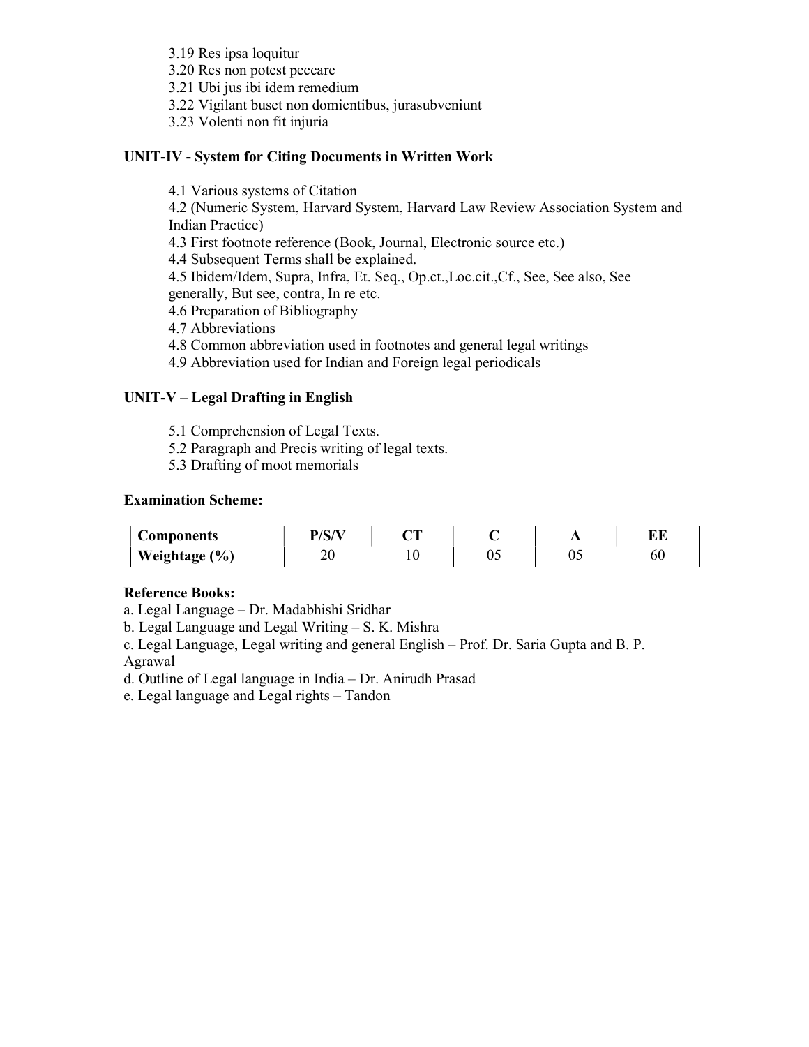3.19 Res ipsa loquitur
3.20 Res non potest peccare
3.21 Ubi jus ibi idem remedium
3.22 Vigilant buset non domientibus, jurasubveniunt
3.23 Volenti non fit injuria

**UNIT-IV - System for Citing Documents in Written Work**

4.1 Various systems of Citation
4.2 (Numeric System, Harvard System, Harvard Law Review Association System and Indian Practice)
4.3 First footnote reference (Book, Journal, Electronic source etc.)
4.4 Subsequent Terms shall be explained.
4.5 Ibidem/Idem, Supra, Infra, Et. Seq., Op.ct.,Loc.cit.,Cf., See, See also, See generally, But see, contra, In re etc.
4.6 Preparation of Bibliography
4.7 Abbreviations
4.8 Common abbreviation used in footnotes and general legal writings
4.9 Abbreviation used for Indian and Foreign legal periodicals

**UNIT-V – Legal Drafting in English**

5.1 Comprehension of Legal Texts.
5.2 Paragraph and Precis writing of legal texts.
5.3 Drafting of moot memorials

**Examination Scheme:**

| Components | P/S/V | CT | C | A | EE |
|---|---|---|---|---|---|
| Weightage (%) | 20 | 10 | 05 | 05 | 60 |

**Reference Books:**

a. Legal Language – Dr. Madabhishi Sridhar
b. Legal Language and Legal Writing – S. K. Mishra
c. Legal Language, Legal writing and general English – Prof. Dr. Saria Gupta and B. P. Agrawal
d. Outline of Legal language in India – Dr. Anirudh Prasad
e. Legal language and Legal rights – Tandon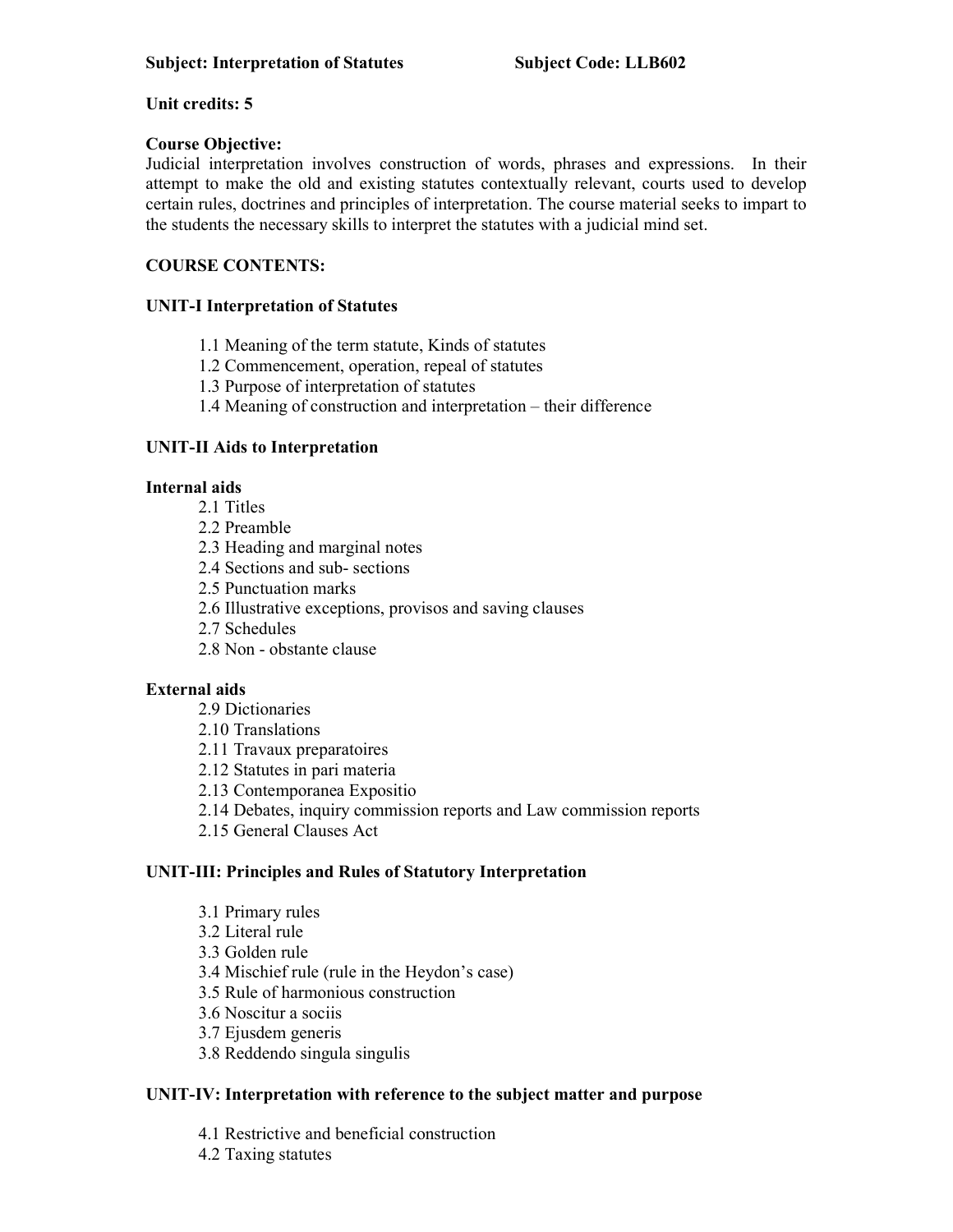**Subject: Interpretation of Statutes** **Subject Code: LLB602**

**Unit credits: 5**

**Course Objective:**

Judicial interpretation involves construction of words, phrases and expressions. In their attempt to make the old and existing statutes contextually relevant, courts used to develop certain rules, doctrines and principles of interpretation. The course material seeks to impart to the students the necessary skills to interpret the statutes with a judicial mind set.

**COURSE CONTENTS:**

**UNIT-I Interpretation of Statutes**

- 1.1 Meaning of the term statute, Kinds of statutes
- 1.2 Commencement, operation, repeal of statutes
- 1.3 Purpose of interpretation of statutes
- 1.4 Meaning of construction and interpretation – their difference

**UNIT-II Aids to Interpretation**

**Internal aids**

- 2.1 Titles
- 2.2 Preamble
- 2.3 Heading and marginal notes
- 2.4 Sections and sub- sections
- 2.5 Punctuation marks
- 2.6 Illustrative exceptions, provisos and saving clauses
- 2.7 Schedules
- 2.8 Non - obstante clause

**External aids**

- 2.9 Dictionaries
- 2.10 Translations
- 2.11 Travaux preparatoires
- 2.12 Statutes in pari materia
- 2.13 Contemporanea Expositio
- 2.14 Debates, inquiry commission reports and Law commission reports
- 2.15 General Clauses Act

**UNIT-III: Principles and Rules of Statutory Interpretation**

- 3.1 Primary rules
- 3.2 Literal rule
- 3.3 Golden rule
- 3.4 Mischief rule (rule in the Heydon's case)
- 3.5 Rule of harmonious construction
- 3.6 Noscitur a sociis
- 3.7 Ejusdem generis
- 3.8 Reddendo singula singulis

**UNIT-IV: Interpretation with reference to the subject matter and purpose**

- 4.1 Restrictive and beneficial construction
- 4.2 Taxing statutes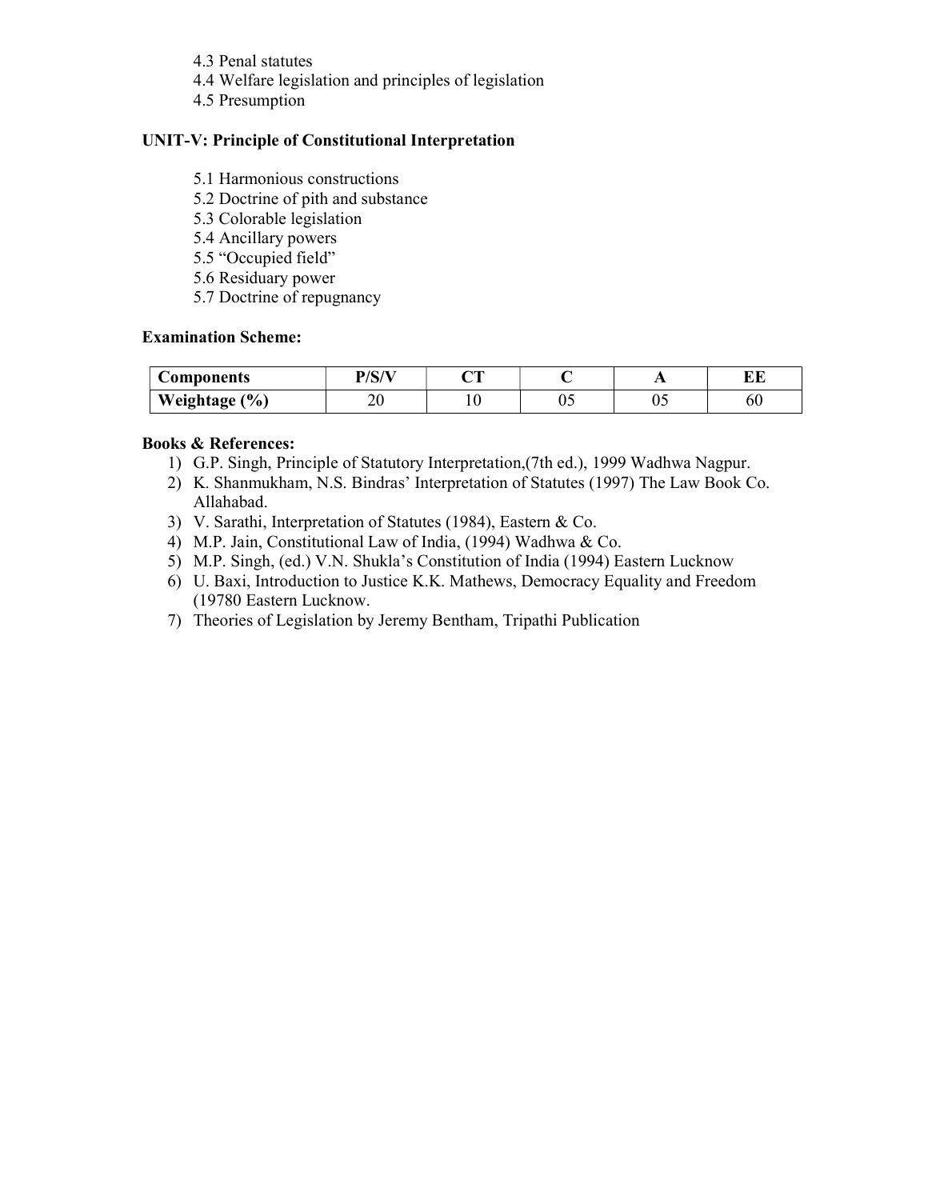4.3 Penal statutes
4.4 Welfare legislation and principles of legislation
4.5 Presumption

**UNIT-V: Principle of Constitutional Interpretation**

5.1 Harmonious constructions
5.2 Doctrine of pith and substance
5.3 Colorable legislation
5.4 Ancillary powers
5.5 "Occupied field"
5.6 Residuary power
5.7 Doctrine of repugnancy

**Examination Scheme:**

| Components | P/S/V | CT | C | A | EE |
|---|---|---|---|---|---|
| Weightage (%) | 20 | 10 | 05 | 05 | 60 |

**Books & References:**

1) G.P. Singh, Principle of Statutory Interpretation,(7th ed.), 1999 Wadhwa Nagpur.
2) K. Shanmukham, N.S. Bindras' Interpretation of Statutes (1997) The Law Book Co. Allahabad.
3) V. Sarathi, Interpretation of Statutes (1984), Eastern & Co.
4) M.P. Jain, Constitutional Law of India, (1994) Wadhwa & Co.
5) M.P. Singh, (ed.) V.N. Shukla's Constitution of India (1994) Eastern Lucknow
6) U. Baxi, Introduction to Justice K.K. Mathews, Democracy Equality and Freedom (19780 Eastern Lucknow.
7) Theories of Legislation by Jeremy Bentham, Tripathi Publication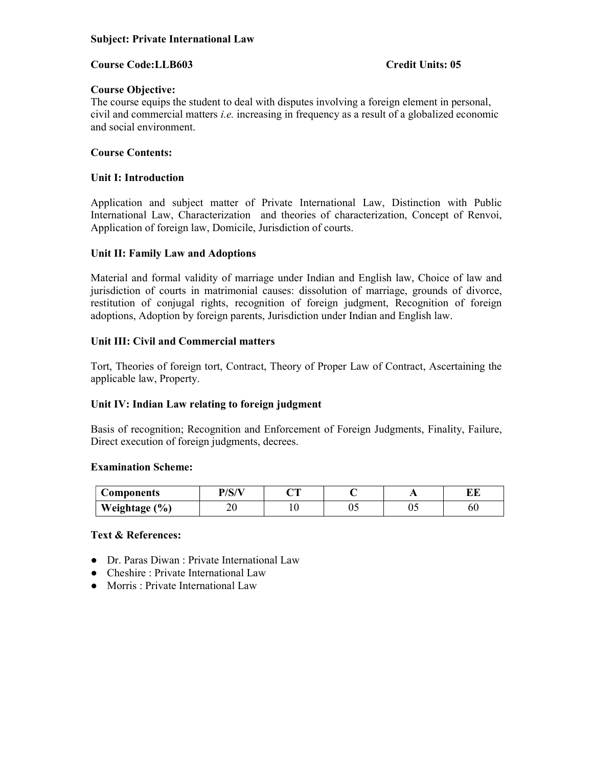**Subject: Private International Law**

**Course Code:LLB603** **Credit Units: 05**

**Course Objective:**
The course equips the student to deal with disputes involving a foreign element in personal, civil and commercial matters *i.e.* increasing in frequency as a result of a globalized economic and social environment.

**Course Contents:**

**Unit I: Introduction**

Application and subject matter of Private International Law, Distinction with Public International Law, Characterization and theories of characterization, Concept of Renvoi, Application of foreign law, Domicile, Jurisdiction of courts.

**Unit II: Family Law and Adoptions**

Material and formal validity of marriage under Indian and English law, Choice of law and jurisdiction of courts in matrimonial causes: dissolution of marriage, grounds of divorce, restitution of conjugal rights, recognition of foreign judgment, Recognition of foreign adoptions, Adoption by foreign parents, Jurisdiction under Indian and English law.

**Unit III: Civil and Commercial matters**

Tort, Theories of foreign tort, Contract, Theory of Proper Law of Contract, Ascertaining the applicable law, Property.

**Unit IV: Indian Law relating to foreign judgment**

Basis of recognition; Recognition and Enforcement of Foreign Judgments, Finality, Failure, Direct execution of foreign judgments, decrees.

**Examination Scheme:**

| Components | P/S/V | CT | C | A | EE |
|---|---|---|---|---|---|
| Weightage (%) | 20 | 10 | 05 | 05 | 60 |

**Text & References:**

- Dr. Paras Diwan : Private International Law
- Cheshire : Private International Law
- Morris : Private International Law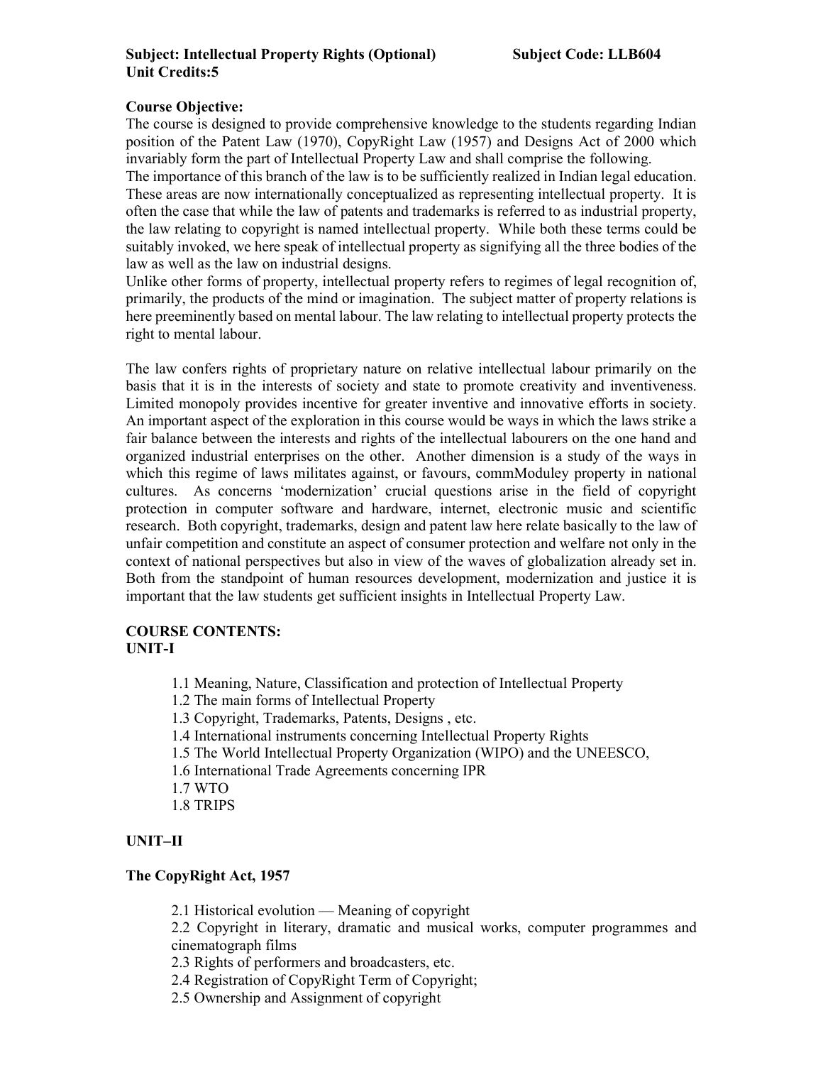**Subject: Intellectual Property Rights (Optional)** **Subject Code: LLB604**
**Unit Credits:5**

**Course Objective:**

The course is designed to provide comprehensive knowledge to the students regarding Indian position of the Patent Law (1970), CopyRight Law (1957) and Designs Act of 2000 which invariably form the part of Intellectual Property Law and shall comprise the following.

The importance of this branch of the law is to be sufficiently realized in Indian legal education. These areas are now internationally conceptualized as representing intellectual property. It is often the case that while the law of patents and trademarks is referred to as industrial property, the law relating to copyright is named intellectual property. While both these terms could be suitably invoked, we here speak of intellectual property as signifying all the three bodies of the law as well as the law on industrial designs.

Unlike other forms of property, intellectual property refers to regimes of legal recognition of, primarily, the products of the mind or imagination. The subject matter of property relations is here preeminently based on mental labour. The law relating to intellectual property protects the right to mental labour.

The law confers rights of proprietary nature on relative intellectual labour primarily on the basis that it is in the interests of society and state to promote creativity and inventiveness. Limited monopoly provides incentive for greater inventive and innovative efforts in society. An important aspect of the exploration in this course would be ways in which the laws strike a fair balance between the interests and rights of the intellectual labourers on the one hand and organized industrial enterprises on the other. Another dimension is a study of the ways in which this regime of laws militates against, or favours, commModuley property in national cultures. As concerns 'modernization' crucial questions arise in the field of copyright protection in computer software and hardware, internet, electronic music and scientific research. Both copyright, trademarks, design and patent law here relate basically to the law of unfair competition and constitute an aspect of consumer protection and welfare not only in the context of national perspectives but also in view of the waves of globalization already set in. Both from the standpoint of human resources development, modernization and justice it is important that the law students get sufficient insights in Intellectual Property Law.

**COURSE CONTENTS:**

**UNIT-I**

1.1 Meaning, Nature, Classification and protection of Intellectual Property
1.2 The main forms of Intellectual Property
1.3 Copyright, Trademarks, Patents, Designs , etc.
1.4 International instruments concerning Intellectual Property Rights
1.5 The World Intellectual Property Organization (WIPO) and the UNEESCO,
1.6 International Trade Agreements concerning IPR
1.7 WTO
1.8 TRIPS

**UNIT–II**

**The CopyRight Act, 1957**

2.1 Historical evolution — Meaning of copyright
2.2 Copyright in literary, dramatic and musical works, computer programmes and cinematograph films
2.3 Rights of performers and broadcasters, etc.
2.4 Registration of CopyRight Term of Copyright;
2.5 Ownership and Assignment of copyright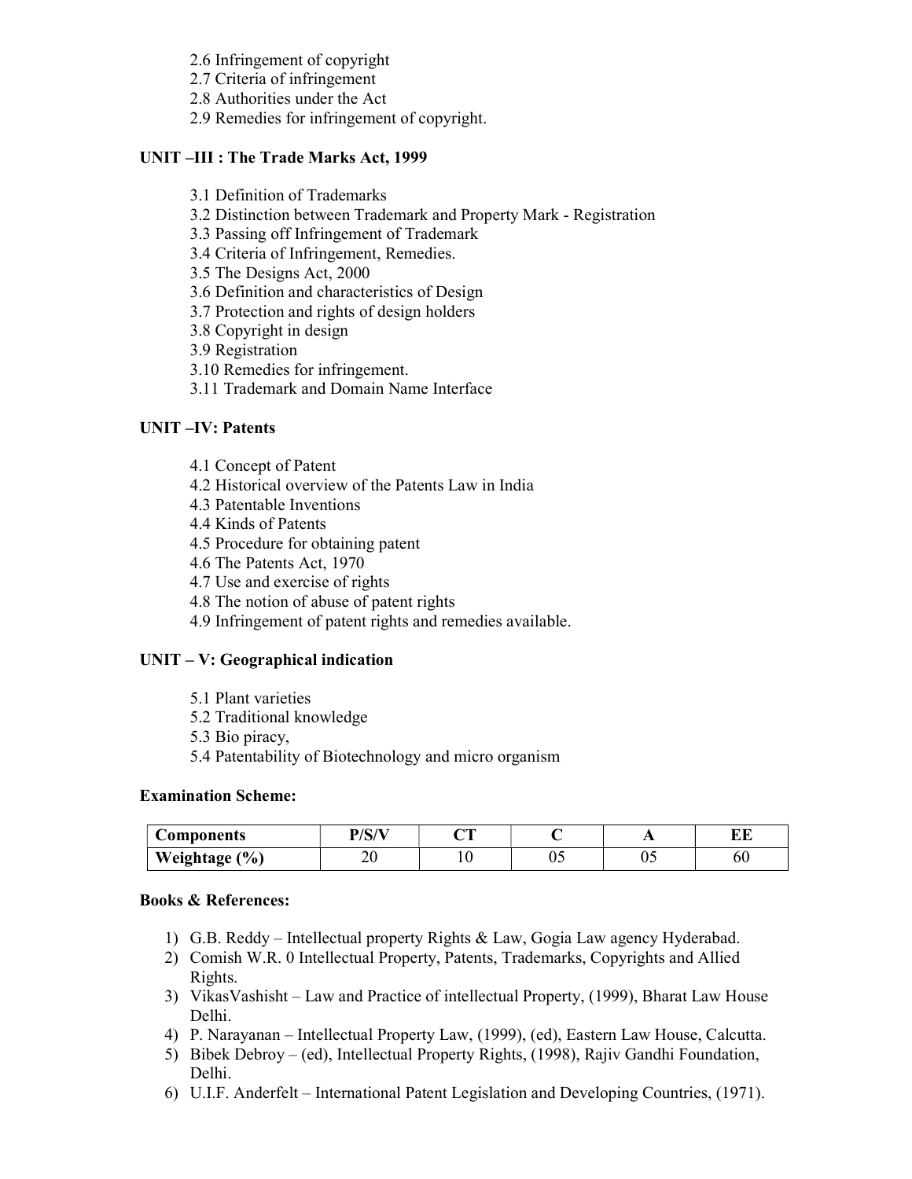- 2.6 Infringement of copyright
- 2.7 Criteria of infringement
- 2.8 Authorities under the Act
- 2.9 Remedies for infringement of copyright.

**UNIT –III : The Trade Marks Act, 1999**

- 3.1 Definition of Trademarks
- 3.2 Distinction between Trademark and Property Mark - Registration
- 3.3 Passing off Infringement of Trademark
- 3.4 Criteria of Infringement, Remedies.
- 3.5 The Designs Act, 2000
- 3.6 Definition and characteristics of Design
- 3.7 Protection and rights of design holders
- 3.8 Copyright in design
- 3.9 Registration
- 3.10 Remedies for infringement.
- 3.11 Trademark and Domain Name Interface

**UNIT –IV: Patents**

- 4.1 Concept of Patent
- 4.2 Historical overview of the Patents Law in India
- 4.3 Patentable Inventions
- 4.4 Kinds of Patents
- 4.5 Procedure for obtaining patent
- 4.6 The Patents Act, 1970
- 4.7 Use and exercise of rights
- 4.8 The notion of abuse of patent rights
- 4.9 Infringement of patent rights and remedies available.

**UNIT – V: Geographical indication**

- 5.1 Plant varieties
- 5.2 Traditional knowledge
- 5.3 Bio piracy,
- 5.4 Patentability of Biotechnology and micro organism

**Examination Scheme:**

| Components | P/S/V | CT | C | A | EE |
|---|---|---|---|---|---|
| Weightage (%) | 20 | 10 | 05 | 05 | 60 |

**Books & References:**

1) G.B. Reddy – Intellectual property Rights & Law, Gogia Law agency Hyderabad.
2) Comish W.R. 0 Intellectual Property, Patents, Trademarks, Copyrights and Allied Rights.
3) VikasVashisht – Law and Practice of intellectual Property, (1999), Bharat Law House Delhi.
4) P. Narayanan – Intellectual Property Law, (1999), (ed), Eastern Law House, Calcutta.
5) Bibek Debroy – (ed), Intellectual Property Rights, (1998), Rajiv Gandhi Foundation, Delhi.
6) U.I.F. Anderfelt – International Patent Legislation and Developing Countries, (1971).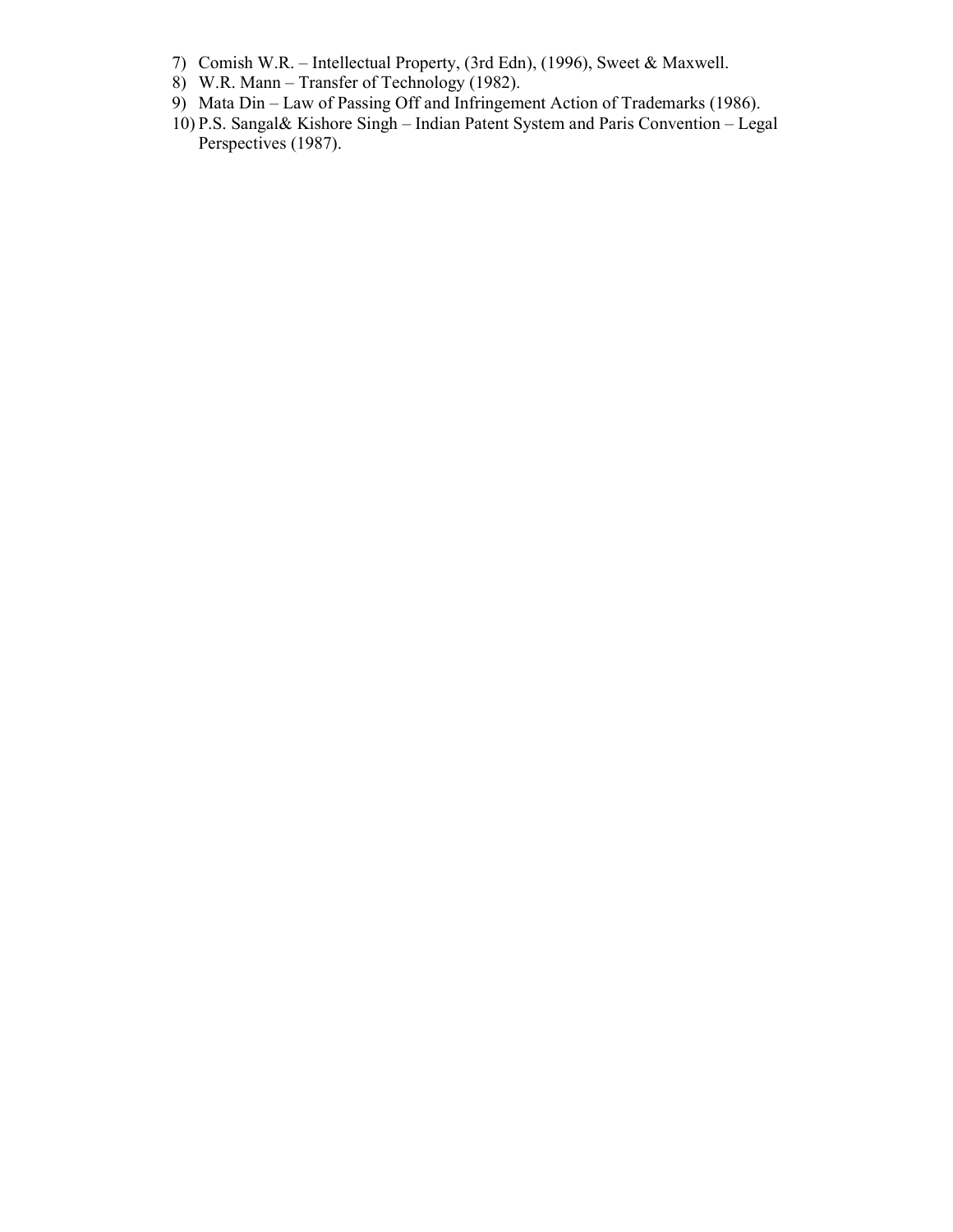7) Comish W.R. – Intellectual Property, (3rd Edn), (1996), Sweet & Maxwell.
8) W.R. Mann – Transfer of Technology (1982).
9) Mata Din – Law of Passing Off and Infringement Action of Trademarks (1986).
10) P.S. Sangal& Kishore Singh – Indian Patent System and Paris Convention – Legal Perspectives (1987).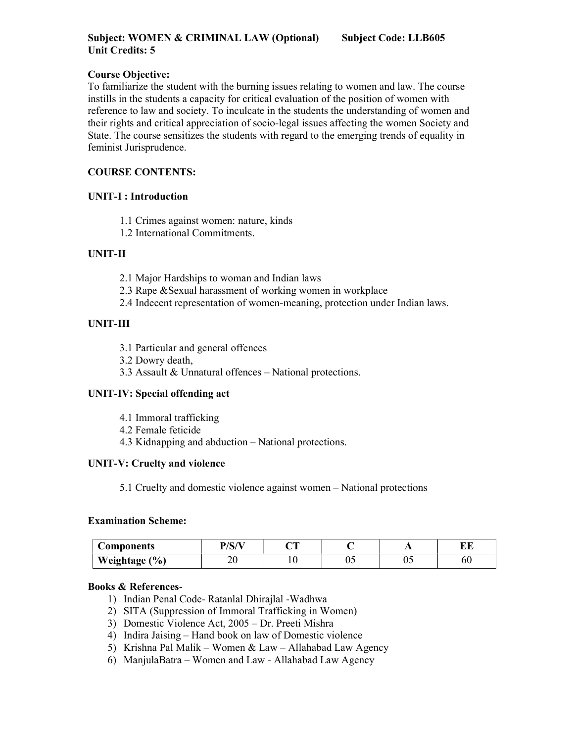**Subject: WOMEN & CRIMINAL LAW (Optional)** **Subject Code: LLB605**
**Unit Credits: 5**

**Course Objective:**
To familiarize the student with the burning issues relating to women and law. The course instills in the students a capacity for critical evaluation of the position of women with reference to law and society. To inculcate in the students the understanding of women and their rights and critical appreciation of socio-legal issues affecting the women Society and State. The course sensitizes the students with regard to the emerging trends of equality in feminist Jurisprudence.

**COURSE CONTENTS:**

**UNIT-I : Introduction**

1.1 Crimes against women: nature, kinds
1.2 International Commitments.

**UNIT-II**

2.1 Major Hardships to woman and Indian laws
2.3 Rape &Sexual harassment of working women in workplace
2.4 Indecent representation of women-meaning, protection under Indian laws.

**UNIT-III**

3.1 Particular and general offences
3.2 Dowry death,
3.3 Assault & Unnatural offences – National protections.

**UNIT-IV: Special offending act**

4.1 Immoral trafficking
4.2 Female feticide
4.3 Kidnapping and abduction – National protections.

**UNIT-V: Cruelty and violence**

5.1 Cruelty and domestic violence against women – National protections

**Examination Scheme:**

| Components | P/S/V | CT | C | A | EE |
|---|---|---|---|---|---|
| Weightage (%) | 20 | 10 | 05 | 05 | 60 |

**Books & References**-

1) Indian Penal Code- Ratanlal Dhirajlal -Wadhwa
2) SITA (Suppression of Immoral Trafficking in Women)
3) Domestic Violence Act, 2005 – Dr. Preeti Mishra
4) Indira Jaising – Hand book on law of Domestic violence
5) Krishna Pal Malik – Women & Law – Allahabad Law Agency
6) ManjulaBatra – Women and Law - Allahabad Law Agency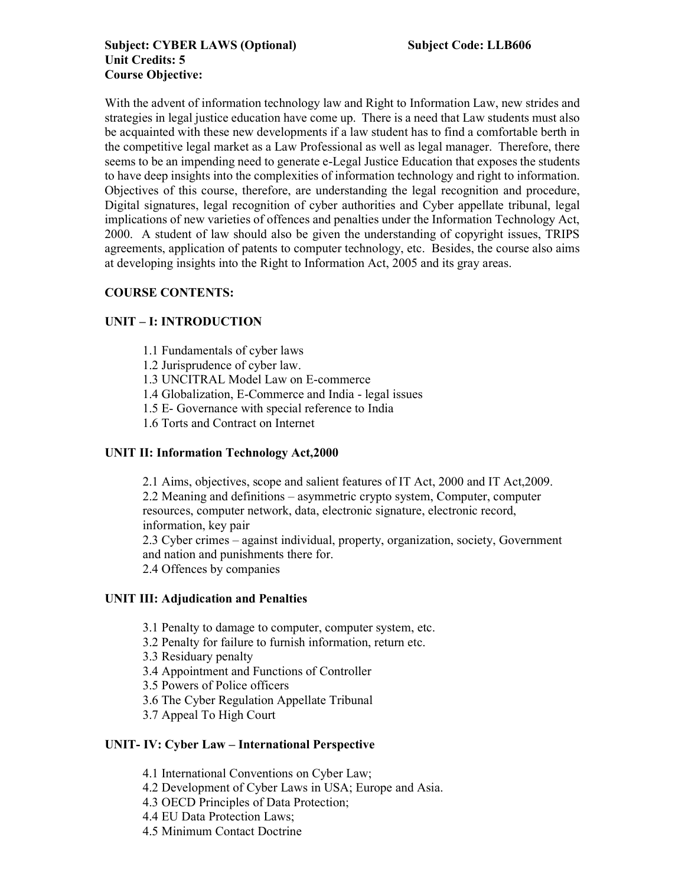**Subject: CYBER LAWS (Optional)** **Subject Code: LLB606**
**Unit Credits: 5**
**Course Objective:**

With the advent of information technology law and Right to Information Law, new strides and strategies in legal justice education have come up. There is a need that Law students must also be acquainted with these new developments if a law student has to find a comfortable berth in the competitive legal market as a Law Professional as well as legal manager. Therefore, there seems to be an impending need to generate e-Legal Justice Education that exposes the students to have deep insights into the complexities of information technology and right to information. Objectives of this course, therefore, are understanding the legal recognition and procedure, Digital signatures, legal recognition of cyber authorities and Cyber appellate tribunal, legal implications of new varieties of offences and penalties under the Information Technology Act, 2000. A student of law should also be given the understanding of copyright issues, TRIPS agreements, application of patents to computer technology, etc. Besides, the course also aims at developing insights into the Right to Information Act, 2005 and its gray areas.

**COURSE CONTENTS:**

**UNIT – I: INTRODUCTION**

1.1 Fundamentals of cyber laws
1.2 Jurisprudence of cyber law.
1.3 UNCITRAL Model Law on E-commerce
1.4 Globalization, E-Commerce and India - legal issues
1.5 E- Governance with special reference to India
1.6 Torts and Contract on Internet

**UNIT II: Information Technology Act,2000**

2.1 Aims, objectives, scope and salient features of IT Act, 2000 and IT Act,2009.
2.2 Meaning and definitions – asymmetric crypto system, Computer, computer resources, computer network, data, electronic signature, electronic record, information, key pair
2.3 Cyber crimes – against individual, property, organization, society, Government and nation and punishments there for.
2.4 Offences by companies

**UNIT III: Adjudication and Penalties**

3.1 Penalty to damage to computer, computer system, etc.
3.2 Penalty for failure to furnish information, return etc.
3.3 Residuary penalty
3.4 Appointment and Functions of Controller
3.5 Powers of Police officers
3.6 The Cyber Regulation Appellate Tribunal
3.7 Appeal To High Court

**UNIT- IV: Cyber Law – International Perspective**

4.1 International Conventions on Cyber Law;
4.2 Development of Cyber Laws in USA; Europe and Asia.
4.3 OECD Principles of Data Protection;
4.4 EU Data Protection Laws;
4.5 Minimum Contact Doctrine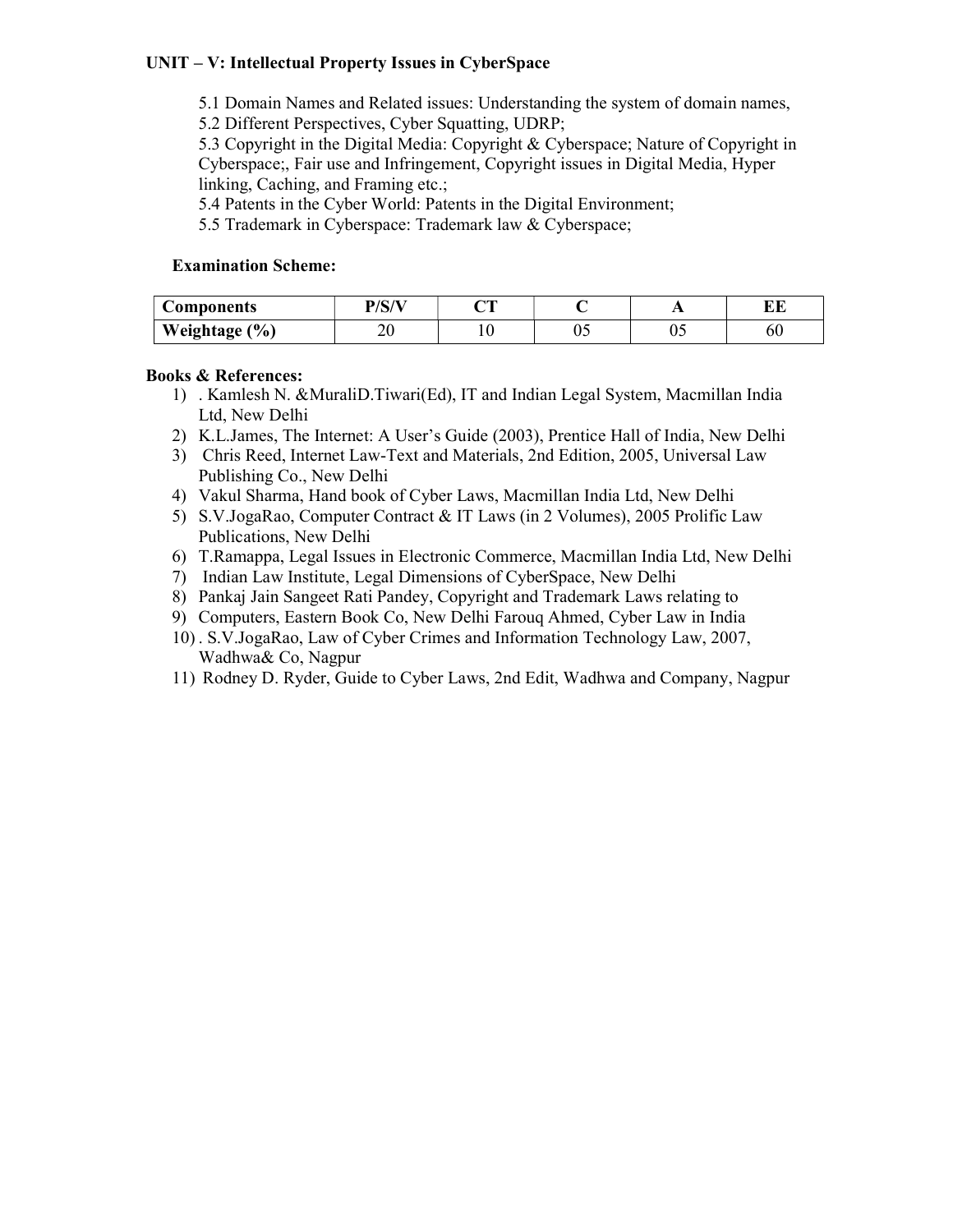**UNIT – V: Intellectual Property Issues in CyberSpace**

5.1 Domain Names and Related issues: Understanding the system of domain names,
5.2 Different Perspectives, Cyber Squatting, UDRP;
5.3 Copyright in the Digital Media: Copyright & Cyberspace; Nature of Copyright in Cyberspace;, Fair use and Infringement, Copyright issues in Digital Media, Hyper linking, Caching, and Framing etc.;
5.4 Patents in the Cyber World: Patents in the Digital Environment;
5.5 Trademark in Cyberspace: Trademark law & Cyberspace;

**Examination Scheme:**

| Components | P/S/V | CT | C | A | EE |
|---|---|---|---|---|---|
| Weightage (%) | 20 | 10 | 05 | 05 | 60 |

**Books & References:**

1) . Kamlesh N. &MuraliD.Tiwari(Ed), IT and Indian Legal System, Macmillan India Ltd, New Delhi
2) K.L.James, The Internet: A User's Guide (2003), Prentice Hall of India, New Delhi
3) Chris Reed, Internet Law-Text and Materials, 2nd Edition, 2005, Universal Law Publishing Co., New Delhi
4) Vakul Sharma, Hand book of Cyber Laws, Macmillan India Ltd, New Delhi
5) S.V.JogaRao, Computer Contract & IT Laws (in 2 Volumes), 2005 Prolific Law Publications, New Delhi
6) T.Ramappa, Legal Issues in Electronic Commerce, Macmillan India Ltd, New Delhi
7) Indian Law Institute, Legal Dimensions of CyberSpace, New Delhi
8) Pankaj Jain Sangeet Rati Pandey, Copyright and Trademark Laws relating to
9) Computers, Eastern Book Co, New Delhi Farouq Ahmed, Cyber Law in India
10) . S.V.JogaRao, Law of Cyber Crimes and Information Technology Law, 2007, Wadhwa& Co, Nagpur
11) Rodney D. Ryder, Guide to Cyber Laws, 2nd Edit, Wadhwa and Company, Nagpur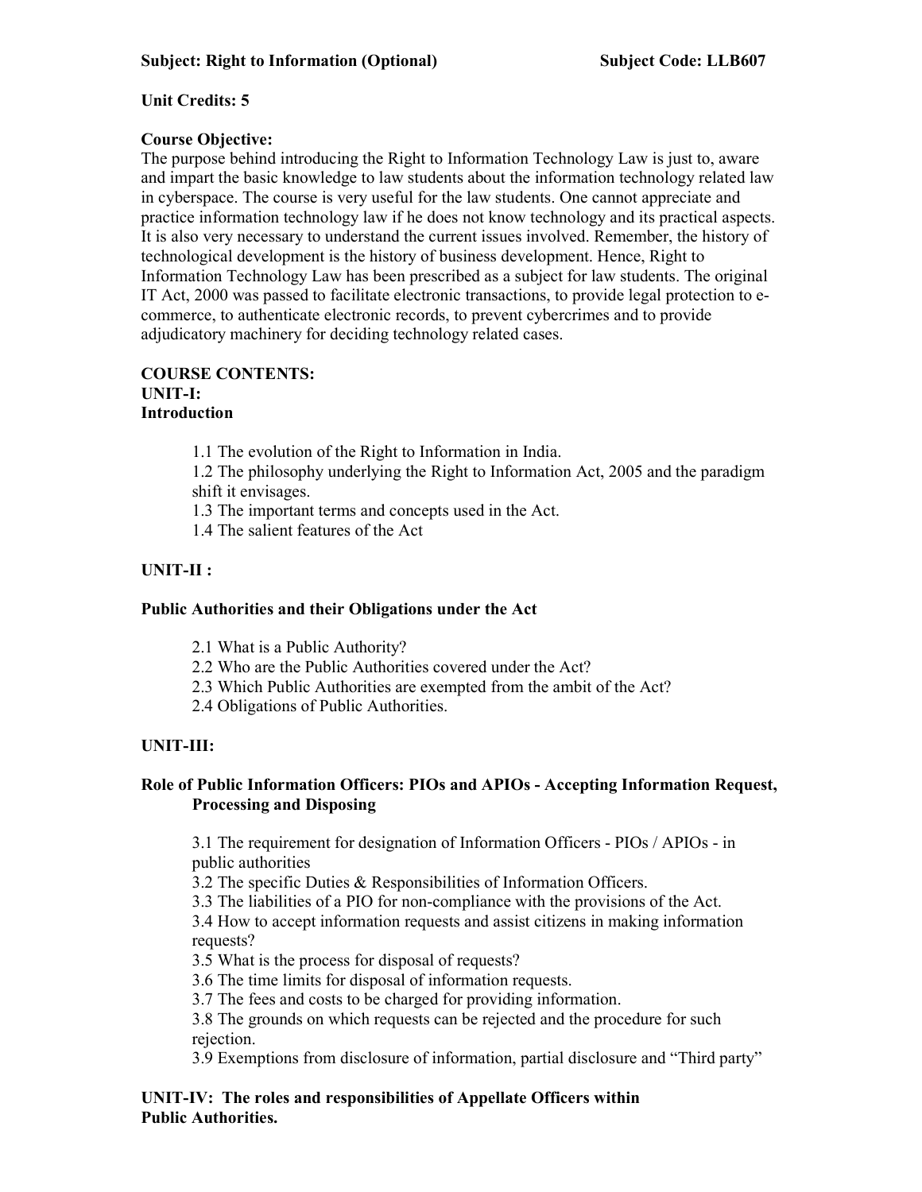**Subject: Right to Information (Optional)** **Subject Code: LLB607**

**Unit Credits: 5**

**Course Objective:**

The purpose behind introducing the Right to Information Technology Law is just to, aware and impart the basic knowledge to law students about the information technology related law in cyberspace. The course is very useful for the law students. One cannot appreciate and practice information technology law if he does not know technology and its practical aspects. It is also very necessary to understand the current issues involved. Remember, the history of technological development is the history of business development. Hence, Right to Information Technology Law has been prescribed as a subject for law students. The original IT Act, 2000 was passed to facilitate electronic transactions, to provide legal protection to e-commerce, to authenticate electronic records, to prevent cybercrimes and to provide adjudicatory machinery for deciding technology related cases.

**COURSE CONTENTS:**

**UNIT-I:**

**Introduction**

1.1 The evolution of the Right to Information in India.
1.2 The philosophy underlying the Right to Information Act, 2005 and the paradigm shift it envisages.
1.3 The important terms and concepts used in the Act.
1.4 The salient features of the Act

**UNIT-II :**

**Public Authorities and their Obligations under the Act**

2.1 What is a Public Authority?
2.2 Who are the Public Authorities covered under the Act?
2.3 Which Public Authorities are exempted from the ambit of the Act?
2.4 Obligations of Public Authorities.

**UNIT-III:**

**Role of Public Information Officers: PIOs and APIOs - Accepting Information Request, Processing and Disposing**

3.1 The requirement for designation of Information Officers - PIOs / APIOs - in public authorities
3.2 The specific Duties & Responsibilities of Information Officers.
3.3 The liabilities of a PIO for non-compliance with the provisions of the Act.
3.4 How to accept information requests and assist citizens in making information requests?
3.5 What is the process for disposal of requests?
3.6 The time limits for disposal of information requests.
3.7 The fees and costs to be charged for providing information.
3.8 The grounds on which requests can be rejected and the procedure for such rejection.
3.9 Exemptions from disclosure of information, partial disclosure and "Third party"

**UNIT-IV: The roles and responsibilities of Appellate Officers within Public Authorities.**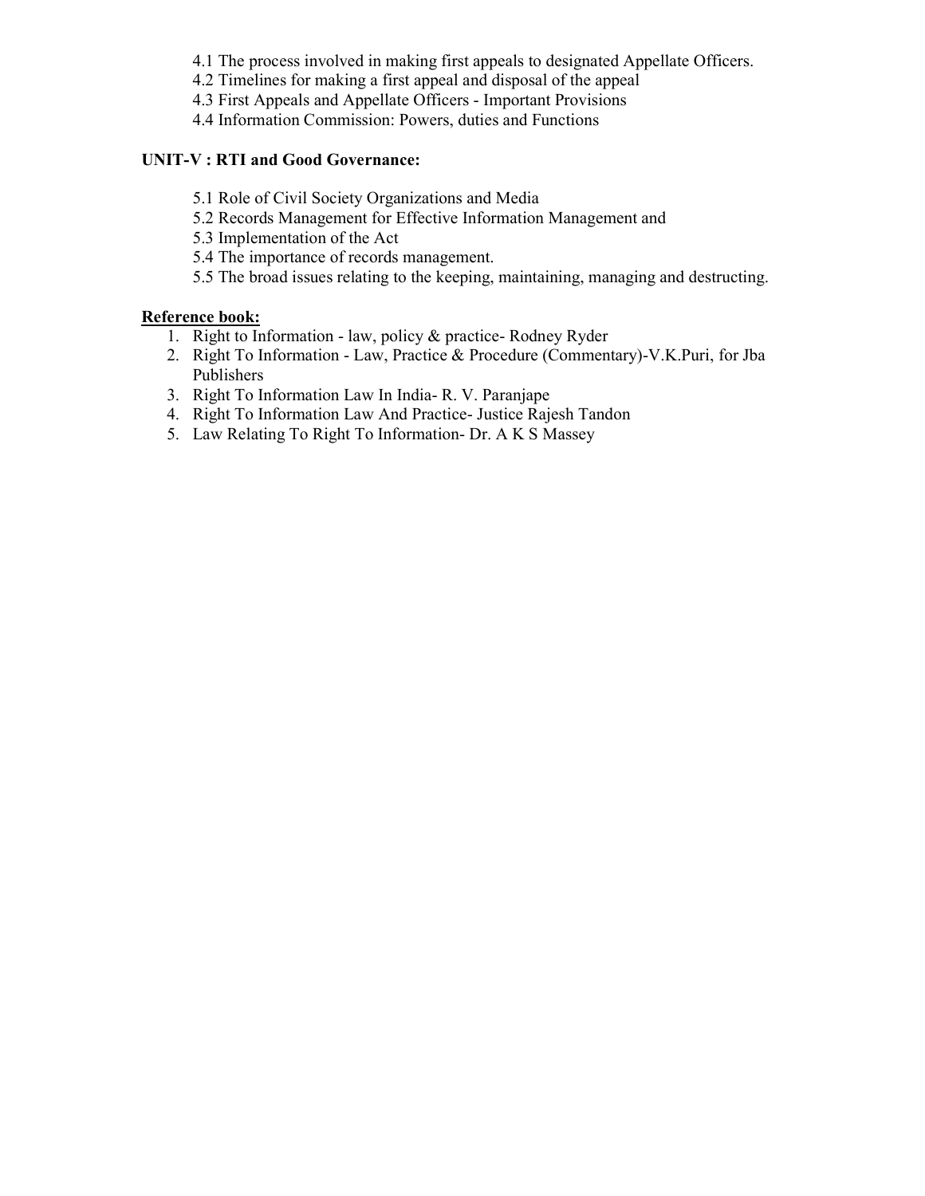4.1 The process involved in making first appeals to designated Appellate Officers.
4.2 Timelines for making a first appeal and disposal of the appeal
4.3 First Appeals and Appellate Officers - Important Provisions
4.4 Information Commission: Powers, duties and Functions

**UNIT-V : RTI and Good Governance:**

5.1 Role of Civil Society Organizations and Media
5.2 Records Management for Effective Information Management and
5.3 Implementation of the Act
5.4 The importance of records management.
5.5 The broad issues relating to the keeping, maintaining, managing and destructing.

**Reference book:**

1. Right to Information - law, policy & practice- Rodney Ryder
2. Right To Information - Law, Practice & Procedure (Commentary)-V.K.Puri, for Jba Publishers
3. Right To Information Law In India- R. V. Paranjape
4. Right To Information Law And Practice- Justice Rajesh Tandon
5. Law Relating To Right To Information- Dr. A K S Massey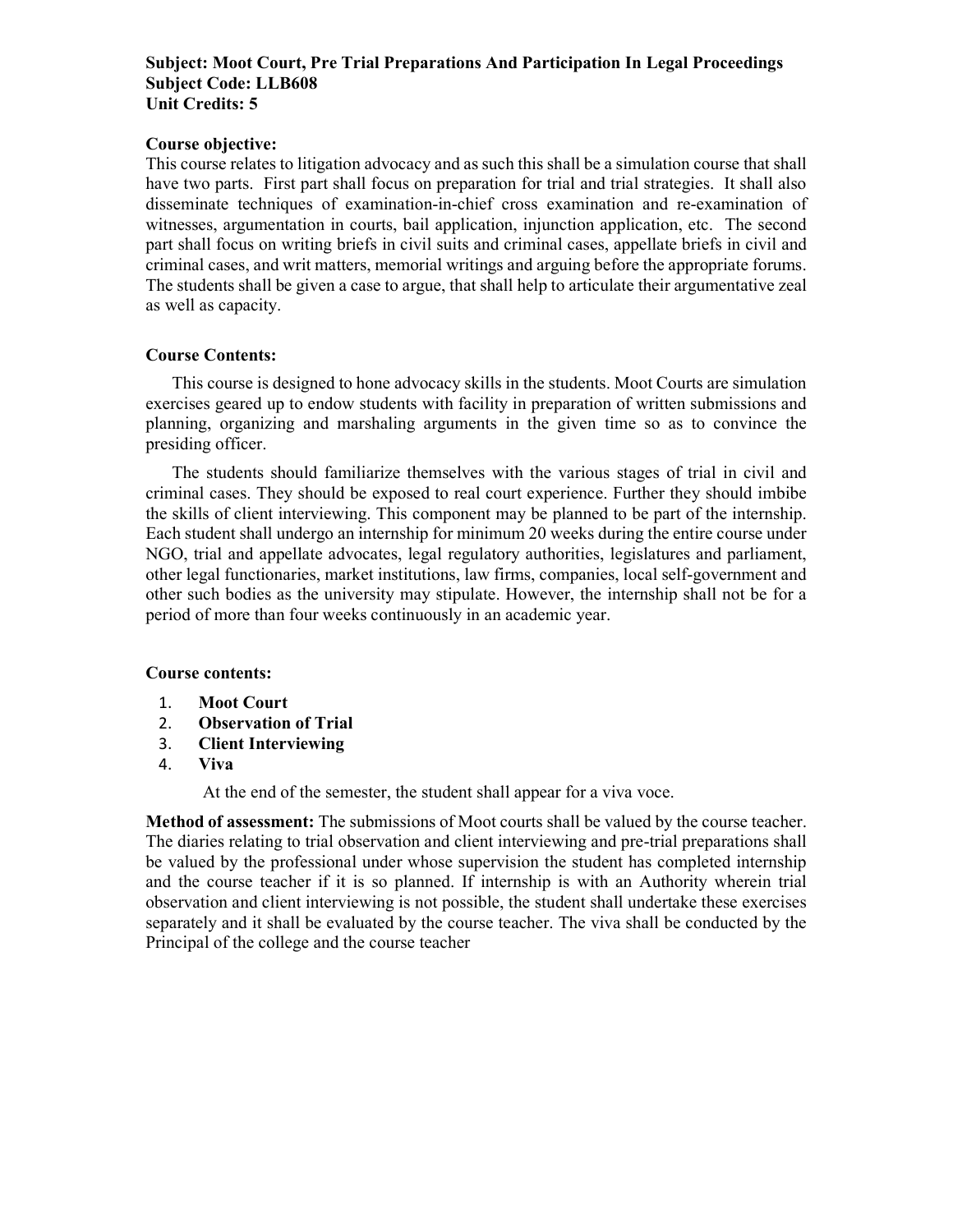**Subject: Moot Court, Pre Trial Preparations And Participation In Legal Proceedings**
**Subject Code: LLB608**
**Unit Credits: 5**

**Course objective:**
This course relates to litigation advocacy and as such this shall be a simulation course that shall have two parts. First part shall focus on preparation for trial and trial strategies. It shall also disseminate techniques of examination-in-chief cross examination and re-examination of witnesses, argumentation in courts, bail application, injunction application, etc. The second part shall focus on writing briefs in civil suits and criminal cases, appellate briefs in civil and criminal cases, and writ matters, memorial writings and arguing before the appropriate forums. The students shall be given a case to argue, that shall help to articulate their argumentative zeal as well as capacity.

**Course Contents:**

This course is designed to hone advocacy skills in the students. Moot Courts are simulation exercises geared up to endow students with facility in preparation of written submissions and planning, organizing and marshaling arguments in the given time so as to convince the presiding officer.

The students should familiarize themselves with the various stages of trial in civil and criminal cases. They should be exposed to real court experience. Further they should imbibe the skills of client interviewing. This component may be planned to be part of the internship. Each student shall undergo an internship for minimum 20 weeks during the entire course under NGO, trial and appellate advocates, legal regulatory authorities, legislatures and parliament, other legal functionaries, market institutions, law firms, companies, local self-government and other such bodies as the university may stipulate. However, the internship shall not be for a period of more than four weeks continuously in an academic year.

**Course contents:**

1. **Moot Court**
2. **Observation of Trial**
3. **Client Interviewing**
4. **Viva**

At the end of the semester, the student shall appear for a viva voce.

**Method of assessment:** The submissions of Moot courts shall be valued by the course teacher. The diaries relating to trial observation and client interviewing and pre-trial preparations shall be valued by the professional under whose supervision the student has completed internship and the course teacher if it is so planned. If internship is with an Authority wherein trial observation and client interviewing is not possible, the student shall undertake these exercises separately and it shall be evaluated by the course teacher. The viva shall be conducted by the Principal of the college and the course teacher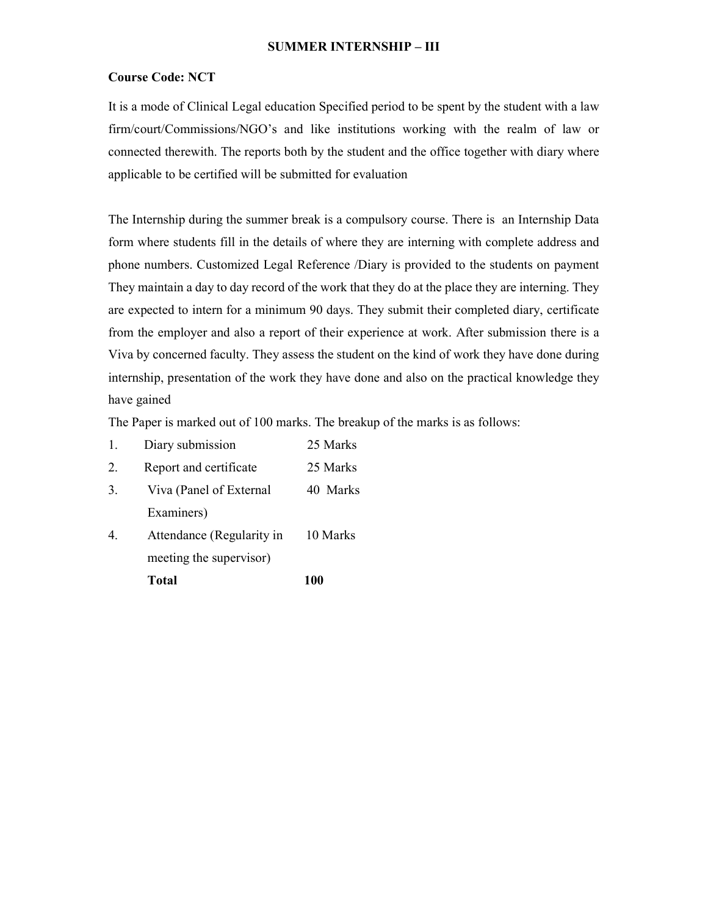## SUMMER INTERNSHIP – III

**Course Code: NCT**

It is a mode of Clinical Legal education Specified period to be spent by the student with a law firm/court/Commissions/NGO's and like institutions working with the realm of law or connected therewith. The reports both by the student and the office together with diary where applicable to be certified will be submitted for evaluation

The Internship during the summer break is a compulsory course. There is an Internship Data form where students fill in the details of where they are interning with complete address and phone numbers. Customized Legal Reference /Diary is provided to the students on payment They maintain a day to day record of the work that they do at the place they are interning. They are expected to intern for a minimum 90 days. They submit their completed diary, certificate from the employer and also a report of their experience at work. After submission there is a Viva by concerned faculty. They assess the student on the kind of work they have done during internship, presentation of the work they have done and also on the practical knowledge they have gained

The Paper is marked out of 100 marks. The breakup of the marks is as follows:

| | | |
|---|---|---|
| 1. | Diary submission | 25 Marks |
| 2. | Report and certificate | 25 Marks |
| 3. | Viva (Panel of External Examiners) | 40 Marks |
| 4. | Attendance (Regularity in meeting the supervisor) | 10 Marks |
| | **Total** | **100** |